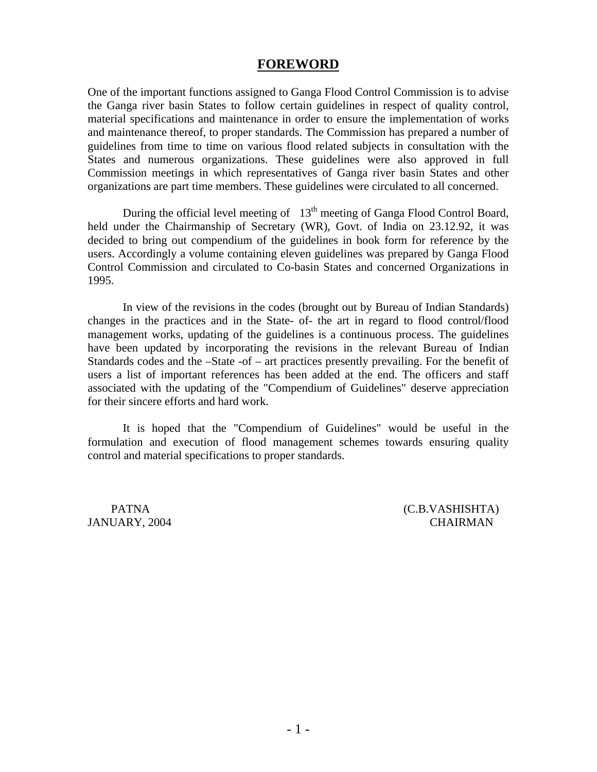# FOREWORD

One of the important functions assigned to Ganga Flood Control Commission is to advise the Ganga river basin States to follow certain guidelines in respect of quality control, material specifications and maintenance in order to ensure the implementation of works and maintenance thereof, to proper standards. The Commission has prepared a number of guidelines from time to time on various flood related subjects in consultation with the States and numerous organizations. These guidelines were also approved in full Commission meetings in which representatives of Ganga river basin States and other organizations are part time members. These guidelines were circulated to all concerned.

During the official level meeting of 13th meeting of Ganga Flood Control Board, held under the Chairmanship of Secretary (WR), Govt. of India on 23.12.92, it was decided to bring out compendium of the guidelines in book form for reference by the users. Accordingly a volume containing eleven guidelines was prepared by Ganga Flood Control Commission and circulated to Co-basin States and concerned Organizations in 1995.

In view of the revisions in the codes (brought out by Bureau of Indian Standards) changes in the practices and in the State- of- the art in regard to flood control/flood management works, updating of the guidelines is a continuous process. The guidelines have been updated by incorporating the revisions in the relevant Bureau of Indian Standards codes and the –State -of – art practices presently prevailing. For the benefit of users a list of important references has been added at the end. The officers and staff associated with the updating of the "Compendium of Guidelines" deserve appreciation for their sincere efforts and hard work.

It is hoped that the "Compendium of Guidelines" would be useful in the formulation and execution of flood management schemes towards ensuring quality control and material specifications to proper standards.

PATNA
JANUARY, 2004

(C.B.VASHISHTA)
CHAIRMAN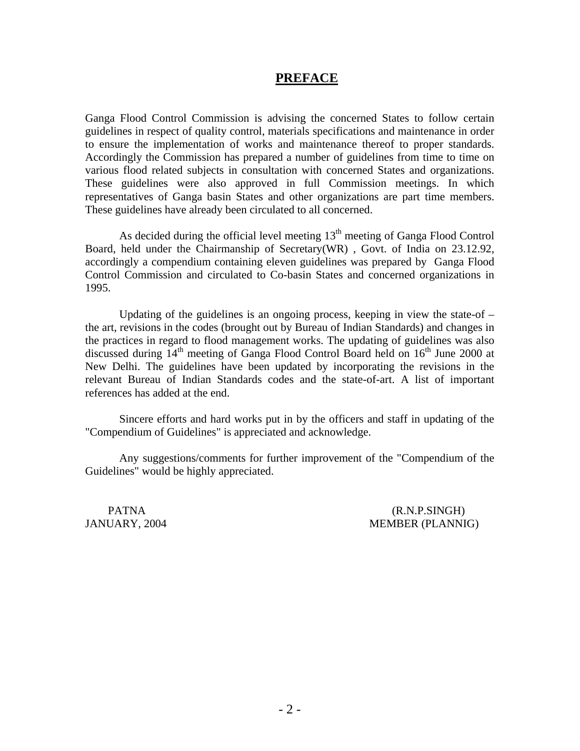# PREFACE

Ganga Flood Control Commission is advising the concerned States to follow certain guidelines in respect of quality control, materials specifications and maintenance in order to ensure the implementation of works and maintenance thereof to proper standards. Accordingly the Commission has prepared a number of guidelines from time to time on various flood related subjects in consultation with concerned States and organizations. These guidelines were also approved in full Commission meetings. In which representatives of Ganga basin States and other organizations are part time members. These guidelines have already been circulated to all concerned.

As decided during the official level meeting 13th meeting of Ganga Flood Control Board, held under the Chairmanship of Secretary(WR) , Govt. of India on 23.12.92, accordingly a compendium containing eleven guidelines was prepared by Ganga Flood Control Commission and circulated to Co-basin States and concerned organizations in 1995.

Updating of the guidelines is an ongoing process, keeping in view the state-of – the art, revisions in the codes (brought out by Bureau of Indian Standards) and changes in the practices in regard to flood management works. The updating of guidelines was also discussed during 14th meeting of Ganga Flood Control Board held on 16th June 2000 at New Delhi. The guidelines have been updated by incorporating the revisions in the relevant Bureau of Indian Standards codes and the state-of-art. A list of important references has added at the end.

Sincere efforts and hard works put in by the officers and staff in updating of the "Compendium of Guidelines" is appreciated and acknowledge.

Any suggestions/comments for further improvement of the "Compendium of the Guidelines" would be highly appreciated.

PATNA
JANUARY, 2004

(R.N.P.SINGH)
MEMBER (PLANNIG)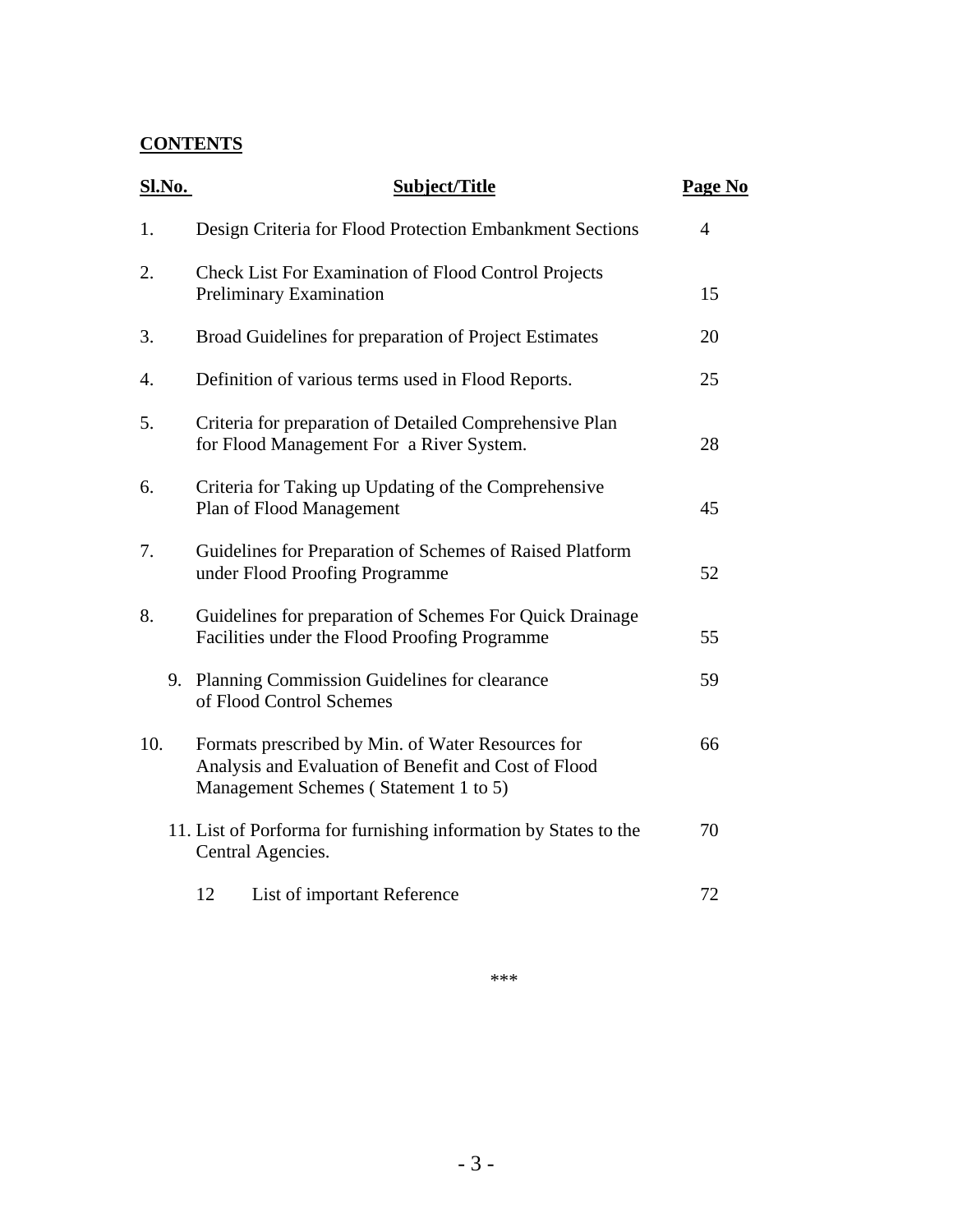**CONTENTS**

| Sl.No. | Subject/Title | Page No |
|---|---|---|
| 1. | Design Criteria for Flood Protection Embankment Sections | 4 |
| 2. | Check List For Examination of Flood Control Projects Preliminary Examination | 15 |
| 3. | Broad Guidelines for preparation of Project Estimates | 20 |
| 4. | Definition of various terms used in Flood Reports. | 25 |
| 5. | Criteria for preparation of Detailed Comprehensive Plan for Flood Management For a River System. | 28 |
| 6. | Criteria for Taking up Updating of the Comprehensive Plan of Flood Management | 45 |
| 7. | Guidelines for Preparation of Schemes of Raised Platform under Flood Proofing Programme | 52 |
| 8. | Guidelines for preparation of Schemes For Quick Drainage Facilities under the Flood Proofing Programme | 55 |
| 9. | Planning Commission Guidelines for clearance of Flood Control Schemes | 59 |
| 10. | Formats prescribed by Min. of Water Resources for Analysis and Evaluation of Benefit and Cost of Flood Management Schemes ( Statement 1 to 5) | 66 |
| 11. | List of Porforma for furnishing information by States to the Central Agencies. | 70 |
| 12 | List of important Reference | 72 |

***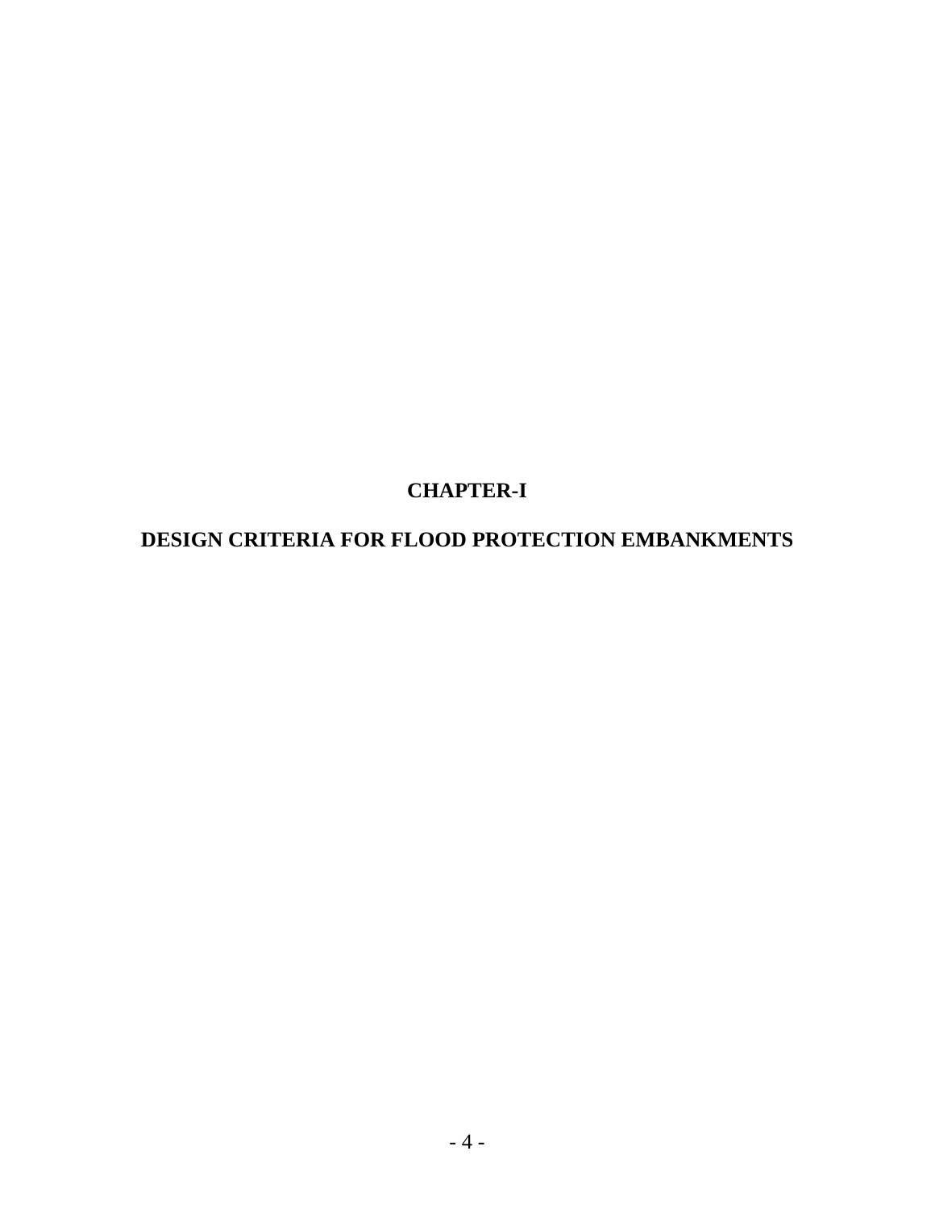# CHAPTER-I

# DESIGN CRITERIA FOR FLOOD PROTECTION EMBANKMENTS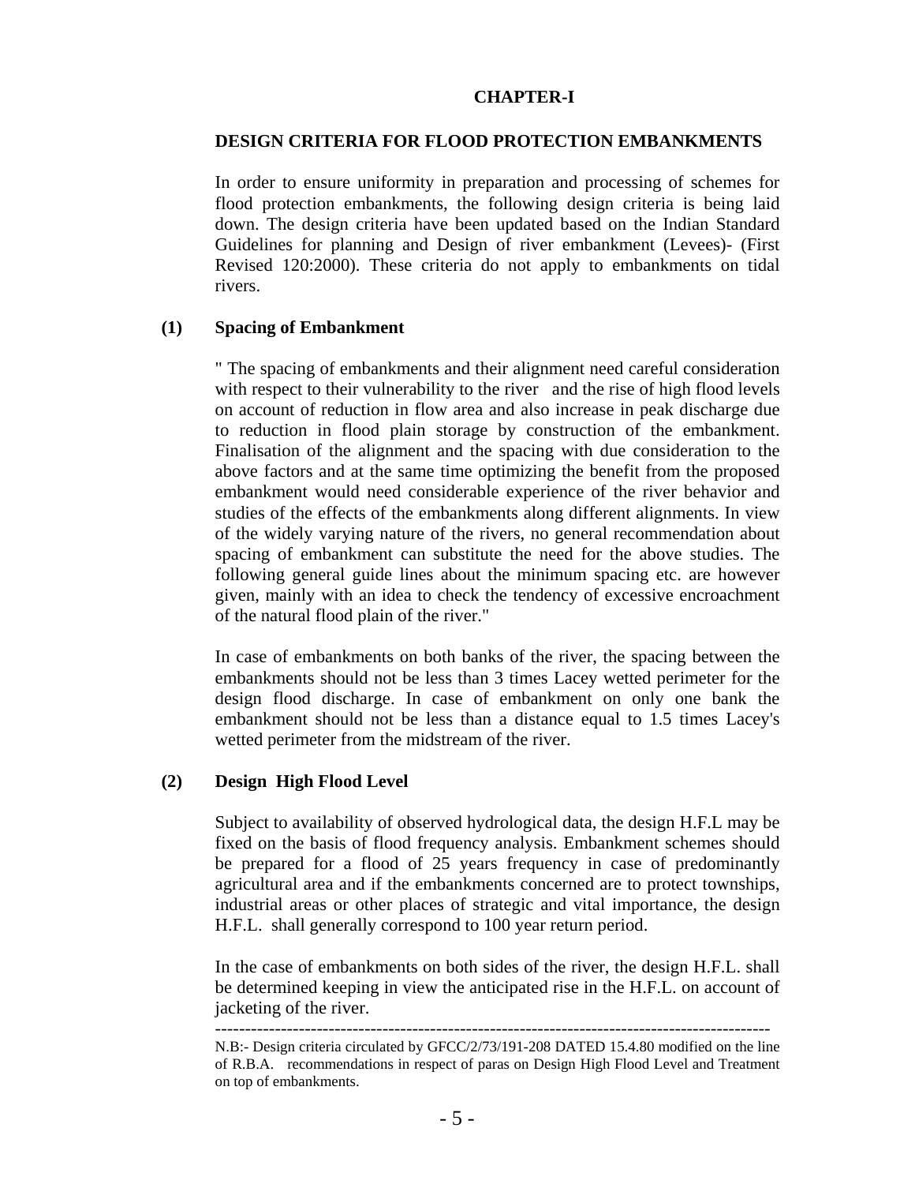# CHAPTER-I

## DESIGN CRITERIA FOR FLOOD PROTECTION EMBANKMENTS

In order to ensure uniformity in preparation and processing of schemes for flood protection embankments, the following design criteria is being laid down. The design criteria have been updated based on the Indian Standard Guidelines for planning and Design of river embankment (Levees)- (First Revised 120:2000). These criteria do not apply to embankments on tidal rivers.

### (1) Spacing of Embankment

" The spacing of embankments and their alignment need careful consideration with respect to their vulnerability to the river and the rise of high flood levels on account of reduction in flow area and also increase in peak discharge due to reduction in flood plain storage by construction of the embankment. Finalisation of the alignment and the spacing with due consideration to the above factors and at the same time optimizing the benefit from the proposed embankment would need considerable experience of the river behavior and studies of the effects of the embankments along different alignments. In view of the widely varying nature of the rivers, no general recommendation about spacing of embankment can substitute the need for the above studies. The following general guide lines about the minimum spacing etc. are however given, mainly with an idea to check the tendency of excessive encroachment of the natural flood plain of the river."

In case of embankments on both banks of the river, the spacing between the embankments should not be less than 3 times Lacey wetted perimeter for the design flood discharge. In case of embankment on only one bank the embankment should not be less than a distance equal to 1.5 times Lacey's wetted perimeter from the midstream of the river.

### (2) Design High Flood Level

Subject to availability of observed hydrological data, the design H.F.L may be fixed on the basis of flood frequency analysis. Embankment schemes should be prepared for a flood of 25 years frequency in case of predominantly agricultural area and if the embankments concerned are to protect townships, industrial areas or other places of strategic and vital importance, the design H.F.L. shall generally correspond to 100 year return period.

In the case of embankments on both sides of the river, the design H.F.L. shall be determined keeping in view the anticipated rise in the H.F.L. on account of jacketing of the river.

---

N.B:- Design criteria circulated by GFCC/2/73/191-208 DATED 15.4.80 modified on the line of R.B.A. recommendations in respect of paras on Design High Flood Level and Treatment on top of embankments.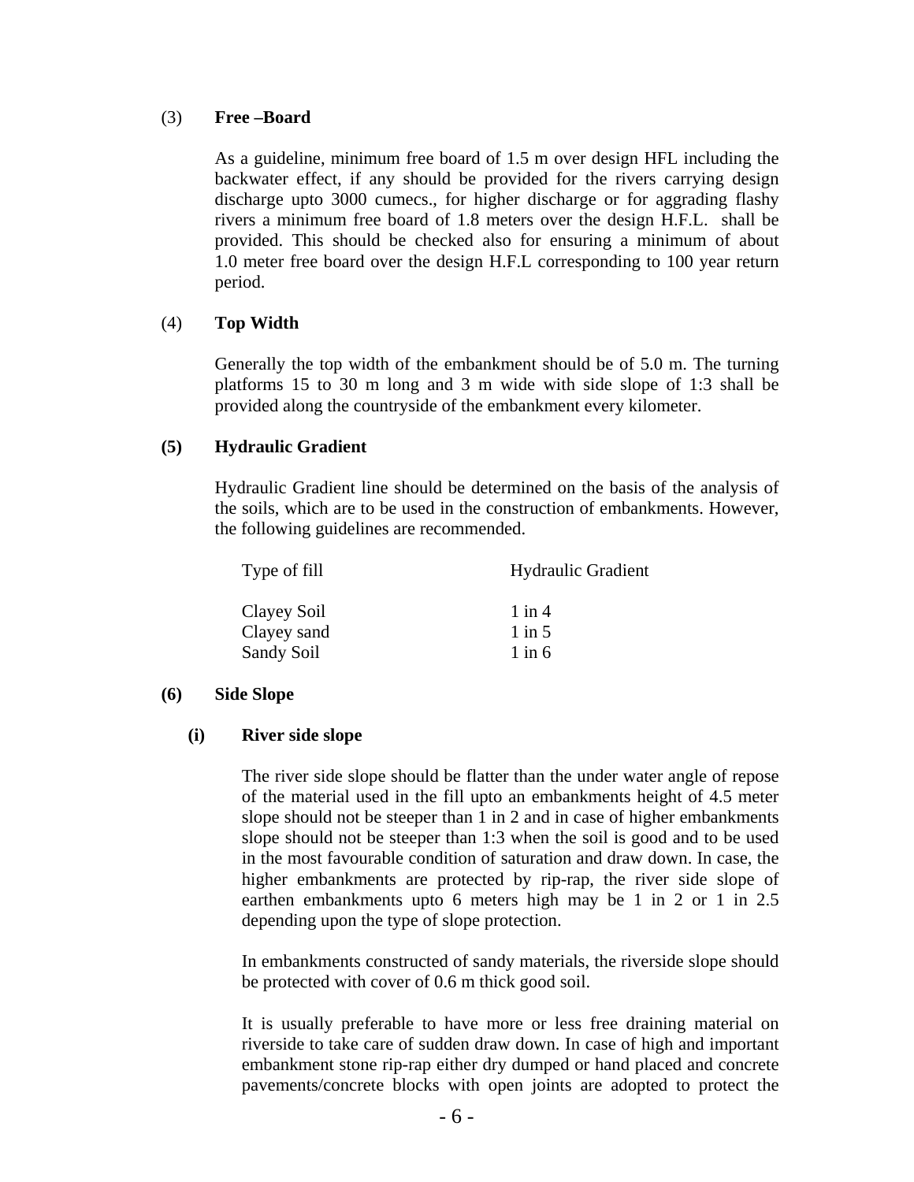(3) **Free –Board**

As a guideline, minimum free board of 1.5 m over design HFL including the backwater effect, if any should be provided for the rivers carrying design discharge upto 3000 cumecs., for higher discharge or for aggrading flashy rivers a minimum free board of 1.8 meters over the design H.F.L. shall be provided. This should be checked also for ensuring a minimum of about 1.0 meter free board over the design H.F.L corresponding to 100 year return period.

(4) **Top Width**

Generally the top width of the embankment should be of 5.0 m. The turning platforms 15 to 30 m long and 3 m wide with side slope of 1:3 shall be provided along the countryside of the embankment every kilometer.

**(5) Hydraulic Gradient**

Hydraulic Gradient line should be determined on the basis of the analysis of the soils, which are to be used in the construction of embankments. However, the following guidelines are recommended.

| Type of fill | Hydraulic Gradient |
|---|---|
| Clayey Soil | 1 in 4 |
| Clayey sand | 1 in 5 |
| Sandy Soil | 1 in 6 |

**(6) Side Slope**

**(i) River side slope**

The river side slope should be flatter than the under water angle of repose of the material used in the fill upto an embankments height of 4.5 meter slope should not be steeper than 1 in 2 and in case of higher embankments slope should not be steeper than 1:3 when the soil is good and to be used in the most favourable condition of saturation and draw down. In case, the higher embankments are protected by rip-rap, the river side slope of earthen embankments upto 6 meters high may be 1 in 2 or 1 in 2.5 depending upon the type of slope protection.

In embankments constructed of sandy materials, the riverside slope should be protected with cover of 0.6 m thick good soil.

It is usually preferable to have more or less free draining material on riverside to take care of sudden draw down. In case of high and important embankment stone rip-rap either dry dumped or hand placed and concrete pavements/concrete blocks with open joints are adopted to protect the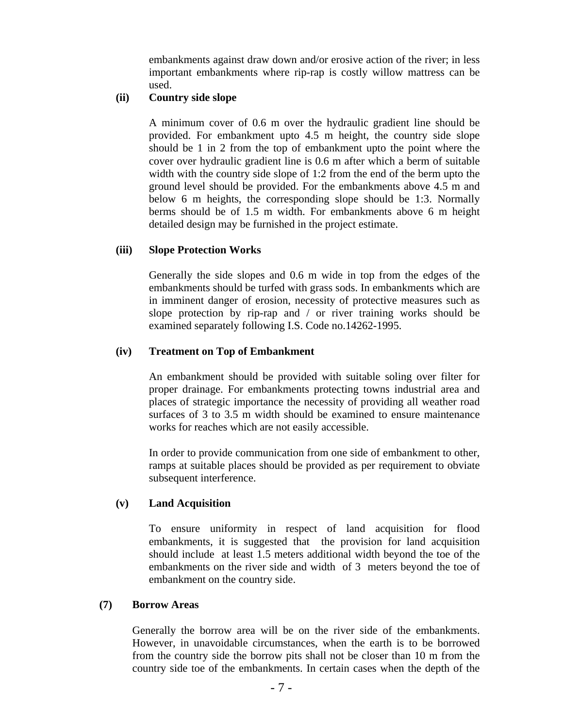embankments against draw down and/or erosive action of the river; in less important embankments where rip-rap is costly willow mattress can be used.

**(ii) Country side slope**

A minimum cover of 0.6 m over the hydraulic gradient line should be provided. For embankment upto 4.5 m height, the country side slope should be 1 in 2 from the top of embankment upto the point where the cover over hydraulic gradient line is 0.6 m after which a berm of suitable width with the country side slope of 1:2 from the end of the berm upto the ground level should be provided. For the embankments above 4.5 m and below 6 m heights, the corresponding slope should be 1:3. Normally berms should be of 1.5 m width. For embankments above 6 m height detailed design may be furnished in the project estimate.

**(iii) Slope Protection Works**

Generally the side slopes and 0.6 m wide in top from the edges of the embankments should be turfed with grass sods. In embankments which are in imminent danger of erosion, necessity of protective measures such as slope protection by rip-rap and / or river training works should be examined separately following I.S. Code no.14262-1995.

**(iv) Treatment on Top of Embankment**

An embankment should be provided with suitable soling over filter for proper drainage. For embankments protecting towns industrial area and places of strategic importance the necessity of providing all weather road surfaces of 3 to 3.5 m width should be examined to ensure maintenance works for reaches which are not easily accessible.

In order to provide communication from one side of embankment to other, ramps at suitable places should be provided as per requirement to obviate subsequent interference.

**(v) Land Acquisition**

To ensure uniformity in respect of land acquisition for flood embankments, it is suggested that the provision for land acquisition should include at least 1.5 meters additional width beyond the toe of the embankments on the river side and width of 3 meters beyond the toe of embankment on the country side.

**(7) Borrow Areas**

Generally the borrow area will be on the river side of the embankments. However, in unavoidable circumstances, when the earth is to be borrowed from the country side the borrow pits shall not be closer than 10 m from the country side toe of the embankments. In certain cases when the depth of the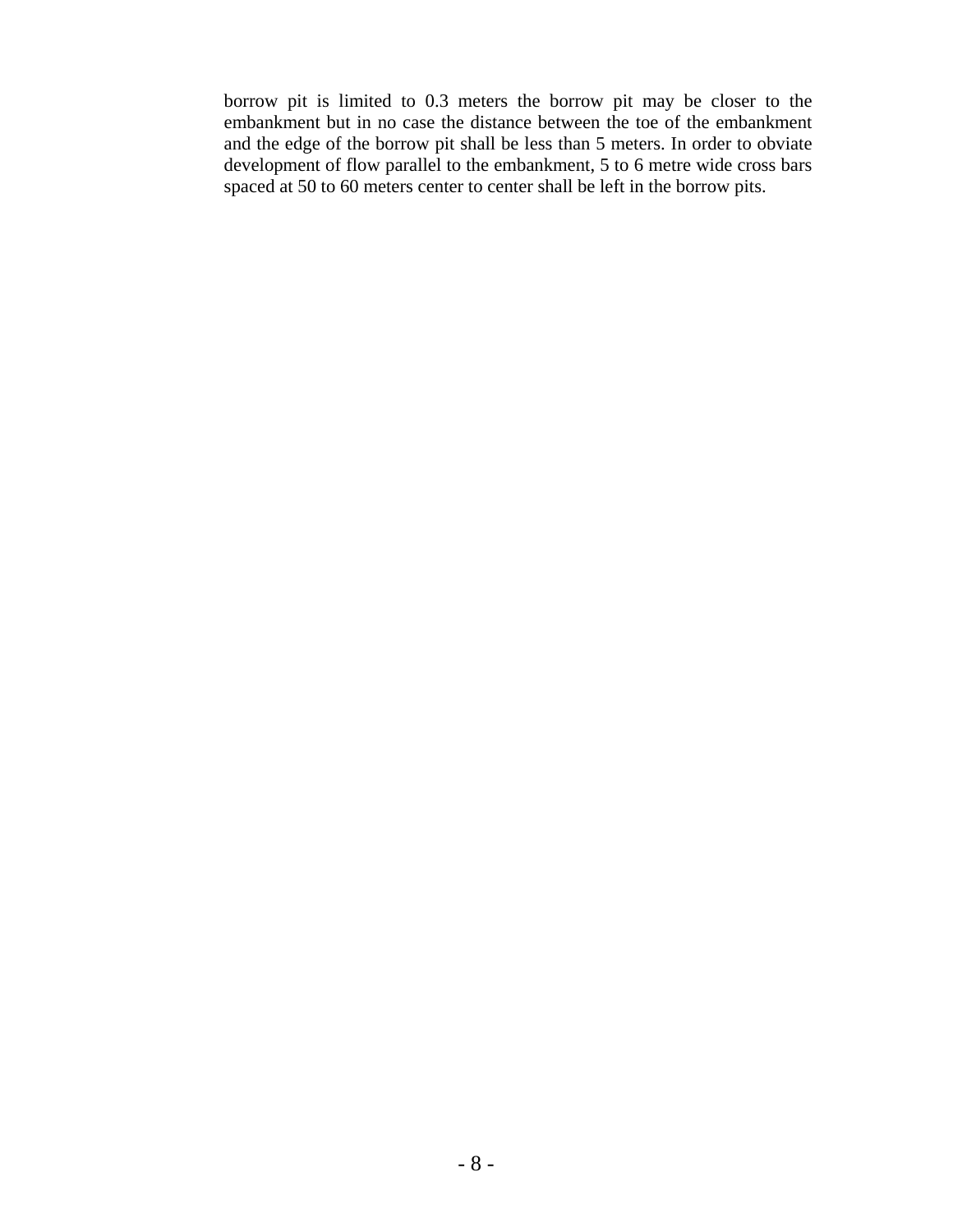borrow pit is limited to 0.3 meters the borrow pit may be closer to the embankment but in no case the distance between the toe of the embankment and the edge of the borrow pit shall be less than 5 meters. In order to obviate development of flow parallel to the embankment, 5 to 6 metre wide cross bars spaced at 50 to 60 meters center to center shall be left in the borrow pits.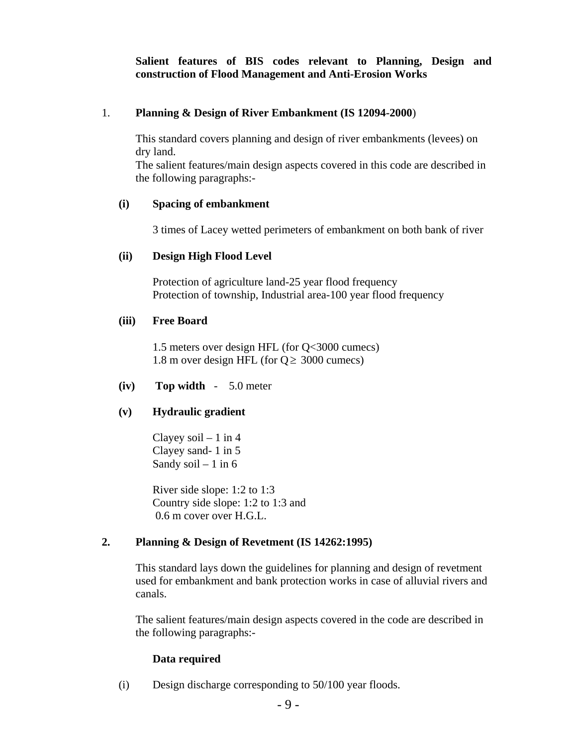**Salient features of BIS codes relevant to Planning, Design and construction of Flood Management and Anti-Erosion Works**

1. **Planning & Design of River Embankment (IS 12094-2000)**

   This standard covers planning and design of river embankments (levees) on dry land.
   The salient features/main design aspects covered in this code are described in the following paragraphs:-

   **(i) Spacing of embankment**

   3 times of Lacey wetted perimeters of embankment on both bank of river

   **(ii) Design High Flood Level**

   Protection of agriculture land-25 year flood frequency
   Protection of township, Industrial area-100 year flood frequency

   **(iii) Free Board**

   1.5 meters over design HFL (for Q<3000 cumecs)
   1.8 m over design HFL (for Q ≥ 3000 cumecs)

   **(iv) Top width** - 5.0 meter

   **(v) Hydraulic gradient**

   Clayey soil – 1 in 4
   Clayey sand- 1 in 5
   Sandy soil – 1 in 6

   River side slope: 1:2 to 1:3
   Country side slope: 1:2 to 1:3 and
   0.6 m cover over H.G.L.

2. **Planning & Design of Revetment (IS 14262:1995)**

   This standard lays down the guidelines for planning and design of revetment used for embankment and bank protection works in case of alluvial rivers and canals.

   The salient features/main design aspects covered in the code are described in the following paragraphs:-

   **Data required**

   (i) Design discharge corresponding to 50/100 year floods.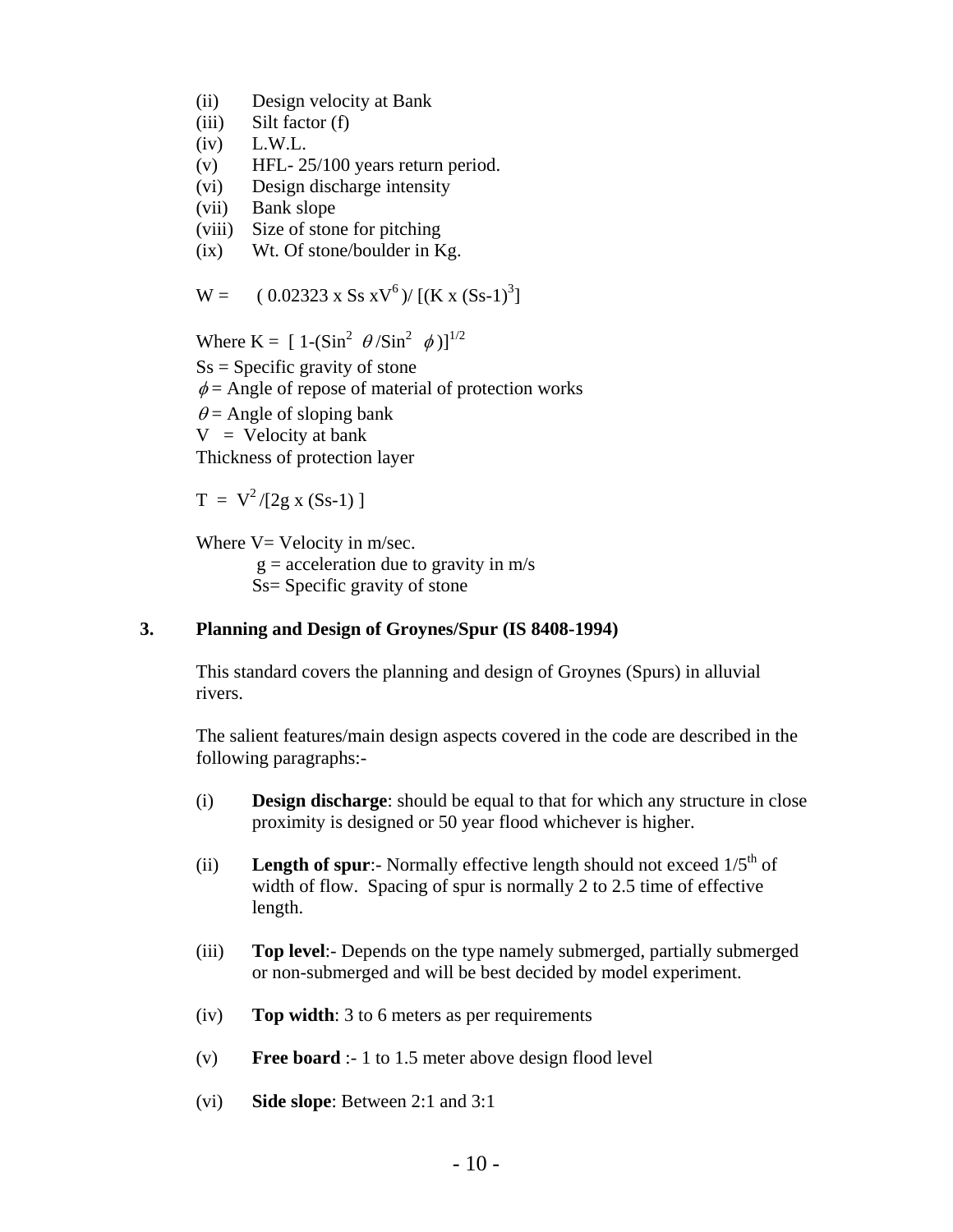(ii) Design velocity at Bank
(iii) Silt factor (f)
(iv) L.W.L.
(v) HFL- 25/100 years return period.
(vi) Design discharge intensity
(vii) Bank slope
(viii) Size of stone for pitching
(ix) Wt. Of stone/boulder in Kg.

$$W = (0.02323 \times Ss \times V^6) / [(K \times (Ss-1)^3]$$

Where $K = [1-(\sin^2 \theta / \sin^2 \phi)]^{1/2}$

Ss = Specific gravity of stone

$\phi$ = Angle of repose of material of protection works

$\theta$ = Angle of sloping bank

V = Velocity at bank

Thickness of protection layer

$$T = V^2 / [2g \times (Ss-1)]$$

Where V= Velocity in m/sec.

g = acceleration due to gravity in m/s

Ss= Specific gravity of stone

## 3. Planning and Design of Groynes/Spur (IS 8408-1994)

This standard covers the planning and design of Groynes (Spurs) in alluvial rivers.

The salient features/main design aspects covered in the code are described in the following paragraphs:-

(i) **Design discharge**: should be equal to that for which any structure in close proximity is designed or 50 year flood whichever is higher.

(ii) **Length of spur**:- Normally effective length should not exceed 1/5th of width of flow. Spacing of spur is normally 2 to 2.5 time of effective length.

(iii) **Top level**:- Depends on the type namely submerged, partially submerged or non-submerged and will be best decided by model experiment.

(iv) **Top width**: 3 to 6 meters as per requirements

(v) **Free board** :- 1 to 1.5 meter above design flood level

(vi) **Side slope**: Between 2:1 and 3:1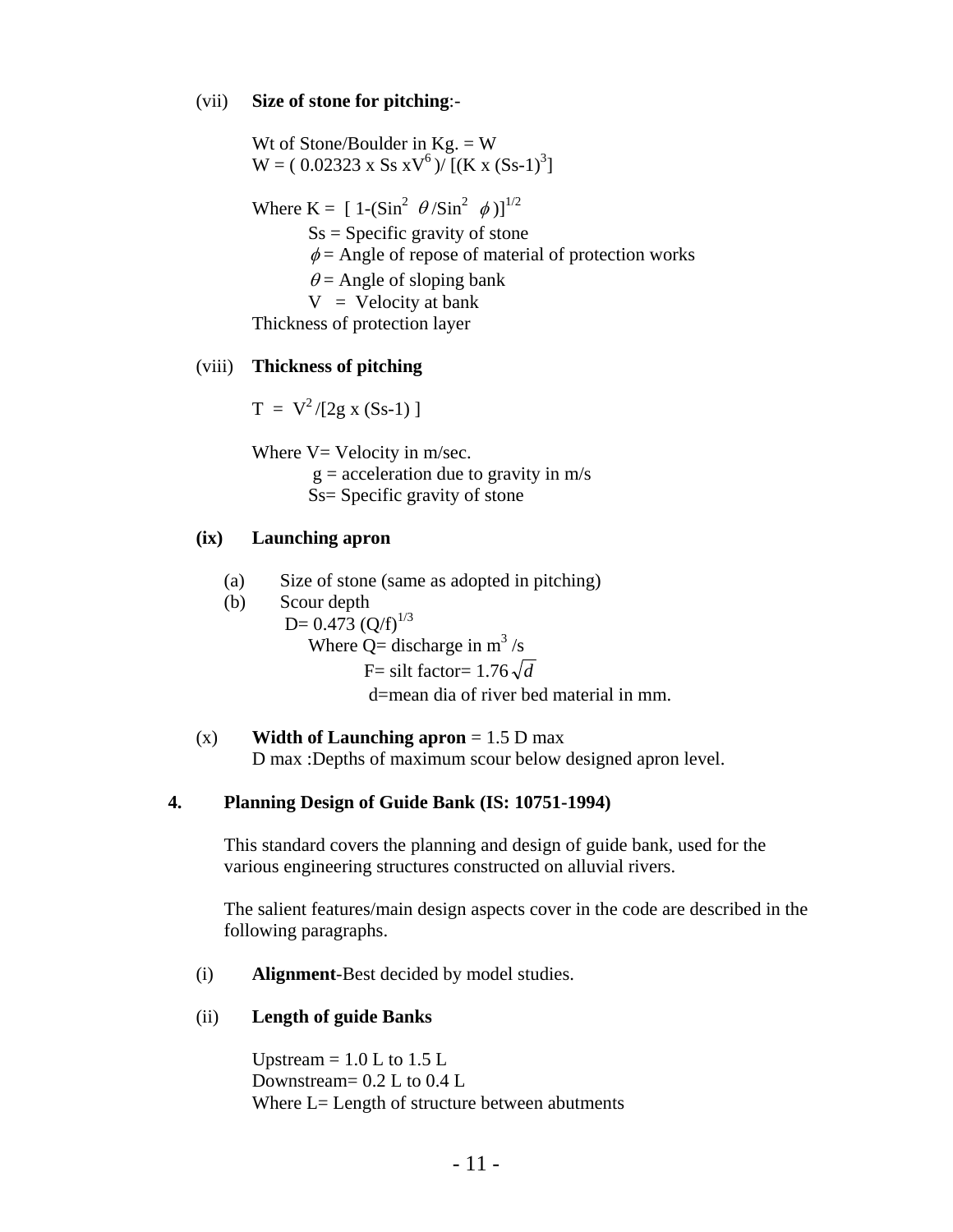(vii) **Size of stone for pitching**:-

Wt of Stone/Boulder in Kg. = W

$W = (0.02323 \times Ss \times V^6) / [(K \times (Ss-1)^3]$

Where $K = [1-(\sin^2 \theta / \sin^2 \phi)]^{1/2}$

Ss = Specific gravity of stone

$\phi$ = Angle of repose of material of protection works

$\theta$ = Angle of sloping bank

V = Velocity at bank

Thickness of protection layer

(viii) **Thickness of pitching**

$T = V^2 / [2g \times (Ss-1)]$

Where V= Velocity in m/sec.

g = acceleration due to gravity in m/s

Ss= Specific gravity of stone

**(ix) Launching apron**

(a) Size of stone (same as adopted in pitching)

(b) Scour depth

$D = 0.473 \, (Q/f)^{1/3}$

Where Q= discharge in $m^3$ /s

F= silt factor= $1.76\sqrt{d}$

d=mean dia of river bed material in mm.

(x) **Width of Launching apron** = 1.5 D max

D max :Depths of maximum scour below designed apron level.

**4. Planning Design of Guide Bank (IS: 10751-1994)**

This standard covers the planning and design of guide bank, used for the various engineering structures constructed on alluvial rivers.

The salient features/main design aspects cover in the code are described in the following paragraphs.

(i) **Alignment**-Best decided by model studies.

(ii) **Length of guide Banks**

Upstream = 1.0 L to 1.5 L

Downstream= 0.2 L to 0.4 L

Where L= Length of structure between abutments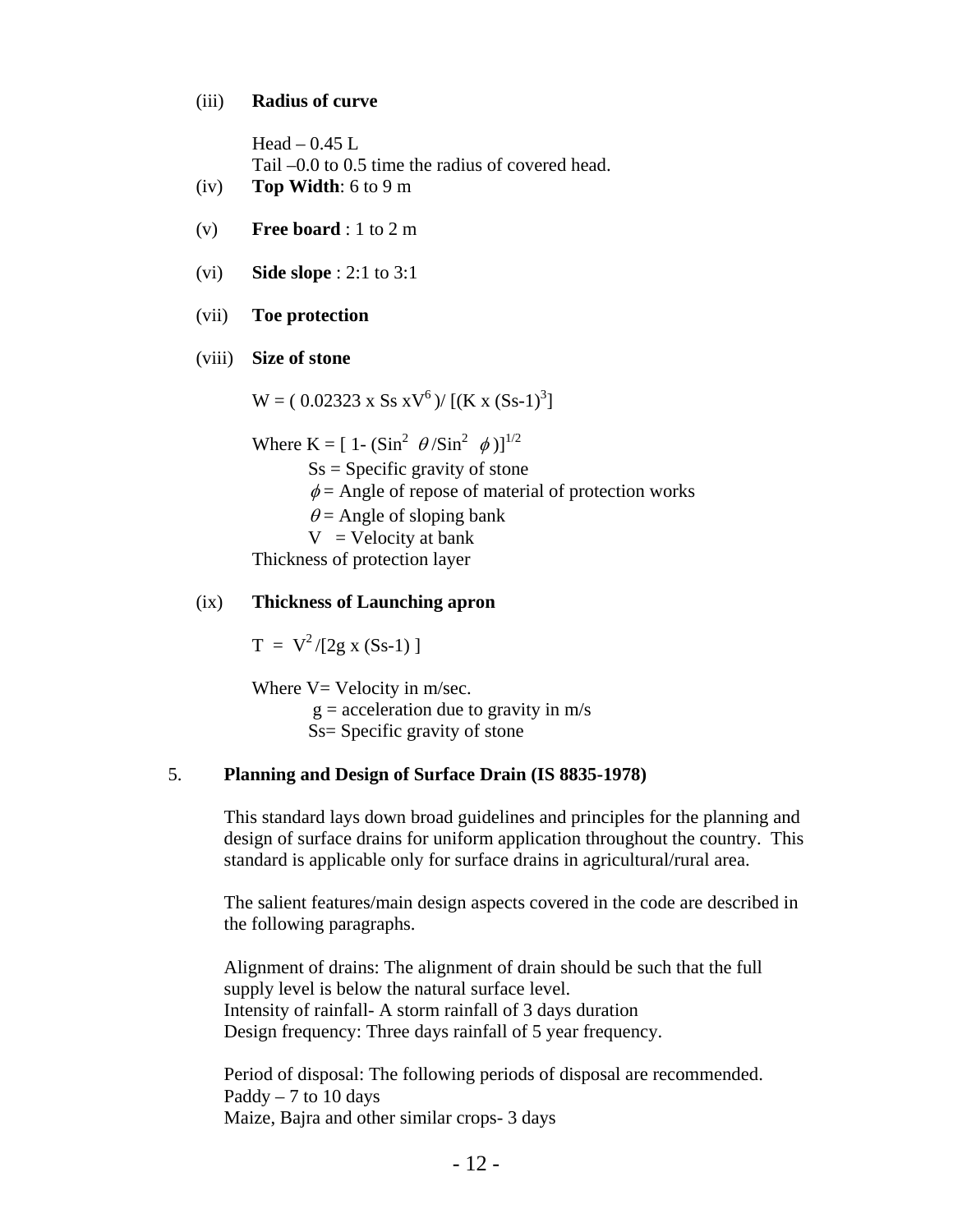(iii) **Radius of curve**

Head – 0.45 L
Tail –0.0 to 0.5 time the radius of covered head.

(iv) **Top Width**: 6 to 9 m

(v) **Free board** : 1 to 2 m

(vi) **Side slope** : 2:1 to 3:1

(vii) **Toe protection**

(viii) **Size of stone**

$$W = (0.02323 \times Ss \times V^6) / [(K \times (Ss-1)^3]$$

Where $K = [1 - (\sin^2 \theta / \sin^2 \phi)]^{1/2}$

Ss = Specific gravity of stone
$\phi$ = Angle of repose of material of protection works
$\theta$ = Angle of sloping bank
V = Velocity at bank

Thickness of protection layer

(ix) **Thickness of Launching apron**

$$T = V^2 / [2g \times (Ss-1)]$$

Where V= Velocity in m/sec.
g = acceleration due to gravity in m/s
Ss= Specific gravity of stone

5. **Planning and Design of Surface Drain (IS 8835-1978)**

This standard lays down broad guidelines and principles for the planning and design of surface drains for uniform application throughout the country. This standard is applicable only for surface drains in agricultural/rural area.

The salient features/main design aspects covered in the code are described in the following paragraphs.

Alignment of drains: The alignment of drain should be such that the full supply level is below the natural surface level.
Intensity of rainfall- A storm rainfall of 3 days duration
Design frequency: Three days rainfall of 5 year frequency.

Period of disposal: The following periods of disposal are recommended.
Paddy – 7 to 10 days
Maize, Bajra and other similar crops- 3 days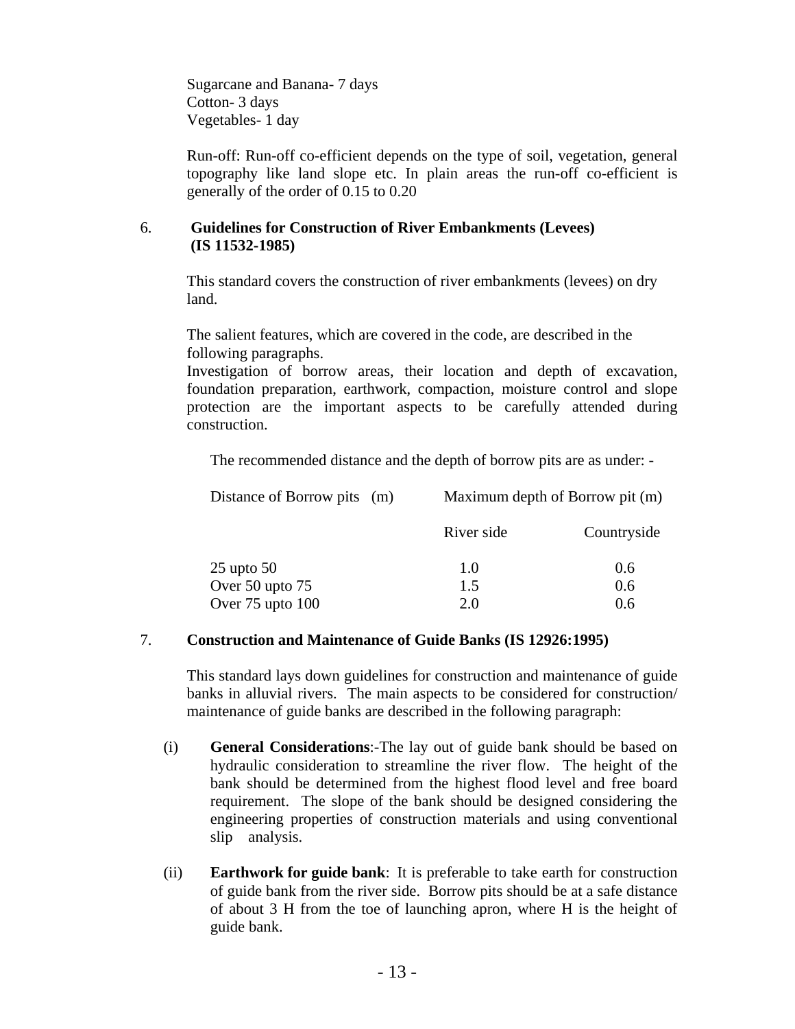Sugarcane and Banana- 7 days
Cotton- 3 days
Vegetables- 1 day

Run-off: Run-off co-efficient depends on the type of soil, vegetation, general topography like land slope etc. In plain areas the run-off co-efficient is generally of the order of 0.15 to 0.20

## 6. Guidelines for Construction of River Embankments (Levees) (IS 11532-1985)

This standard covers the construction of river embankments (levees) on dry land.

The salient features, which are covered in the code, are described in the following paragraphs.

Investigation of borrow areas, their location and depth of excavation, foundation preparation, earthwork, compaction, moisture control and slope protection are the important aspects to be carefully attended during construction.

The recommended distance and the depth of borrow pits are as under: -

| Distance of Borrow pits (m) | Maximum depth of Borrow pit (m) | |
|---|---|---|
| | River side | Countryside |
| 25 upto 50 | 1.0 | 0.6 |
| Over 50 upto 75 | 1.5 | 0.6 |
| Over 75 upto 100 | 2.0 | 0.6 |

## 7. Construction and Maintenance of Guide Banks (IS 12926:1995)

This standard lays down guidelines for construction and maintenance of guide banks in alluvial rivers. The main aspects to be considered for construction/ maintenance of guide banks are described in the following paragraph:

(i) **General Considerations**:-The lay out of guide bank should be based on hydraulic consideration to streamline the river flow. The height of the bank should be determined from the highest flood level and free board requirement. The slope of the bank should be designed considering the engineering properties of construction materials and using conventional slip analysis.

(ii) **Earthwork for guide bank**: It is preferable to take earth for construction of guide bank from the river side. Borrow pits should be at a safe distance of about 3 H from the toe of launching apron, where H is the height of guide bank.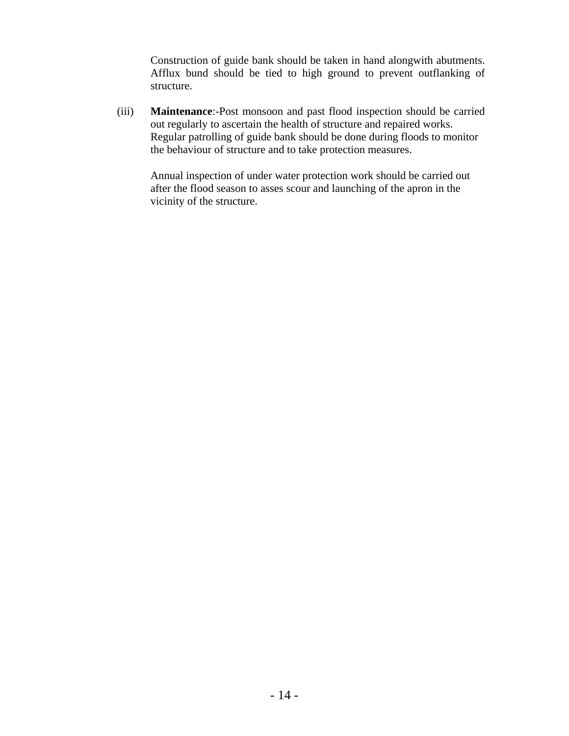Construction of guide bank should be taken in hand alongwith abutments. Afflux bund should be tied to high ground to prevent outflanking of structure.

(iii) **Maintenance**:-Post monsoon and past flood inspection should be carried out regularly to ascertain the health of structure and repaired works. Regular patrolling of guide bank should be done during floods to monitor the behaviour of structure and to take protection measures.

Annual inspection of under water protection work should be carried out after the flood season to asses scour and launching of the apron in the vicinity of the structure.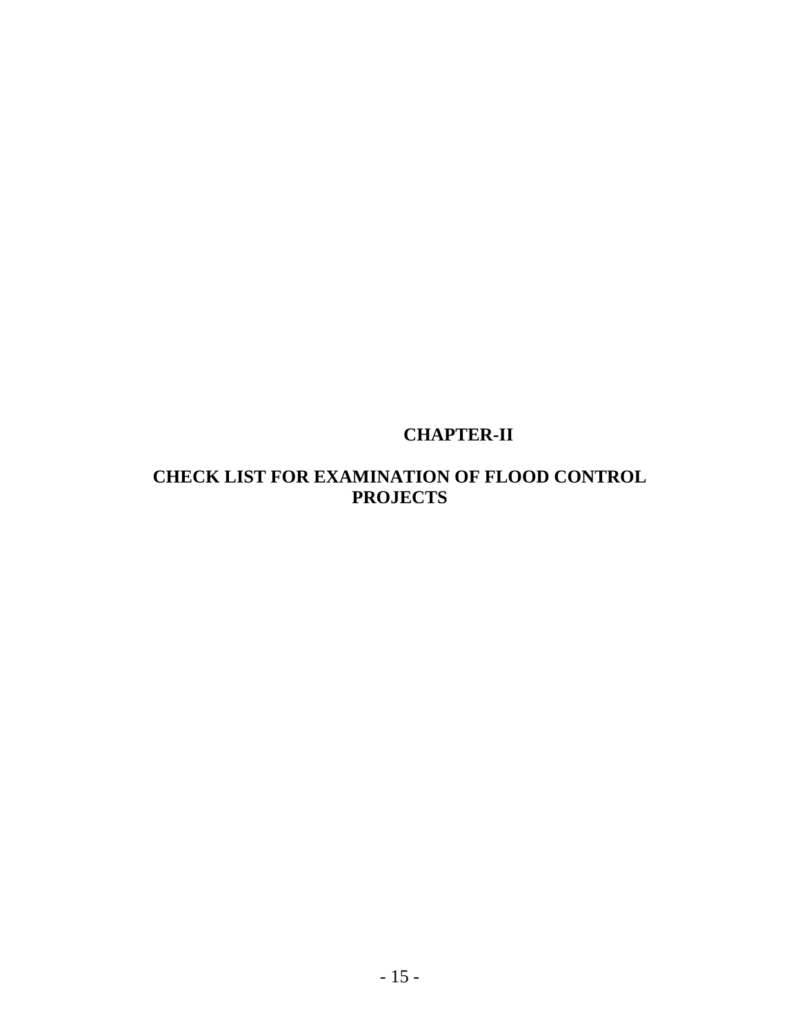# CHAPTER-II

# CHECK LIST FOR EXAMINATION OF FLOOD CONTROL PROJECTS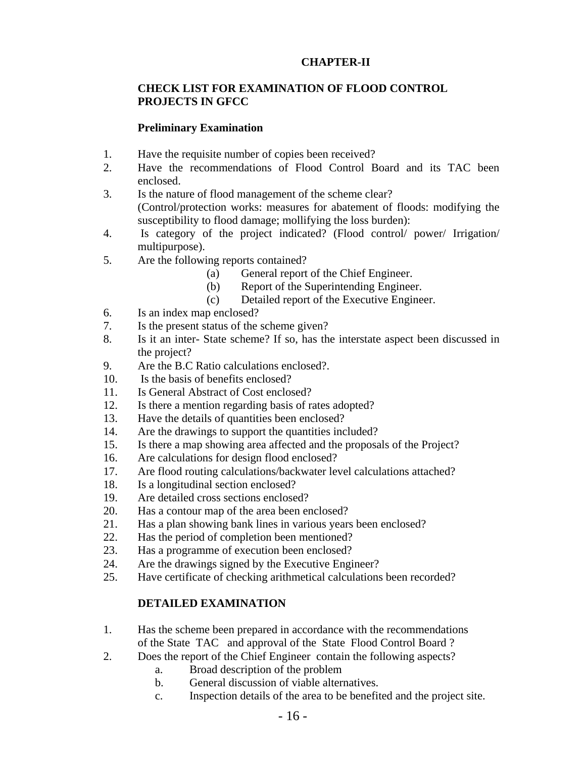## CHAPTER-II

### CHECK LIST FOR EXAMINATION OF FLOOD CONTROL PROJECTS IN GFCC

**Preliminary Examination**

1. Have the requisite number of copies been received?
2. Have the recommendations of Flood Control Board and its TAC been enclosed.
3. Is the nature of flood management of the scheme clear? (Control/protection works: measures for abatement of floods: modifying the susceptibility to flood damage; mollifying the loss burden):
4. Is category of the project indicated? (Flood control/ power/ Irrigation/ multipurpose).
5. Are the following reports contained?
    - (a) General report of the Chief Engineer.
    - (b) Report of the Superintending Engineer.
    - (c) Detailed report of the Executive Engineer.
6. Is an index map enclosed?
7. Is the present status of the scheme given?
8. Is it an inter- State scheme? If so, has the interstate aspect been discussed in the project?
9. Are the B.C Ratio calculations enclosed?.
10. Is the basis of benefits enclosed?
11. Is General Abstract of Cost enclosed?
12. Is there a mention regarding basis of rates adopted?
13. Have the details of quantities been enclosed?
14. Are the drawings to support the quantities included?
15. Is there a map showing area affected and the proposals of the Project?
16. Are calculations for design flood enclosed?
17. Are flood routing calculations/backwater level calculations attached?
18. Is a longitudinal section enclosed?
19. Are detailed cross sections enclosed?
20. Has a contour map of the area been enclosed?
21. Has a plan showing bank lines in various years been enclosed?
22. Has the period of completion been mentioned?
23. Has a programme of execution been enclosed?
24. Are the drawings signed by the Executive Engineer?
25. Have certificate of checking arithmetical calculations been recorded?

**DETAILED EXAMINATION**

1. Has the scheme been prepared in accordance with the recommendations of the State TAC and approval of the State Flood Control Board ?
2. Does the report of the Chief Engineer contain the following aspects?
    - a. Broad description of the problem
    - b. General discussion of viable alternatives.
    - c. Inspection details of the area to be benefited and the project site.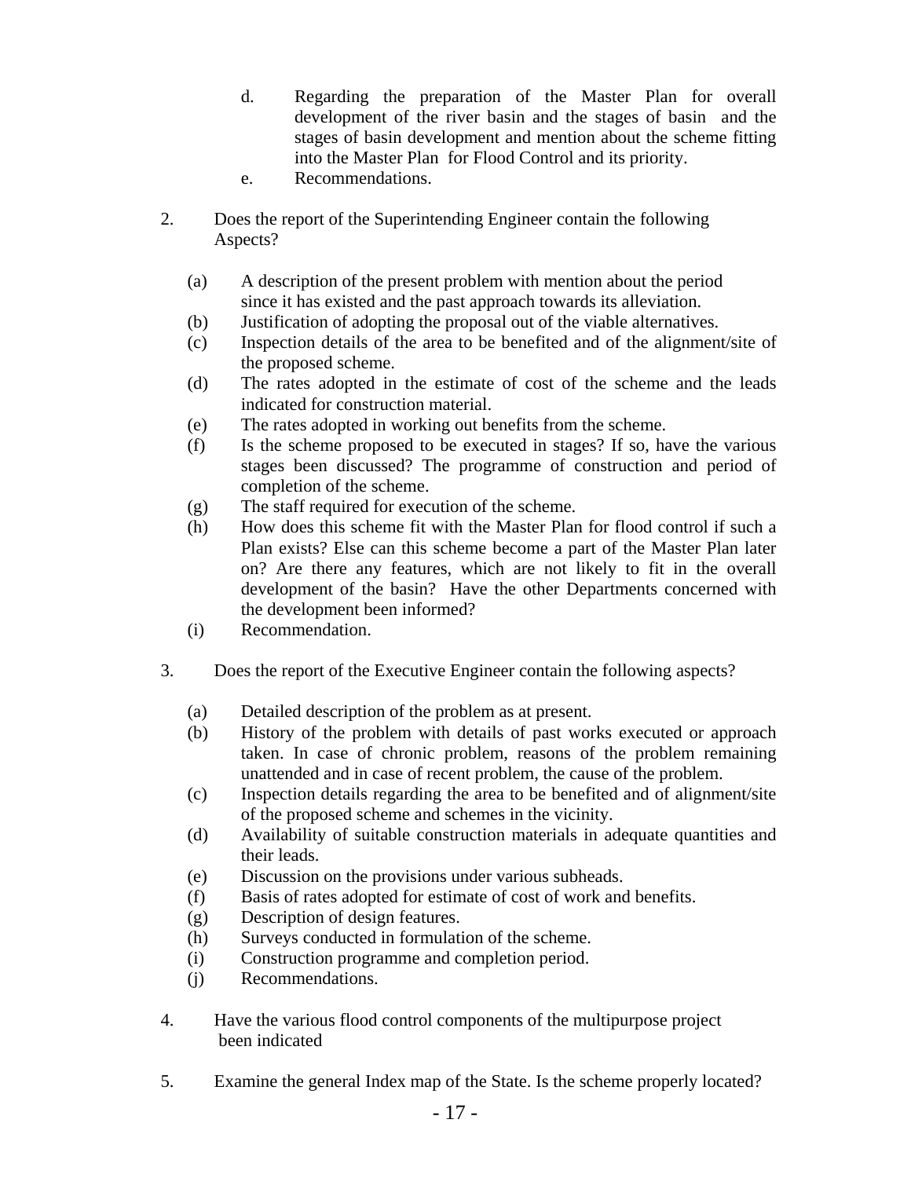d. Regarding the preparation of the Master Plan for overall development of the river basin and the stages of basin and the stages of basin development and mention about the scheme fitting into the Master Plan for Flood Control and its priority.

e. Recommendations.

2. Does the report of the Superintending Engineer contain the following Aspects?

   (a) A description of the present problem with mention about the period since it has existed and the past approach towards its alleviation.
   (b) Justification of adopting the proposal out of the viable alternatives.
   (c) Inspection details of the area to be benefited and of the alignment/site of the proposed scheme.
   (d) The rates adopted in the estimate of cost of the scheme and the leads indicated for construction material.
   (e) The rates adopted in working out benefits from the scheme.
   (f) Is the scheme proposed to be executed in stages? If so, have the various stages been discussed? The programme of construction and period of completion of the scheme.
   (g) The staff required for execution of the scheme.
   (h) How does this scheme fit with the Master Plan for flood control if such a Plan exists? Else can this scheme become a part of the Master Plan later on? Are there any features, which are not likely to fit in the overall development of the basin? Have the other Departments concerned with the development been informed?
   (i) Recommendation.

3. Does the report of the Executive Engineer contain the following aspects?

   (a) Detailed description of the problem as at present.
   (b) History of the problem with details of past works executed or approach taken. In case of chronic problem, reasons of the problem remaining unattended and in case of recent problem, the cause of the problem.
   (c) Inspection details regarding the area to be benefited and of alignment/site of the proposed scheme and schemes in the vicinity.
   (d) Availability of suitable construction materials in adequate quantities and their leads.
   (e) Discussion on the provisions under various subheads.
   (f) Basis of rates adopted for estimate of cost of work and benefits.
   (g) Description of design features.
   (h) Surveys conducted in formulation of the scheme.
   (i) Construction programme and completion period.
   (j) Recommendations.

4. Have the various flood control components of the multipurpose project been indicated

5. Examine the general Index map of the State. Is the scheme properly located?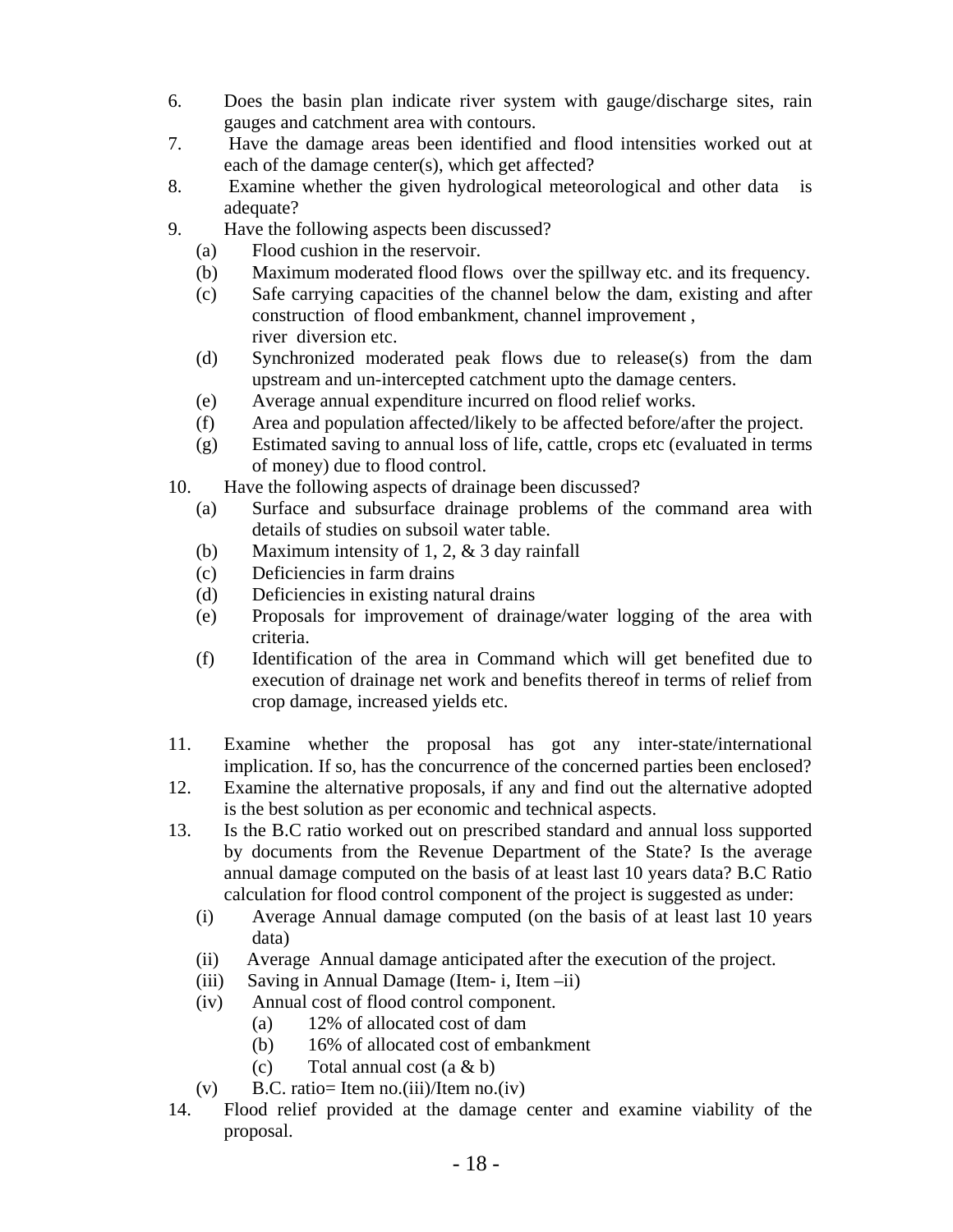6. Does the basin plan indicate river system with gauge/discharge sites, rain gauges and catchment area with contours.
7. Have the damage areas been identified and flood intensities worked out at each of the damage center(s), which get affected?
8. Examine whether the given hydrological meteorological and other data is adequate?
9. Have the following aspects been discussed?
   - (a) Flood cushion in the reservoir.
   - (b) Maximum moderated flood flows over the spillway etc. and its frequency.
   - (c) Safe carrying capacities of the channel below the dam, existing and after construction of flood embankment, channel improvement , river diversion etc.
   - (d) Synchronized moderated peak flows due to release(s) from the dam upstream and un-intercepted catchment upto the damage centers.
   - (e) Average annual expenditure incurred on flood relief works.
   - (f) Area and population affected/likely to be affected before/after the project.
   - (g) Estimated saving to annual loss of life, cattle, crops etc (evaluated in terms of money) due to flood control.
10. Have the following aspects of drainage been discussed?
    - (a) Surface and subsurface drainage problems of the command area with details of studies on subsoil water table.
    - (b) Maximum intensity of 1, 2, & 3 day rainfall
    - (c) Deficiencies in farm drains
    - (d) Deficiencies in existing natural drains
    - (e) Proposals for improvement of drainage/water logging of the area with criteria.
    - (f) Identification of the area in Command which will get benefited due to execution of drainage net work and benefits thereof in terms of relief from crop damage, increased yields etc.

11. Examine whether the proposal has got any inter-state/international implication. If so, has the concurrence of the concerned parties been enclosed?
12. Examine the alternative proposals, if any and find out the alternative adopted is the best solution as per economic and technical aspects.
13. Is the B.C ratio worked out on prescribed standard and annual loss supported by documents from the Revenue Department of the State? Is the average annual damage computed on the basis of at least last 10 years data? B.C Ratio calculation for flood control component of the project is suggested as under:
    - (i) Average Annual damage computed (on the basis of at least last 10 years data)
    - (ii) Average Annual damage anticipated after the execution of the project.
    - (iii) Saving in Annual Damage (Item- i, Item –ii)
    - (iv) Annual cost of flood control component.
      - (a) 12% of allocated cost of dam
      - (b) 16% of allocated cost of embankment
      - (c) Total annual cost (a & b)
    - (v) B.C. ratio= Item no.(iii)/Item no.(iv)
14. Flood relief provided at the damage center and examine viability of the proposal.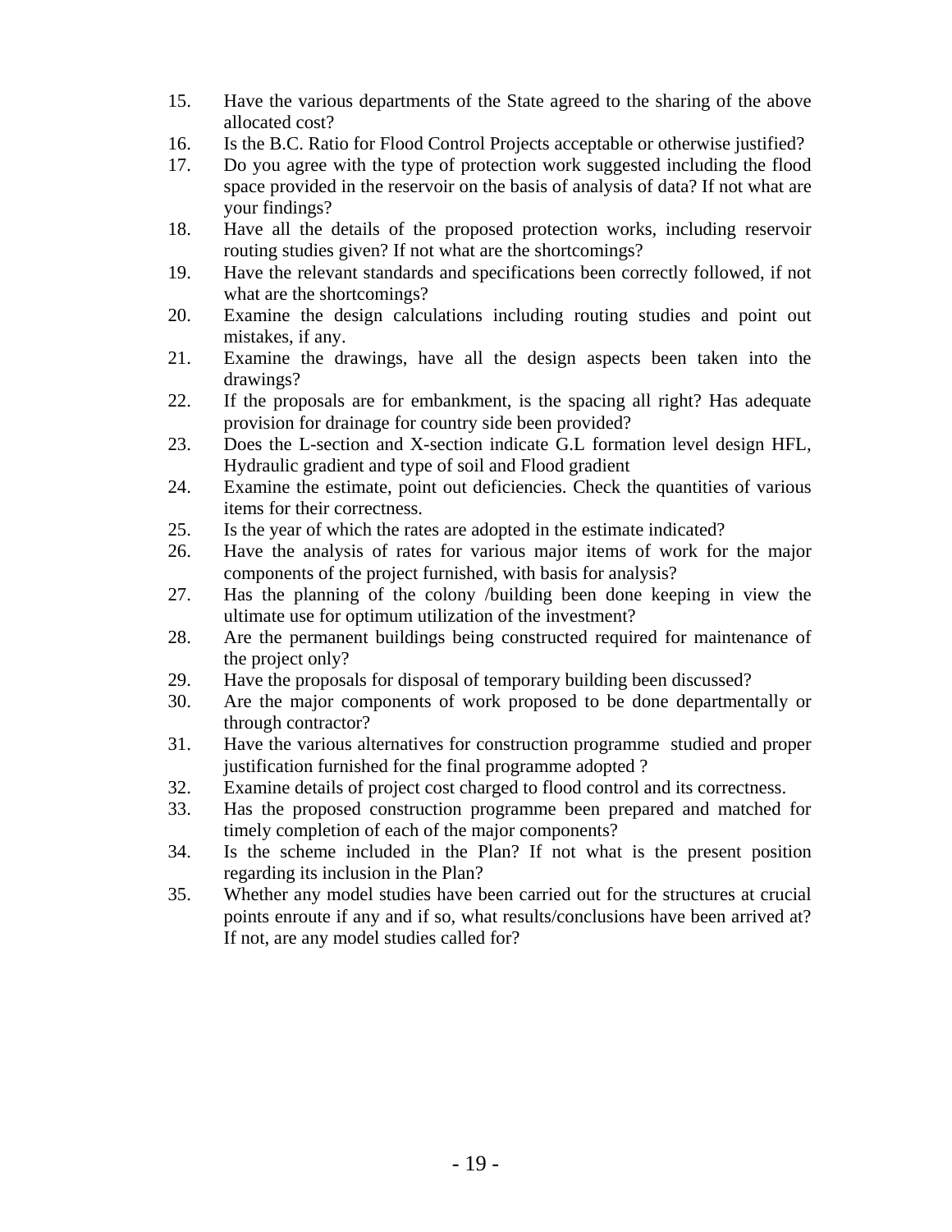15. Have the various departments of the State agreed to the sharing of the above allocated cost?
16. Is the B.C. Ratio for Flood Control Projects acceptable or otherwise justified?
17. Do you agree with the type of protection work suggested including the flood space provided in the reservoir on the basis of analysis of data? If not what are your findings?
18. Have all the details of the proposed protection works, including reservoir routing studies given? If not what are the shortcomings?
19. Have the relevant standards and specifications been correctly followed, if not what are the shortcomings?
20. Examine the design calculations including routing studies and point out mistakes, if any.
21. Examine the drawings, have all the design aspects been taken into the drawings?
22. If the proposals are for embankment, is the spacing all right? Has adequate provision for drainage for country side been provided?
23. Does the L-section and X-section indicate G.L formation level design HFL, Hydraulic gradient and type of soil and Flood gradient
24. Examine the estimate, point out deficiencies. Check the quantities of various items for their correctness.
25. Is the year of which the rates are adopted in the estimate indicated?
26. Have the analysis of rates for various major items of work for the major components of the project furnished, with basis for analysis?
27. Has the planning of the colony /building been done keeping in view the ultimate use for optimum utilization of the investment?
28. Are the permanent buildings being constructed required for maintenance of the project only?
29. Have the proposals for disposal of temporary building been discussed?
30. Are the major components of work proposed to be done departmentally or through contractor?
31. Have the various alternatives for construction programme studied and proper justification furnished for the final programme adopted ?
32. Examine details of project cost charged to flood control and its correctness.
33. Has the proposed construction programme been prepared and matched for timely completion of each of the major components?
34. Is the scheme included in the Plan? If not what is the present position regarding its inclusion in the Plan?
35. Whether any model studies have been carried out for the structures at crucial points enroute if any and if so, what results/conclusions have been arrived at? If not, are any model studies called for?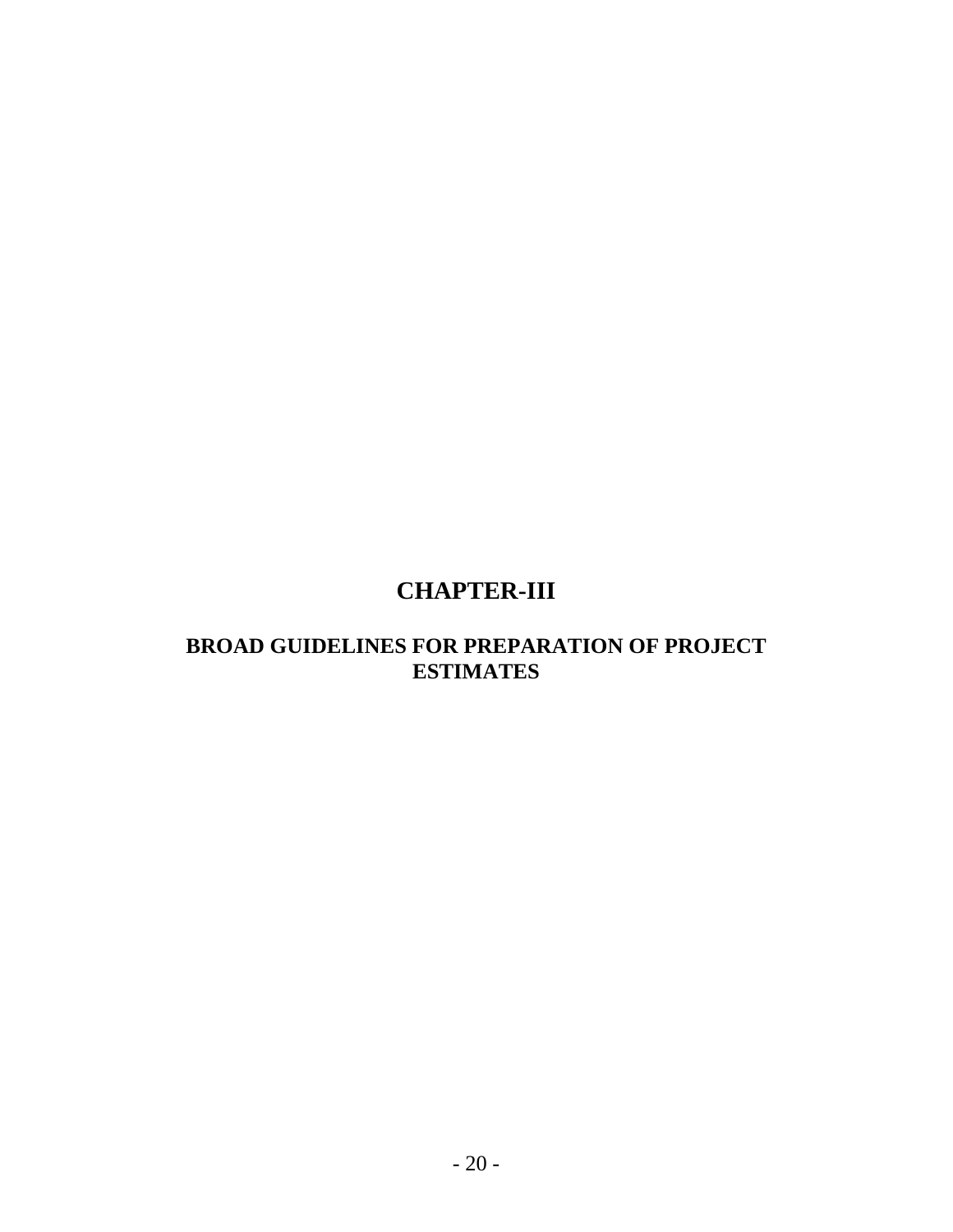# CHAPTER-III

## BROAD GUIDELINES FOR PREPARATION OF PROJECT ESTIMATES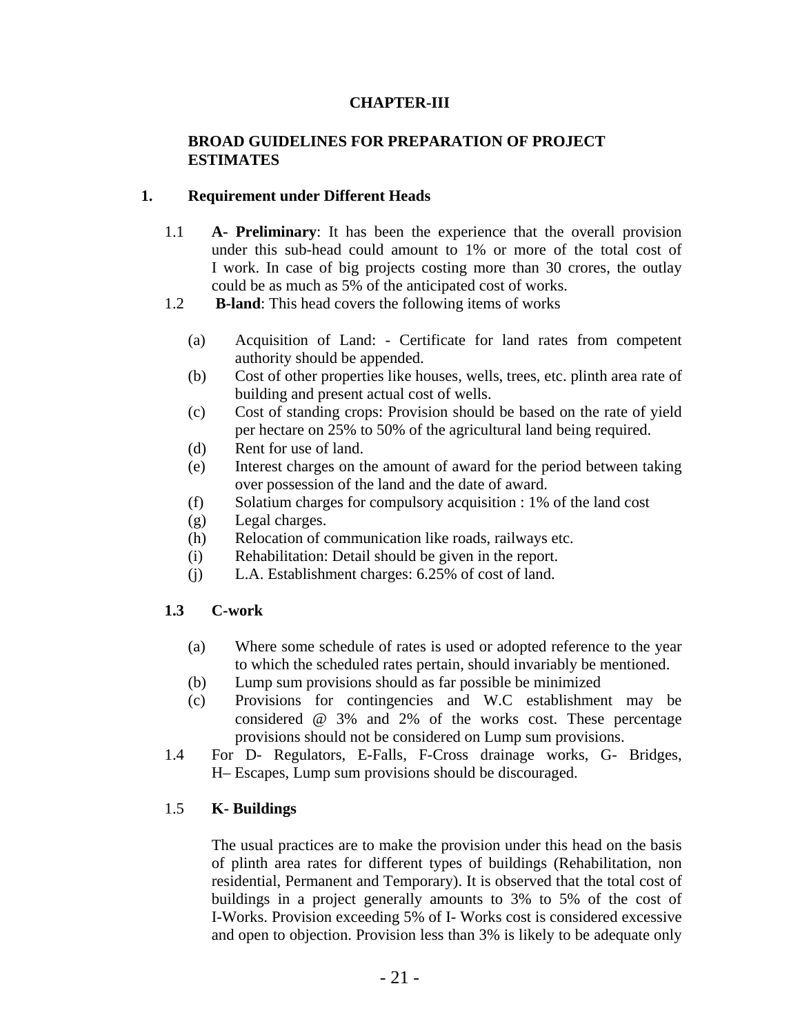# CHAPTER-III

## BROAD GUIDELINES FOR PREPARATION OF PROJECT ESTIMATES

### 1. Requirement under Different Heads

1.1 **A- Preliminary**: It has been the experience that the overall provision under this sub-head could amount to 1% or more of the total cost of I work. In case of big projects costing more than 30 crores, the outlay could be as much as 5% of the anticipated cost of works.

1.2 **B-land**: This head covers the following items of works

- (a) Acquisition of Land: - Certificate for land rates from competent authority should be appended.
- (b) Cost of other properties like houses, wells, trees, etc. plinth area rate of building and present actual cost of wells.
- (c) Cost of standing crops: Provision should be based on the rate of yield per hectare on 25% to 50% of the agricultural land being required.
- (d) Rent for use of land.
- (e) Interest charges on the amount of award for the period between taking over possession of the land and the date of award.
- (f) Solatium charges for compulsory acquisition : 1% of the land cost
- (g) Legal charges.
- (h) Relocation of communication like roads, railways etc.
- (i) Rehabilitation: Detail should be given in the report.
- (j) L.A. Establishment charges: 6.25% of cost of land.

**1.3 C-work**

- (a) Where some schedule of rates is used or adopted reference to the year to which the scheduled rates pertain, should invariably be mentioned.
- (b) Lump sum provisions should as far possible be minimized
- (c) Provisions for contingencies and W.C establishment may be considered @ 3% and 2% of the works cost. These percentage provisions should not be considered on Lump sum provisions.

1.4 For D- Regulators, E-Falls, F-Cross drainage works, G- Bridges, H– Escapes, Lump sum provisions should be discouraged.

1.5 **K- Buildings**

The usual practices are to make the provision under this head on the basis of plinth area rates for different types of buildings (Rehabilitation, non residential, Permanent and Temporary). It is observed that the total cost of buildings in a project generally amounts to 3% to 5% of the cost of I-Works. Provision exceeding 5% of I- Works cost is considered excessive and open to objection. Provision less than 3% is likely to be adequate only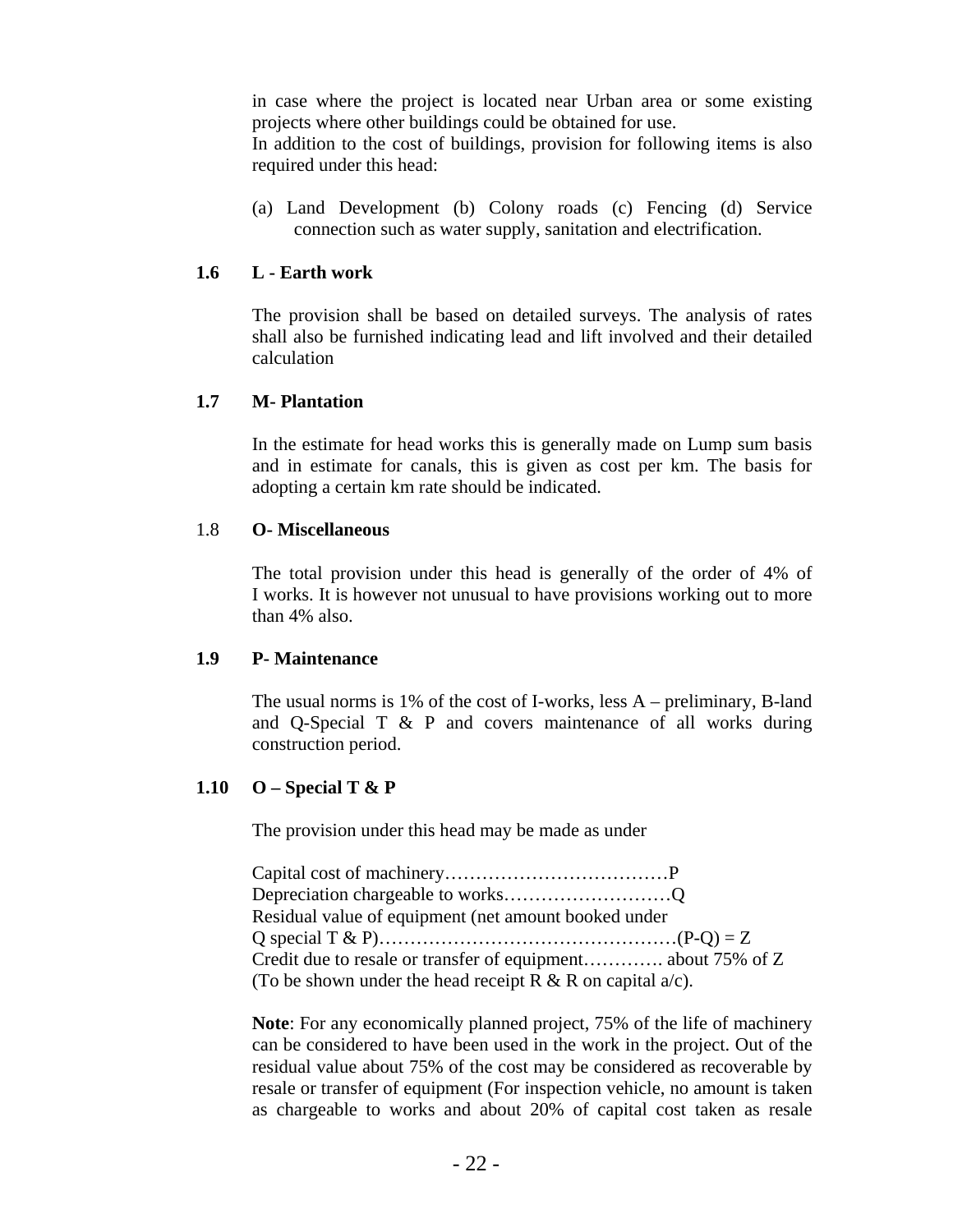in case where the project is located near Urban area or some existing projects where other buildings could be obtained for use.
In addition to the cost of buildings, provision for following items is also required under this head:

(a) Land Development (b) Colony roads (c) Fencing (d) Service connection such as water supply, sanitation and electrification.

### 1.6 L - Earth work

The provision shall be based on detailed surveys. The analysis of rates shall also be furnished indicating lead and lift involved and their detailed calculation

### 1.7 M- Plantation

In the estimate for head works this is generally made on Lump sum basis and in estimate for canals, this is given as cost per km. The basis for adopting a certain km rate should be indicated.

### 1.8 O- Miscellaneous

The total provision under this head is generally of the order of 4% of I works. It is however not unusual to have provisions working out to more than 4% also.

### 1.9 P- Maintenance

The usual norms is 1% of the cost of I-works, less A – preliminary, B-land and Q-Special T & P and covers maintenance of all works during construction period.

### 1.10 O – Special T & P

The provision under this head may be made as under

Capital cost of machinery………………………………P
Depreciation chargeable to works………………………Q
Residual value of equipment (net amount booked under
Q special T & P)…………………………………………(P-Q) = Z
Credit due to resale or transfer of equipment…………. about 75% of Z
(To be shown under the head receipt R & R on capital a/c).

**Note**: For any economically planned project, 75% of the life of machinery can be considered to have been used in the work in the project. Out of the residual value about 75% of the cost may be considered as recoverable by resale or transfer of equipment (For inspection vehicle, no amount is taken as chargeable to works and about 20% of capital cost taken as resale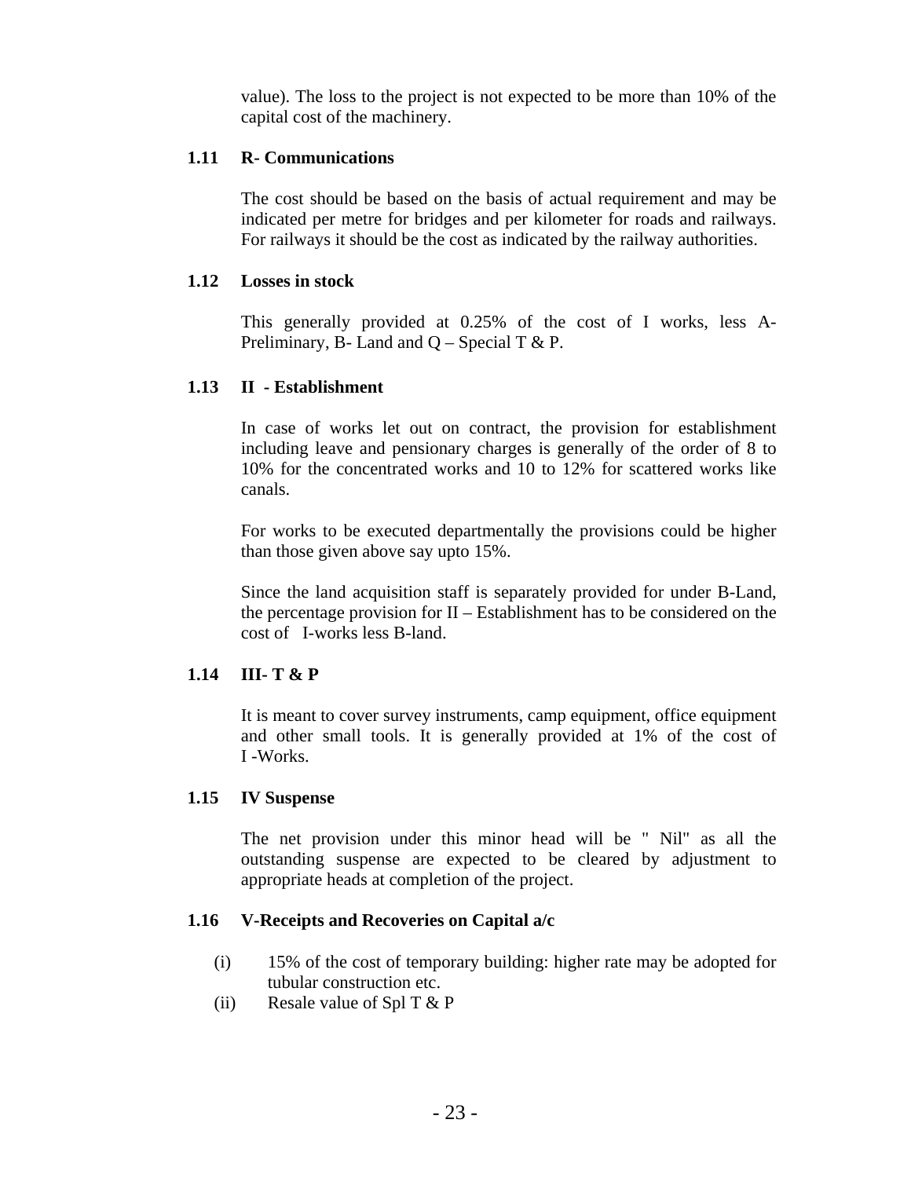value). The loss to the project is not expected to be more than 10% of the capital cost of the machinery.

### 1.11 R- Communications

The cost should be based on the basis of actual requirement and may be indicated per metre for bridges and per kilometer for roads and railways. For railways it should be the cost as indicated by the railway authorities.

### 1.12 Losses in stock

This generally provided at 0.25% of the cost of I works, less A-Preliminary, B- Land and Q – Special T & P.

### 1.13 II - Establishment

In case of works let out on contract, the provision for establishment including leave and pensionary charges is generally of the order of 8 to 10% for the concentrated works and 10 to 12% for scattered works like canals.

For works to be executed departmentally the provisions could be higher than those given above say upto 15%.

Since the land acquisition staff is separately provided for under B-Land, the percentage provision for II – Establishment has to be considered on the cost of I-works less B-land.

### 1.14 III- T & P

It is meant to cover survey instruments, camp equipment, office equipment and other small tools. It is generally provided at 1% of the cost of I -Works.

### 1.15 IV Suspense

The net provision under this minor head will be " Nil" as all the outstanding suspense are expected to be cleared by adjustment to appropriate heads at completion of the project.

### 1.16 V-Receipts and Recoveries on Capital a/c

(i) 15% of the cost of temporary building: higher rate may be adopted for tubular construction etc.

(ii) Resale value of Spl T & P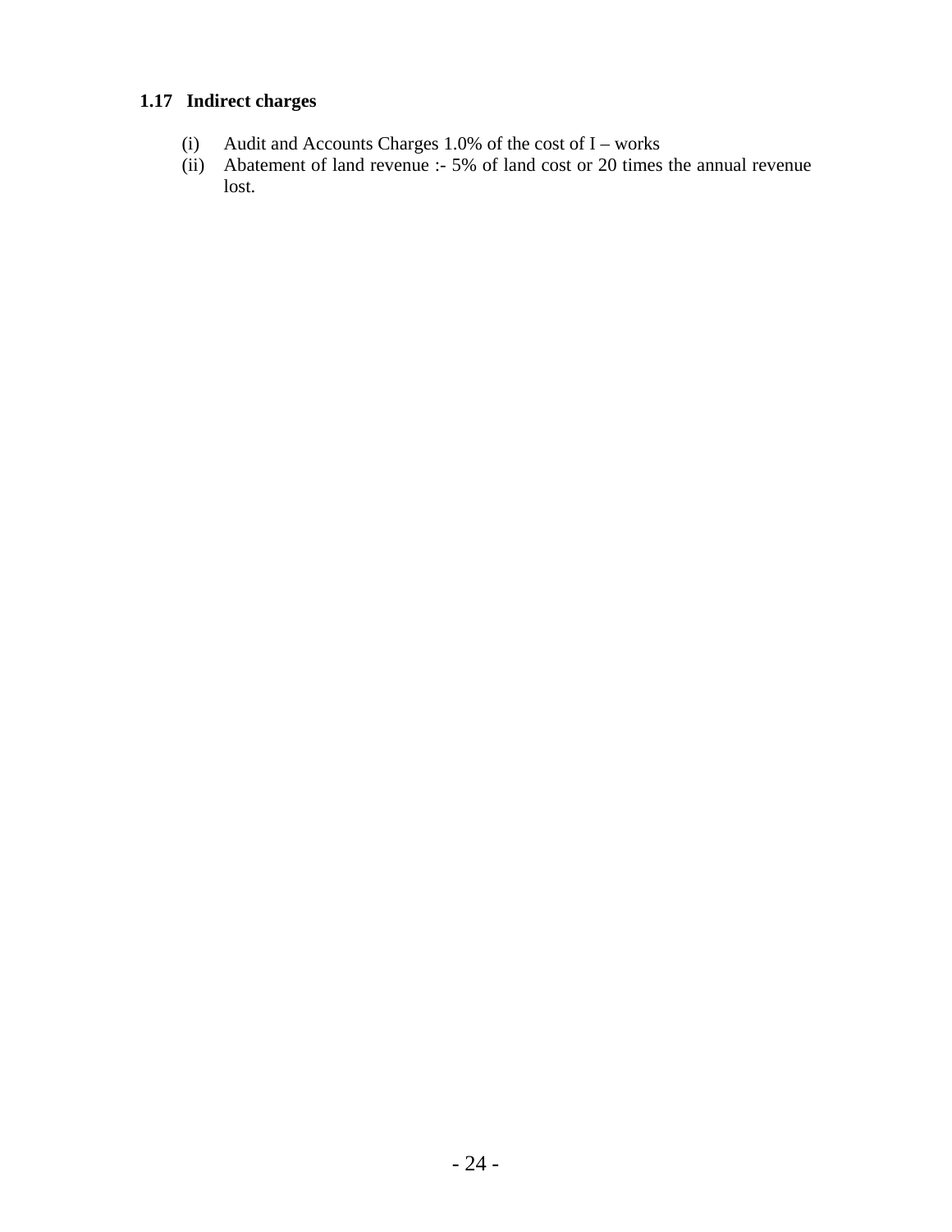### 1.17 Indirect charges

(i) Audit and Accounts Charges 1.0% of the cost of I – works

(ii) Abatement of land revenue :- 5% of land cost or 20 times the annual revenue lost.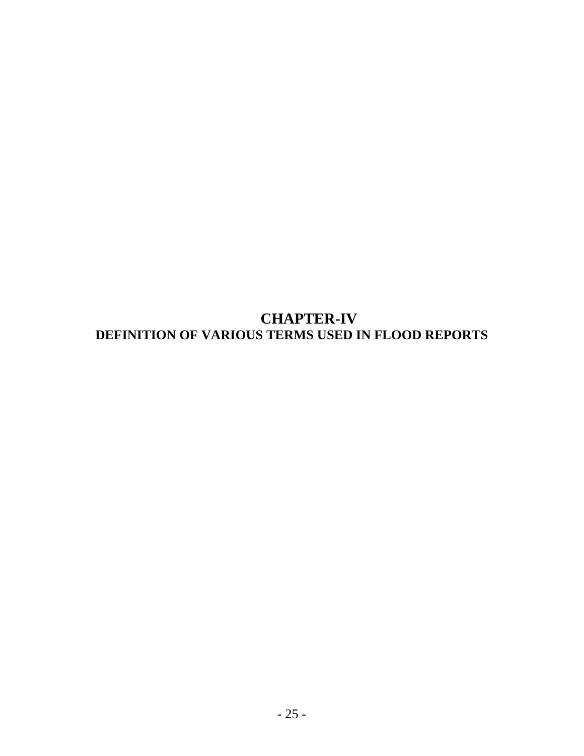# CHAPTER-IV

## DEFINITION OF VARIOUS TERMS USED IN FLOOD REPORTS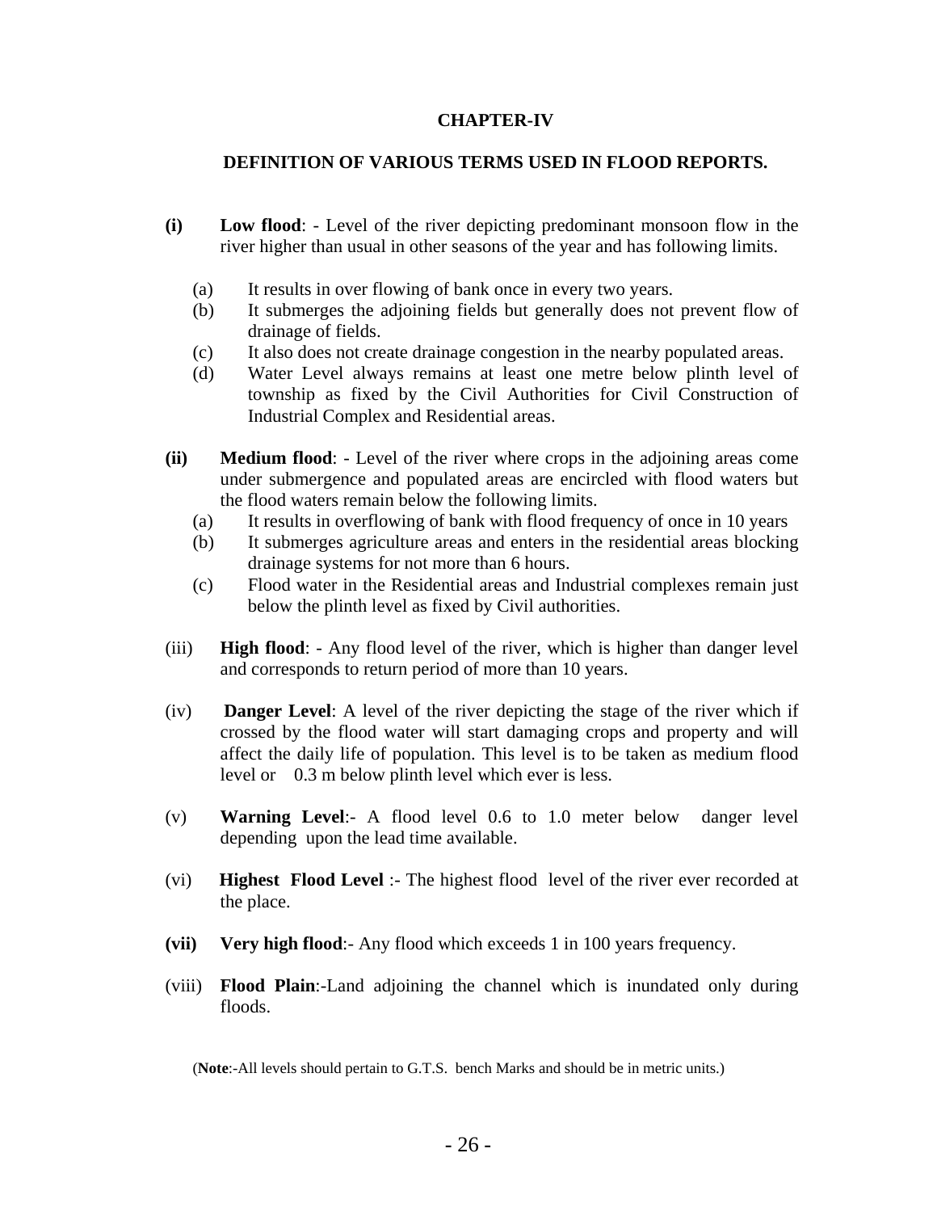## CHAPTER-IV

## DEFINITION OF VARIOUS TERMS USED IN FLOOD REPORTS.

**(i)** **Low flood**: - Level of the river depicting predominant monsoon flow in the river higher than usual in other seasons of the year and has following limits.

- (a) It results in over flowing of bank once in every two years.
- (b) It submerges the adjoining fields but generally does not prevent flow of drainage of fields.
- (c) It also does not create drainage congestion in the nearby populated areas.
- (d) Water Level always remains at least one metre below plinth level of township as fixed by the Civil Authorities for Civil Construction of Industrial Complex and Residential areas.

**(ii)** **Medium flood**: - Level of the river where crops in the adjoining areas come under submergence and populated areas are encircled with flood waters but the flood waters remain below the following limits.

- (a) It results in overflowing of bank with flood frequency of once in 10 years
- (b) It submerges agriculture areas and enters in the residential areas blocking drainage systems for not more than 6 hours.
- (c) Flood water in the Residential areas and Industrial complexes remain just below the plinth level as fixed by Civil authorities.

(iii) **High flood**: - Any flood level of the river, which is higher than danger level and corresponds to return period of more than 10 years.

(iv) **Danger Level**: A level of the river depicting the stage of the river which if crossed by the flood water will start damaging crops and property and will affect the daily life of population. This level is to be taken as medium flood level or 0.3 m below plinth level which ever is less.

(v) **Warning Level**:- A flood level 0.6 to 1.0 meter below danger level depending upon the lead time available.

(vi) **Highest Flood Level** :- The highest flood level of the river ever recorded at the place.

**(vii)** **Very high flood**:- Any flood which exceeds 1 in 100 years frequency.

(viii) **Flood Plain**:-Land adjoining the channel which is inundated only during floods.

(**Note**:-All levels should pertain to G.T.S. bench Marks and should be in metric units.)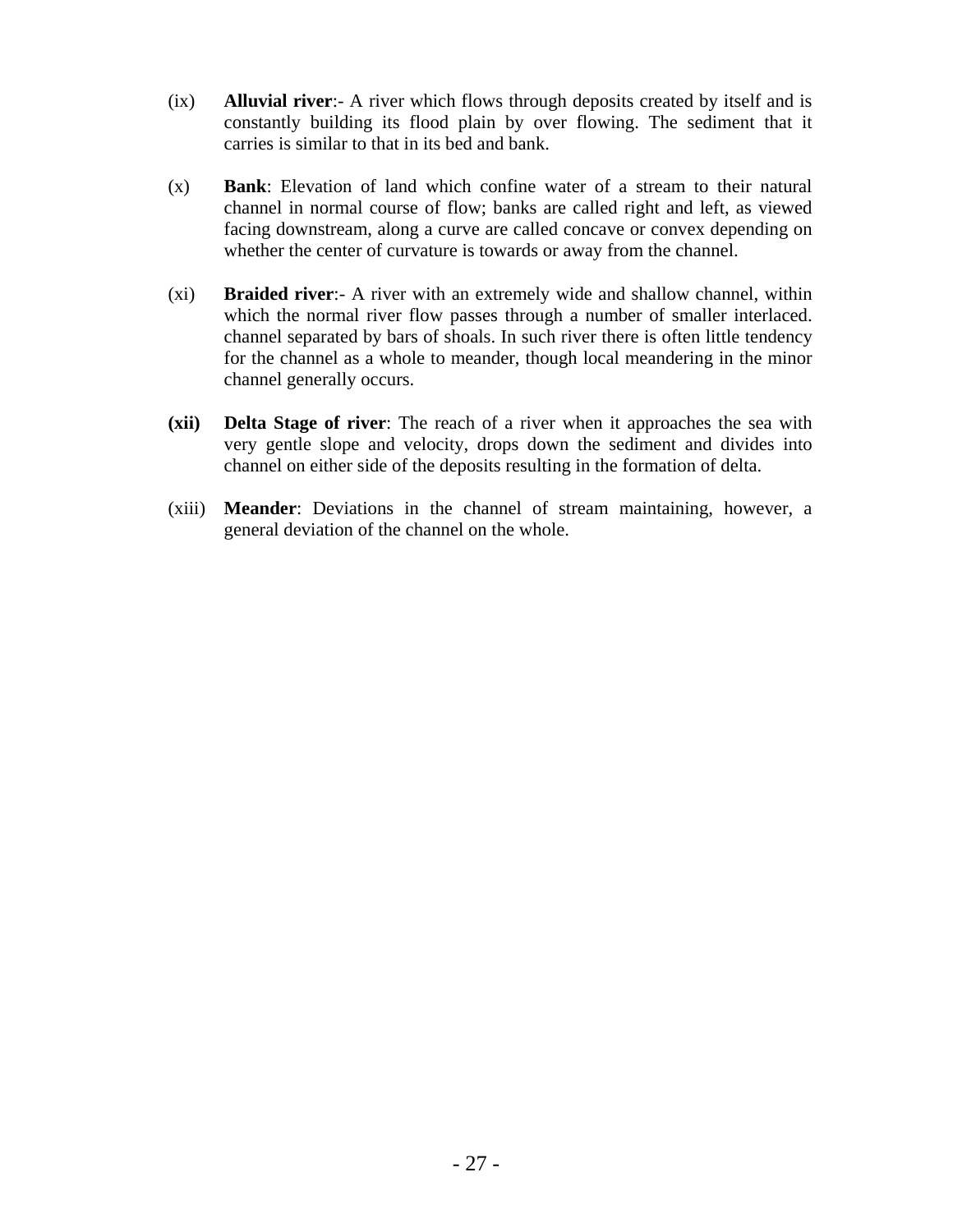(ix) **Alluvial river**:- A river which flows through deposits created by itself and is constantly building its flood plain by over flowing. The sediment that it carries is similar to that in its bed and bank.

(x) **Bank**: Elevation of land which confine water of a stream to their natural channel in normal course of flow; banks are called right and left, as viewed facing downstream, along a curve are called concave or convex depending on whether the center of curvature is towards or away from the channel.

(xi) **Braided river**:- A river with an extremely wide and shallow channel, within which the normal river flow passes through a number of smaller interlaced. channel separated by bars of shoals. In such river there is often little tendency for the channel as a whole to meander, though local meandering in the minor channel generally occurs.

**(xii)** **Delta Stage of river**: The reach of a river when it approaches the sea with very gentle slope and velocity, drops down the sediment and divides into channel on either side of the deposits resulting in the formation of delta.

(xiii) **Meander**: Deviations in the channel of stream maintaining, however, a general deviation of the channel on the whole.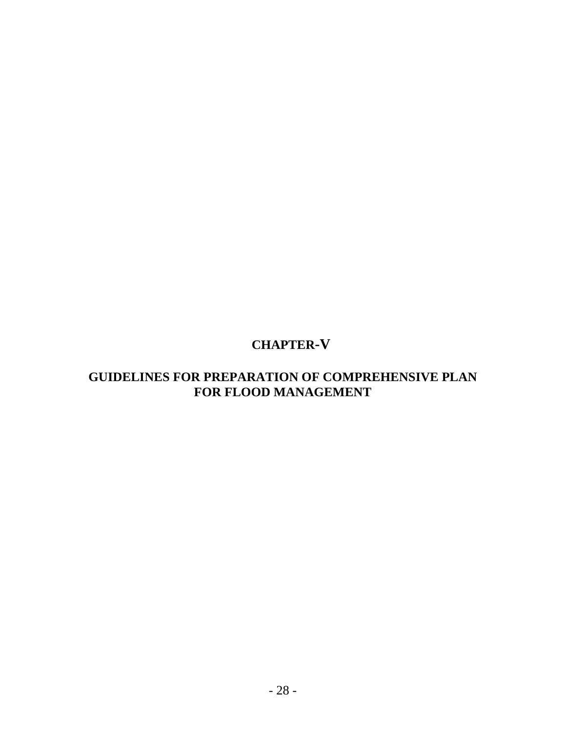# CHAPTER-V

## GUIDELINES FOR PREPARATION OF COMPREHENSIVE PLAN FOR FLOOD MANAGEMENT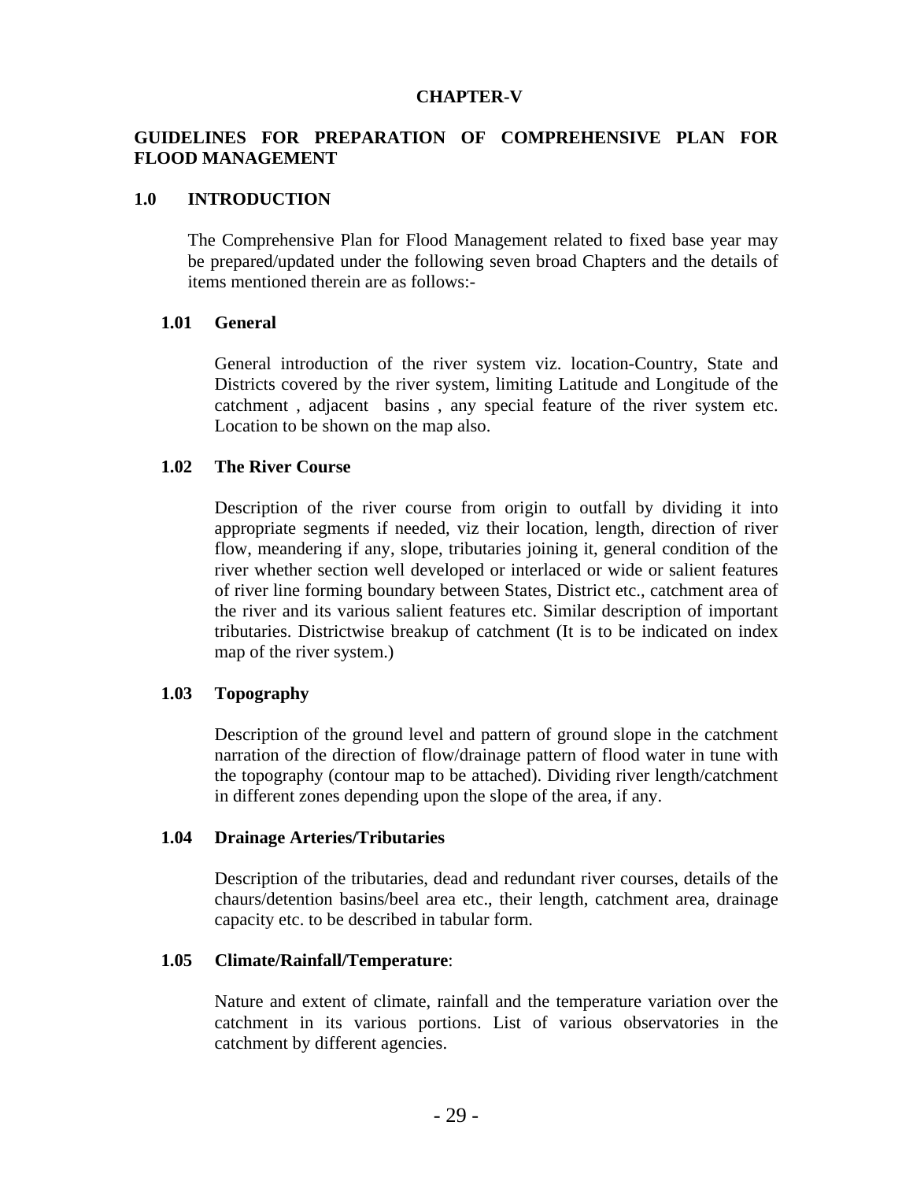# CHAPTER-V

## GUIDELINES FOR PREPARATION OF COMPREHENSIVE PLAN FOR FLOOD MANAGEMENT

### 1.0 INTRODUCTION

The Comprehensive Plan for Flood Management related to fixed base year may be prepared/updated under the following seven broad Chapters and the details of items mentioned therein are as follows:-

#### 1.01 General

General introduction of the river system viz. location-Country, State and Districts covered by the river system, limiting Latitude and Longitude of the catchment , adjacent basins , any special feature of the river system etc. Location to be shown on the map also.

#### 1.02 The River Course

Description of the river course from origin to outfall by dividing it into appropriate segments if needed, viz their location, length, direction of river flow, meandering if any, slope, tributaries joining it, general condition of the river whether section well developed or interlaced or wide or salient features of river line forming boundary between States, District etc., catchment area of the river and its various salient features etc. Similar description of important tributaries. Districtwise breakup of catchment (It is to be indicated on index map of the river system.)

#### 1.03 Topography

Description of the ground level and pattern of ground slope in the catchment narration of the direction of flow/drainage pattern of flood water in tune with the topography (contour map to be attached). Dividing river length/catchment in different zones depending upon the slope of the area, if any.

#### 1.04 Drainage Arteries/Tributaries

Description of the tributaries, dead and redundant river courses, details of the chaurs/detention basins/beel area etc., their length, catchment area, drainage capacity etc. to be described in tabular form.

#### 1.05 Climate/Rainfall/Temperature:

Nature and extent of climate, rainfall and the temperature variation over the catchment in its various portions. List of various observatories in the catchment by different agencies.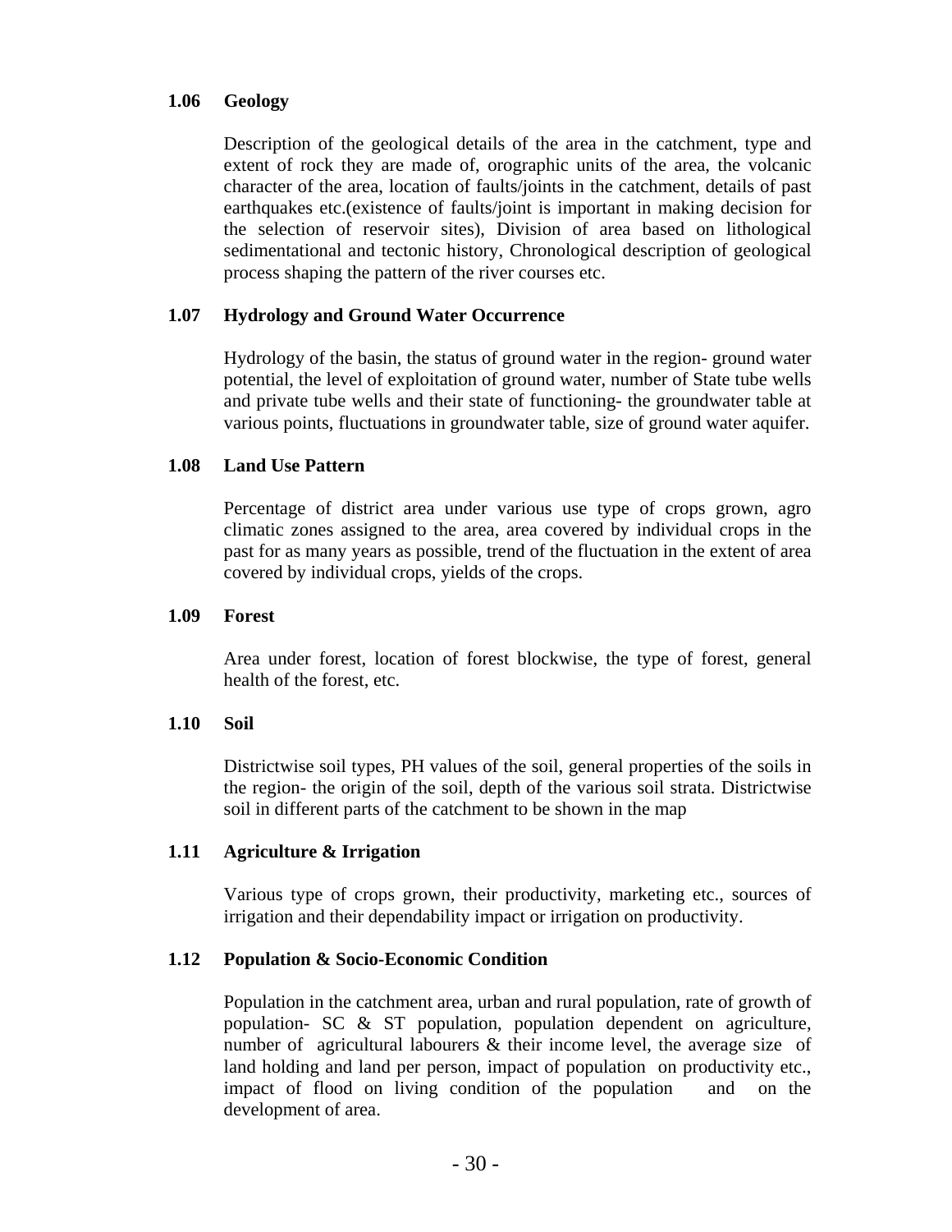### 1.06 Geology

Description of the geological details of the area in the catchment, type and extent of rock they are made of, orographic units of the area, the volcanic character of the area, location of faults/joints in the catchment, details of past earthquakes etc.(existence of faults/joint is important in making decision for the selection of reservoir sites), Division of area based on lithological sedimentational and tectonic history, Chronological description of geological process shaping the pattern of the river courses etc.

### 1.07 Hydrology and Ground Water Occurrence

Hydrology of the basin, the status of ground water in the region- ground water potential, the level of exploitation of ground water, number of State tube wells and private tube wells and their state of functioning- the groundwater table at various points, fluctuations in groundwater table, size of ground water aquifer.

### 1.08 Land Use Pattern

Percentage of district area under various use type of crops grown, agro climatic zones assigned to the area, area covered by individual crops in the past for as many years as possible, trend of the fluctuation in the extent of area covered by individual crops, yields of the crops.

### 1.09 Forest

Area under forest, location of forest blockwise, the type of forest, general health of the forest, etc.

### 1.10 Soil

Districtwise soil types, PH values of the soil, general properties of the soils in the region- the origin of the soil, depth of the various soil strata. Districtwise soil in different parts of the catchment to be shown in the map

### 1.11 Agriculture & Irrigation

Various type of crops grown, their productivity, marketing etc., sources of irrigation and their dependability impact or irrigation on productivity.

### 1.12 Population & Socio-Economic Condition

Population in the catchment area, urban and rural population, rate of growth of population- SC & ST population, population dependent on agriculture, number of agricultural labourers & their income level, the average size of land holding and land per person, impact of population on productivity etc., impact of flood on living condition of the population and on the development of area.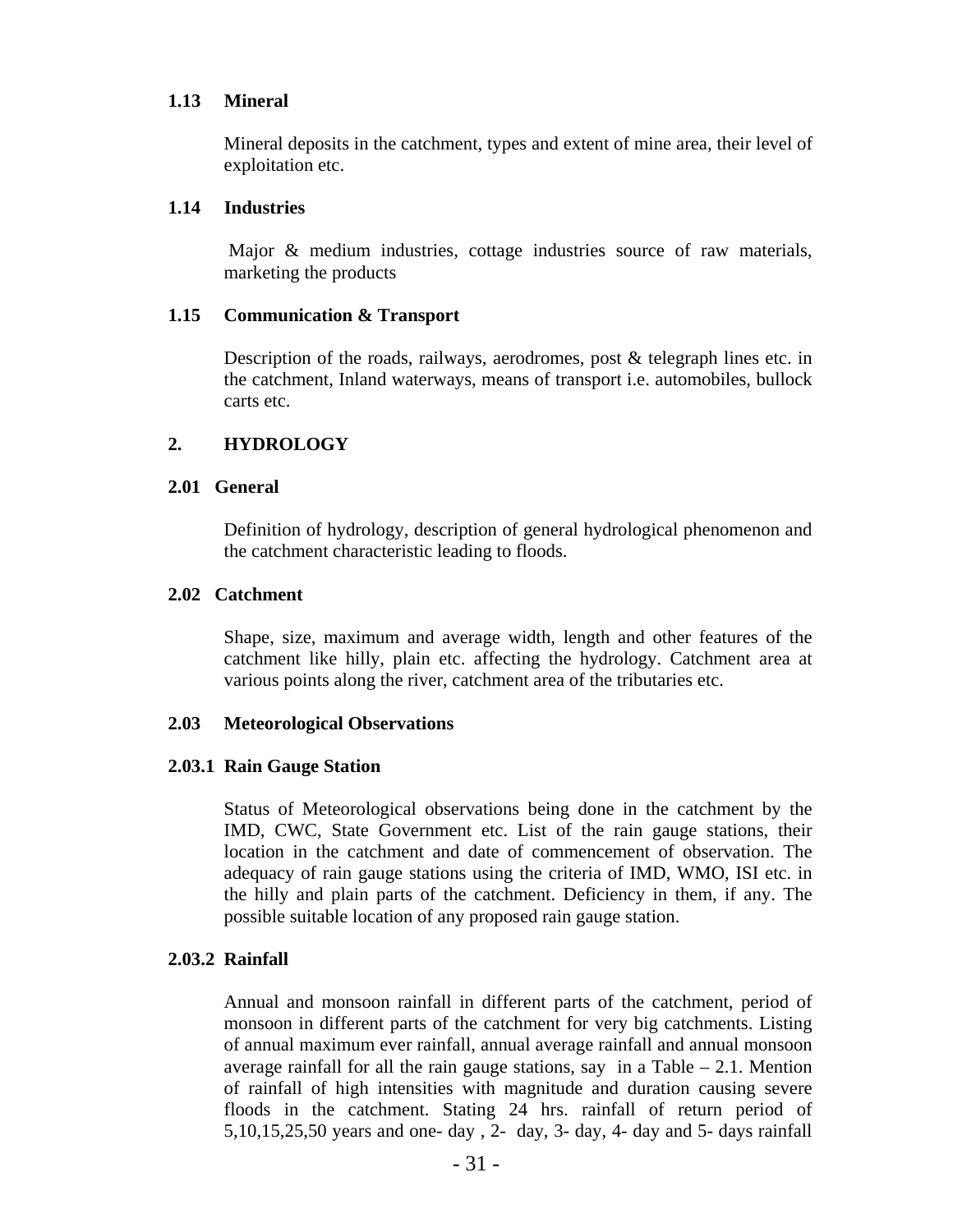### 1.13 Mineral

Mineral deposits in the catchment, types and extent of mine area, their level of exploitation etc.

### 1.14 Industries

Major & medium industries, cottage industries source of raw materials, marketing the products

### 1.15 Communication & Transport

Description of the roads, railways, aerodromes, post & telegraph lines etc. in the catchment, Inland waterways, means of transport i.e. automobiles, bullock carts etc.

## 2. HYDROLOGY

### 2.01 General

Definition of hydrology, description of general hydrological phenomenon and the catchment characteristic leading to floods.

### 2.02 Catchment

Shape, size, maximum and average width, length and other features of the catchment like hilly, plain etc. affecting the hydrology. Catchment area at various points along the river, catchment area of the tributaries etc.

### 2.03 Meteorological Observations

#### 2.03.1 Rain Gauge Station

Status of Meteorological observations being done in the catchment by the IMD, CWC, State Government etc. List of the rain gauge stations, their location in the catchment and date of commencement of observation. The adequacy of rain gauge stations using the criteria of IMD, WMO, ISI etc. in the hilly and plain parts of the catchment. Deficiency in them, if any. The possible suitable location of any proposed rain gauge station.

#### 2.03.2 Rainfall

Annual and monsoon rainfall in different parts of the catchment, period of monsoon in different parts of the catchment for very big catchments. Listing of annual maximum ever rainfall, annual average rainfall and annual monsoon average rainfall for all the rain gauge stations, say in a Table – 2.1. Mention of rainfall of high intensities with magnitude and duration causing severe floods in the catchment. Stating 24 hrs. rainfall of return period of 5,10,15,25,50 years and one- day , 2- day, 3- day, 4- day and 5- days rainfall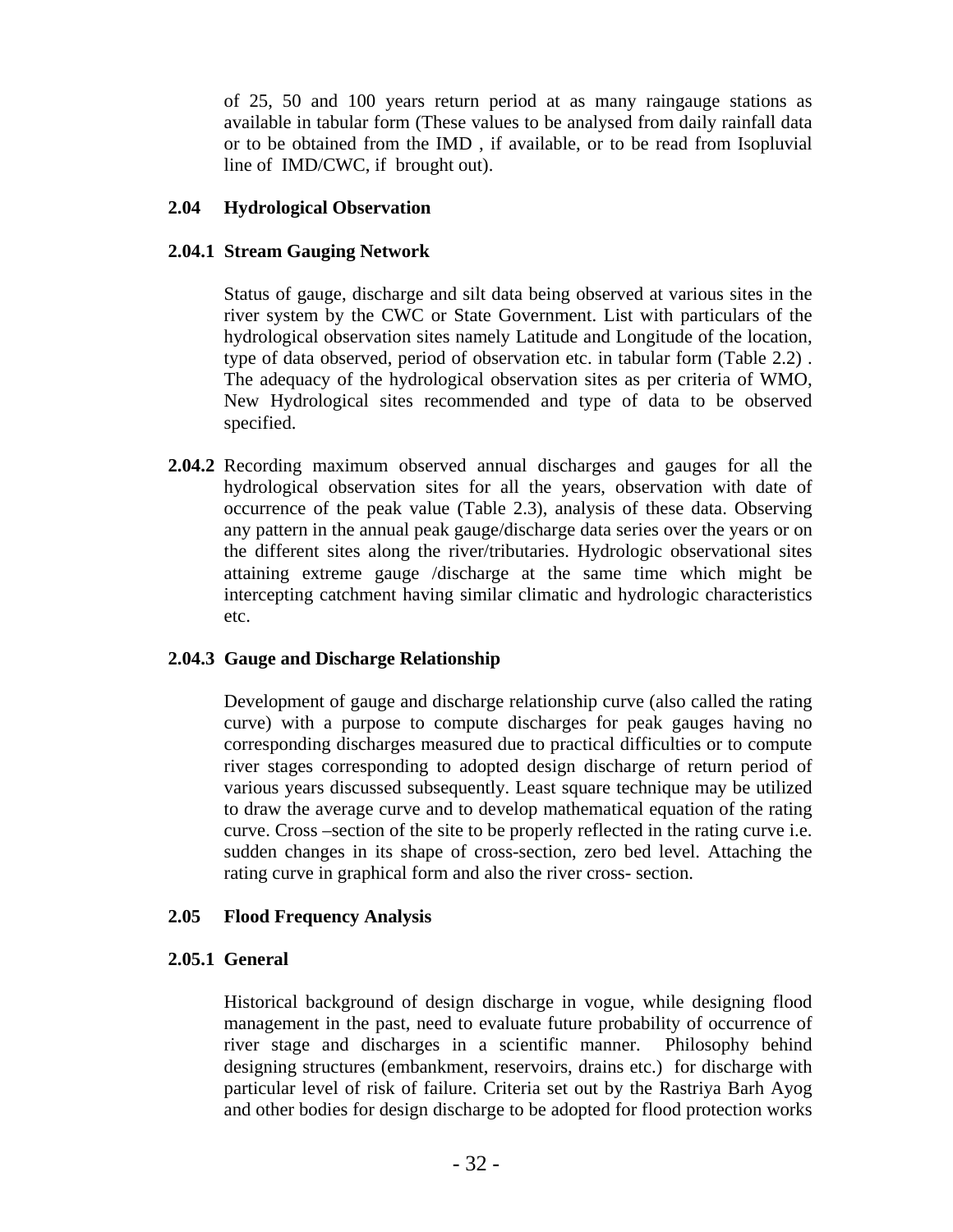of 25, 50 and 100 years return period at as many raingauge stations as available in tabular form (These values to be analysed from daily rainfall data or to be obtained from the IMD , if available, or to be read from Isopluvial line of IMD/CWC, if brought out).

### 2.04 Hydrological Observation

### 2.04.1 Stream Gauging Network

Status of gauge, discharge and silt data being observed at various sites in the river system by the CWC or State Government. List with particulars of the hydrological observation sites namely Latitude and Longitude of the location, type of data observed, period of observation etc. in tabular form (Table 2.2) . The adequacy of the hydrological observation sites as per criteria of WMO, New Hydrological sites recommended and type of data to be observed specified.

**2.04.2** Recording maximum observed annual discharges and gauges for all the hydrological observation sites for all the years, observation with date of occurrence of the peak value (Table 2.3), analysis of these data. Observing any pattern in the annual peak gauge/discharge data series over the years or on the different sites along the river/tributaries. Hydrologic observational sites attaining extreme gauge /discharge at the same time which might be intercepting catchment having similar climatic and hydrologic characteristics etc.

### 2.04.3 Gauge and Discharge Relationship

Development of gauge and discharge relationship curve (also called the rating curve) with a purpose to compute discharges for peak gauges having no corresponding discharges measured due to practical difficulties or to compute river stages corresponding to adopted design discharge of return period of various years discussed subsequently. Least square technique may be utilized to draw the average curve and to develop mathematical equation of the rating curve. Cross –section of the site to be properly reflected in the rating curve i.e. sudden changes in its shape of cross-section, zero bed level. Attaching the rating curve in graphical form and also the river cross- section.

### 2.05 Flood Frequency Analysis

### 2.05.1 General

Historical background of design discharge in vogue, while designing flood management in the past, need to evaluate future probability of occurrence of river stage and discharges in a scientific manner. Philosophy behind designing structures (embankment, reservoirs, drains etc.) for discharge with particular level of risk of failure. Criteria set out by the Rastriya Barh Ayog and other bodies for design discharge to be adopted for flood protection works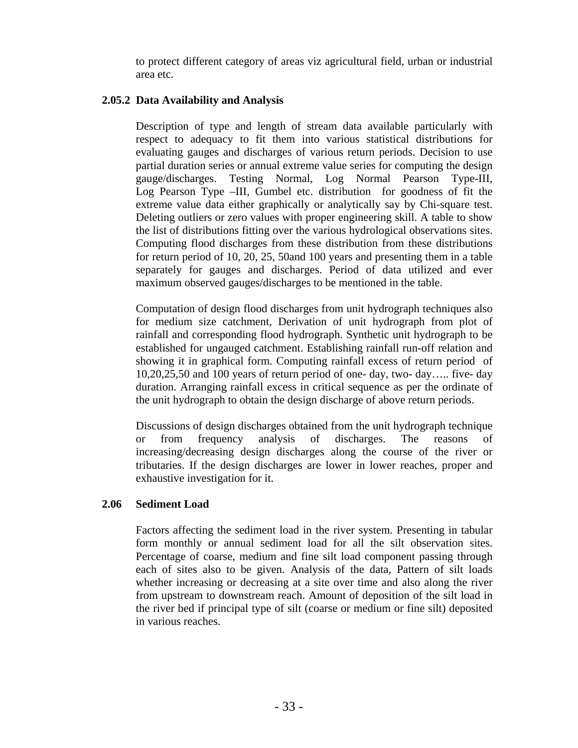to protect different category of areas viz agricultural field, urban or industrial area etc.

### 2.05.2 Data Availability and Analysis

Description of type and length of stream data available particularly with respect to adequacy to fit them into various statistical distributions for evaluating gauges and discharges of various return periods. Decision to use partial duration series or annual extreme value series for computing the design gauge/discharges. Testing Normal, Log Normal Pearson Type-III, Log Pearson Type –III, Gumbel etc. distribution for goodness of fit the extreme value data either graphically or analytically say by Chi-square test. Deleting outliers or zero values with proper engineering skill. A table to show the list of distributions fitting over the various hydrological observations sites. Computing flood discharges from these distribution from these distributions for return period of 10, 20, 25, 50and 100 years and presenting them in a table separately for gauges and discharges. Period of data utilized and ever maximum observed gauges/discharges to be mentioned in the table.

Computation of design flood discharges from unit hydrograph techniques also for medium size catchment, Derivation of unit hydrograph from plot of rainfall and corresponding flood hydrograph. Synthetic unit hydrograph to be established for ungauged catchment. Establishing rainfall run-off relation and showing it in graphical form. Computing rainfall excess of return period of 10,20,25,50 and 100 years of return period of one- day, two- day….. five- day duration. Arranging rainfall excess in critical sequence as per the ordinate of the unit hydrograph to obtain the design discharge of above return periods.

Discussions of design discharges obtained from the unit hydrograph technique or from frequency analysis of discharges. The reasons of increasing/decreasing design discharges along the course of the river or tributaries. If the design discharges are lower in lower reaches, proper and exhaustive investigation for it.

## 2.06 Sediment Load

Factors affecting the sediment load in the river system. Presenting in tabular form monthly or annual sediment load for all the silt observation sites. Percentage of coarse, medium and fine silt load component passing through each of sites also to be given. Analysis of the data, Pattern of silt loads whether increasing or decreasing at a site over time and also along the river from upstream to downstream reach. Amount of deposition of the silt load in the river bed if principal type of silt (coarse or medium or fine silt) deposited in various reaches.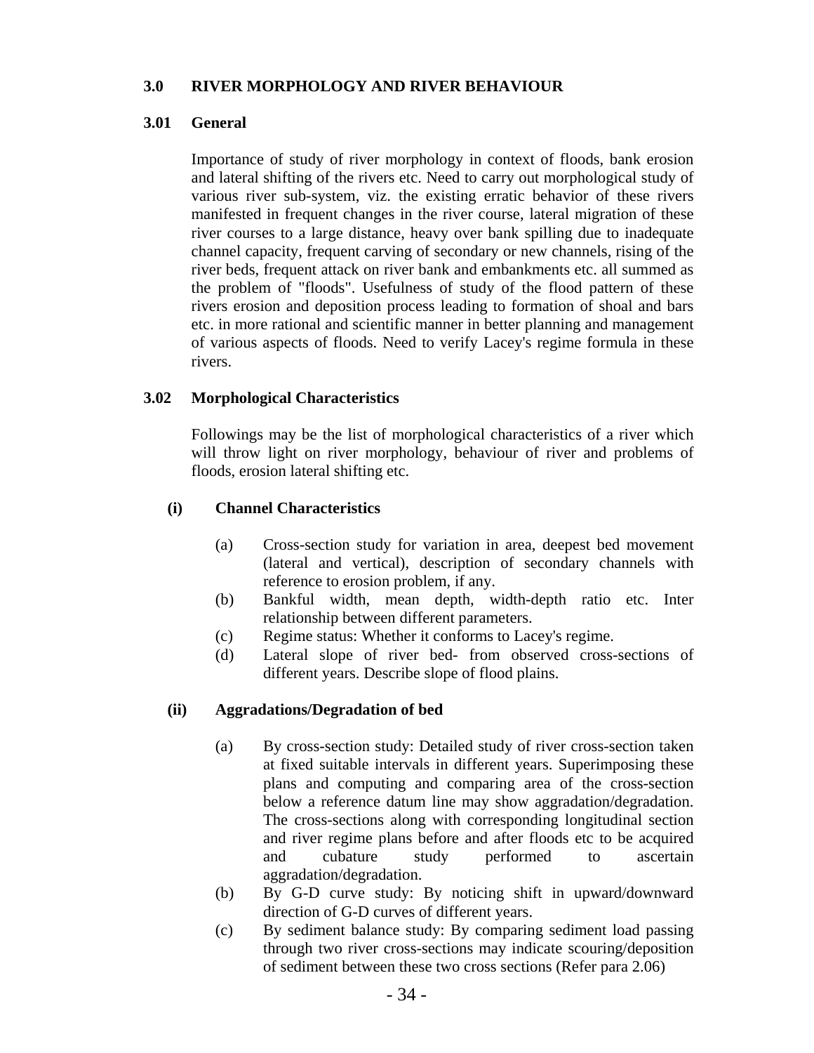## 3.0 RIVER MORPHOLOGY AND RIVER BEHAVIOUR

### 3.01 General

Importance of study of river morphology in context of floods, bank erosion and lateral shifting of the rivers etc. Need to carry out morphological study of various river sub-system, viz. the existing erratic behavior of these rivers manifested in frequent changes in the river course, lateral migration of these river courses to a large distance, heavy over bank spilling due to inadequate channel capacity, frequent carving of secondary or new channels, rising of the river beds, frequent attack on river bank and embankments etc. all summed as the problem of "floods". Usefulness of study of the flood pattern of these rivers erosion and deposition process leading to formation of shoal and bars etc. in more rational and scientific manner in better planning and management of various aspects of floods. Need to verify Lacey's regime formula in these rivers.

### 3.02 Morphological Characteristics

Followings may be the list of morphological characteristics of a river which will throw light on river morphology, behaviour of river and problems of floods, erosion lateral shifting etc.

**(i) Channel Characteristics**

- (a) Cross-section study for variation in area, deepest bed movement (lateral and vertical), description of secondary channels with reference to erosion problem, if any.
- (b) Bankful width, mean depth, width-depth ratio etc. Inter relationship between different parameters.
- (c) Regime status: Whether it conforms to Lacey's regime.
- (d) Lateral slope of river bed- from observed cross-sections of different years. Describe slope of flood plains.

**(ii) Aggradations/Degradation of bed**

- (a) By cross-section study: Detailed study of river cross-section taken at fixed suitable intervals in different years. Superimposing these plans and computing and comparing area of the cross-section below a reference datum line may show aggradation/degradation. The cross-sections along with corresponding longitudinal section and river regime plans before and after floods etc to be acquired and cubature study performed to ascertain aggradation/degradation.
- (b) By G-D curve study: By noticing shift in upward/downward direction of G-D curves of different years.
- (c) By sediment balance study: By comparing sediment load passing through two river cross-sections may indicate scouring/deposition of sediment between these two cross sections (Refer para 2.06)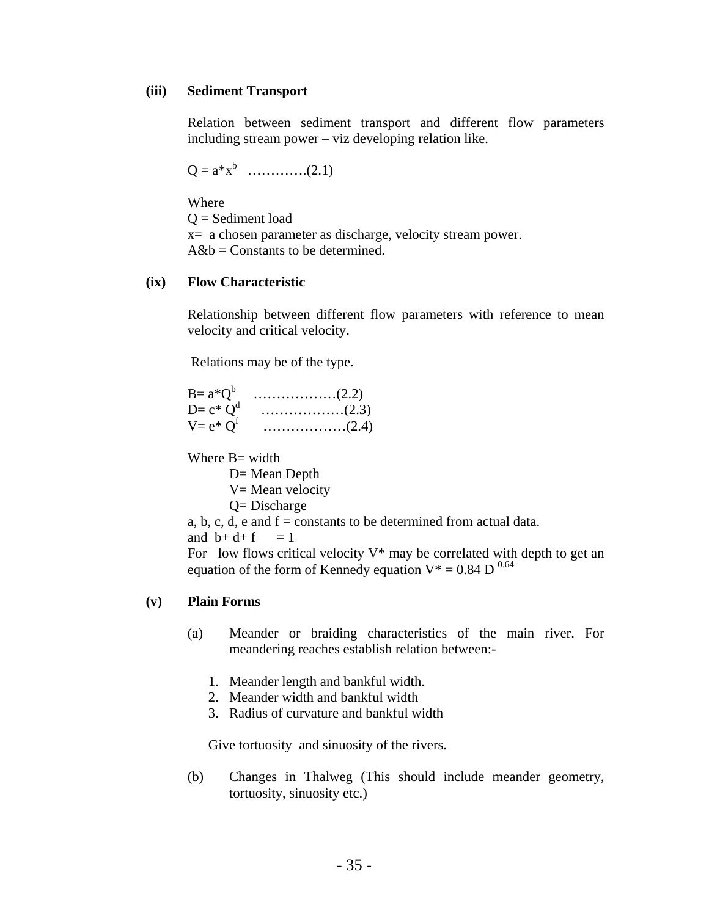**(iii) Sediment Transport**

Relation between sediment transport and different flow parameters including stream power – viz developing relation like.

$Q = a*x^b$ ………….(2.1)

Where
Q = Sediment load
x= a chosen parameter as discharge, velocity stream power.
A&b = Constants to be determined.

**(ix) Flow Characteristic**

Relationship between different flow parameters with reference to mean velocity and critical velocity.

Relations may be of the type.

$B= a*Q^b$ ………………(2.2)
$D= c* Q^d$ ………………(2.3)
$V= e* Q^f$ ………………(2.4)

Where B= width
D= Mean Depth
V= Mean velocity
Q= Discharge
a, b, c, d, e and f = constants to be determined from actual data.
and $b+ d+ f = 1$
For low flows critical velocity V* may be correlated with depth to get an equation of the form of Kennedy equation $V^* = 0.84 D^{0.64}$

**(v) Plain Forms**

(a) Meander or braiding characteristics of the main river. For meandering reaches establish relation between:-

1. Meander length and bankful width.
2. Meander width and bankful width
3. Radius of curvature and bankful width

Give tortuosity and sinuosity of the rivers.

(b) Changes in Thalweg (This should include meander geometry, tortuosity, sinuosity etc.)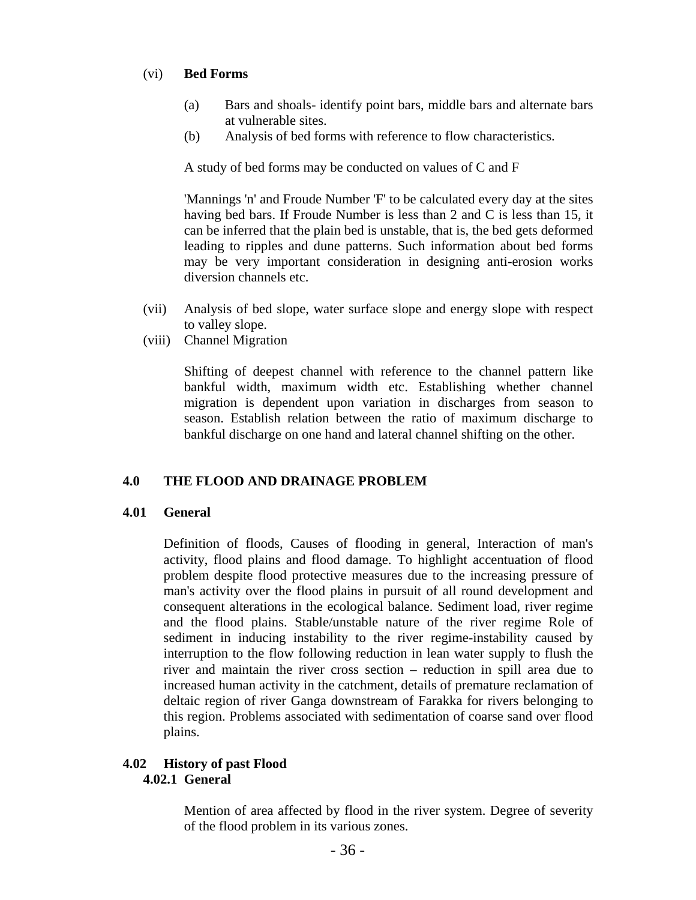(vi) **Bed Forms**

   (a) Bars and shoals- identify point bars, middle bars and alternate bars at vulnerable sites.
   (b) Analysis of bed forms with reference to flow characteristics.

   A study of bed forms may be conducted on values of C and F

   'Mannings 'n' and Froude Number 'F' to be calculated every day at the sites having bed bars. If Froude Number is less than 2 and C is less than 15, it can be inferred that the plain bed is unstable, that is, the bed gets deformed leading to ripples and dune patterns. Such information about bed forms may be very important consideration in designing anti-erosion works diversion channels etc.

(vii) Analysis of bed slope, water surface slope and energy slope with respect to valley slope.

(viii) Channel Migration

   Shifting of deepest channel with reference to the channel pattern like bankful width, maximum width etc. Establishing whether channel migration is dependent upon variation in discharges from season to season. Establish relation between the ratio of maximum discharge to bankful discharge on one hand and lateral channel shifting on the other.

## 4.0 THE FLOOD AND DRAINAGE PROBLEM

### 4.01 General

Definition of floods, Causes of flooding in general, Interaction of man's activity, flood plains and flood damage. To highlight accentuation of flood problem despite flood protective measures due to the increasing pressure of man's activity over the flood plains in pursuit of all round development and consequent alterations in the ecological balance. Sediment load, river regime and the flood plains. Stable/unstable nature of the river regime Role of sediment in inducing instability to the river regime-instability caused by interruption to the flow following reduction in lean water supply to flush the river and maintain the river cross section – reduction in spill area due to increased human activity in the catchment, details of premature reclamation of deltaic region of river Ganga downstream of Farakka for rivers belonging to this region. Problems associated with sedimentation of coarse sand over flood plains.

### 4.02 History of past Flood

#### 4.02.1 General

Mention of area affected by flood in the river system. Degree of severity of the flood problem in its various zones.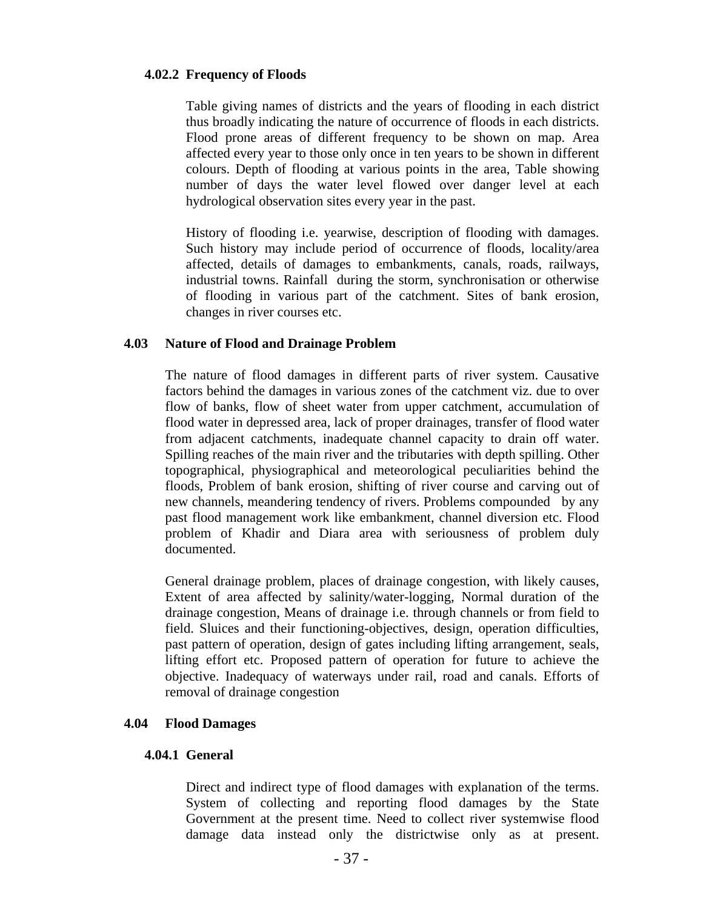#### 4.02.2 Frequency of Floods

Table giving names of districts and the years of flooding in each district thus broadly indicating the nature of occurrence of floods in each districts. Flood prone areas of different frequency to be shown on map. Area affected every year to those only once in ten years to be shown in different colours. Depth of flooding at various points in the area, Table showing number of days the water level flowed over danger level at each hydrological observation sites every year in the past.

History of flooding i.e. yearwise, description of flooding with damages. Such history may include period of occurrence of floods, locality/area affected, details of damages to embankments, canals, roads, railways, industrial towns. Rainfall during the storm, synchronisation or otherwise of flooding in various part of the catchment. Sites of bank erosion, changes in river courses etc.

### 4.03 Nature of Flood and Drainage Problem

The nature of flood damages in different parts of river system. Causative factors behind the damages in various zones of the catchment viz. due to over flow of banks, flow of sheet water from upper catchment, accumulation of flood water in depressed area, lack of proper drainages, transfer of flood water from adjacent catchments, inadequate channel capacity to drain off water. Spilling reaches of the main river and the tributaries with depth spilling. Other topographical, physiographical and meteorological peculiarities behind the floods, Problem of bank erosion, shifting of river course and carving out of new channels, meandering tendency of rivers. Problems compounded by any past flood management work like embankment, channel diversion etc. Flood problem of Khadir and Diara area with seriousness of problem duly documented.

General drainage problem, places of drainage congestion, with likely causes, Extent of area affected by salinity/water-logging, Normal duration of the drainage congestion, Means of drainage i.e. through channels or from field to field. Sluices and their functioning-objectives, design, operation difficulties, past pattern of operation, design of gates including lifting arrangement, seals, lifting effort etc. Proposed pattern of operation for future to achieve the objective. Inadequacy of waterways under rail, road and canals. Efforts of removal of drainage congestion

### 4.04 Flood Damages

#### 4.04.1 General

Direct and indirect type of flood damages with explanation of the terms. System of collecting and reporting flood damages by the State Government at the present time. Need to collect river systemwise flood damage data instead only the districtwise only as at present.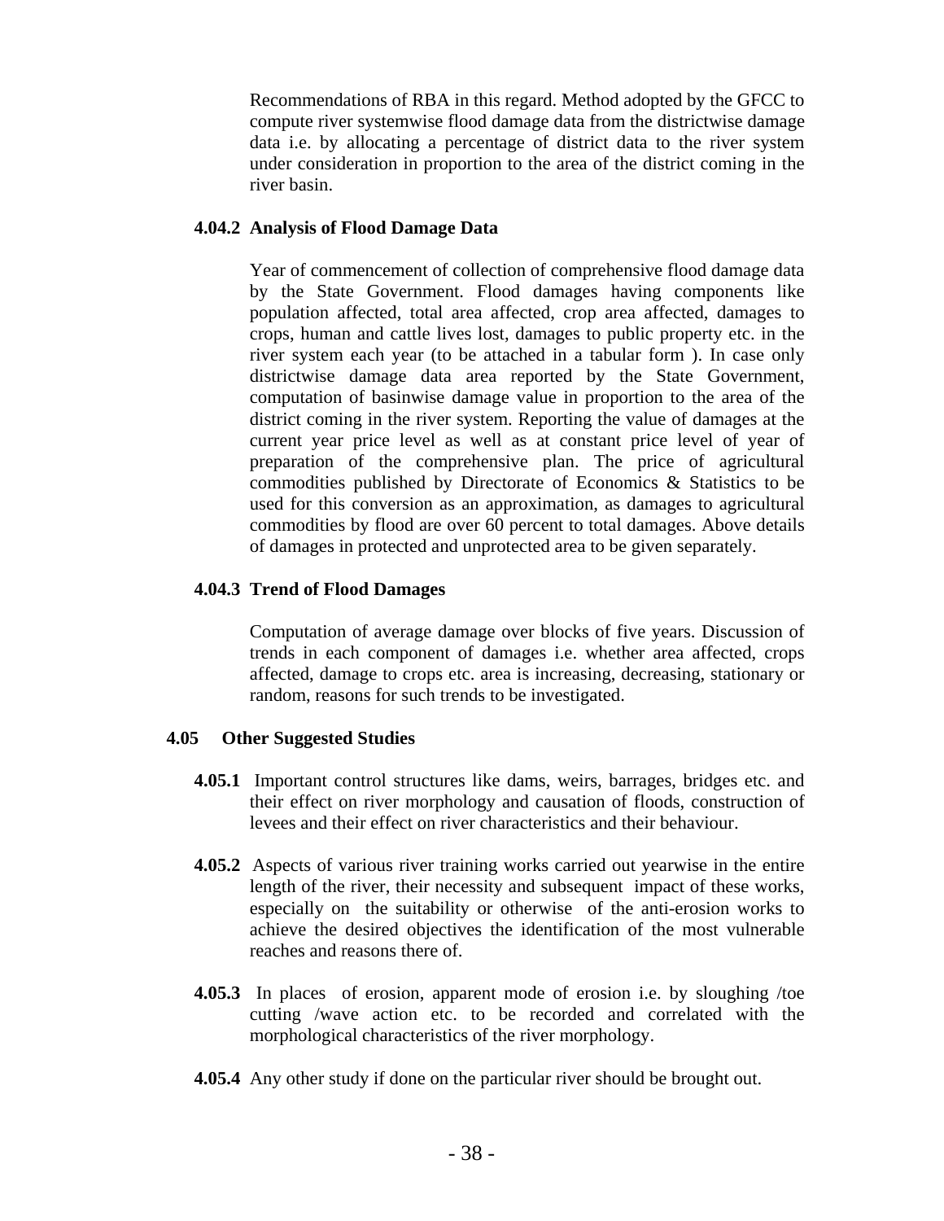Recommendations of RBA in this regard. Method adopted by the GFCC to compute river systemwise flood damage data from the districtwise damage data i.e. by allocating a percentage of district data to the river system under consideration in proportion to the area of the district coming in the river basin.

### 4.04.2 Analysis of Flood Damage Data

Year of commencement of collection of comprehensive flood damage data by the State Government. Flood damages having components like population affected, total area affected, crop area affected, damages to crops, human and cattle lives lost, damages to public property etc. in the river system each year (to be attached in a tabular form ). In case only districtwise damage data area reported by the State Government, computation of basinwise damage value in proportion to the area of the district coming in the river system. Reporting the value of damages at the current year price level as well as at constant price level of year of preparation of the comprehensive plan. The price of agricultural commodities published by Directorate of Economics & Statistics to be used for this conversion as an approximation, as damages to agricultural commodities by flood are over 60 percent to total damages. Above details of damages in protected and unprotected area to be given separately.

### 4.04.3 Trend of Flood Damages

Computation of average damage over blocks of five years. Discussion of trends in each component of damages i.e. whether area affected, crops affected, damage to crops etc. area is increasing, decreasing, stationary or random, reasons for such trends to be investigated.

## 4.05 Other Suggested Studies

**4.05.1** Important control structures like dams, weirs, barrages, bridges etc. and their effect on river morphology and causation of floods, construction of levees and their effect on river characteristics and their behaviour.

**4.05.2** Aspects of various river training works carried out yearwise in the entire length of the river, their necessity and subsequent impact of these works, especially on the suitability or otherwise of the anti-erosion works to achieve the desired objectives the identification of the most vulnerable reaches and reasons there of.

**4.05.3** In places of erosion, apparent mode of erosion i.e. by sloughing /toe cutting /wave action etc. to be recorded and correlated with the morphological characteristics of the river morphology.

**4.05.4** Any other study if done on the particular river should be brought out.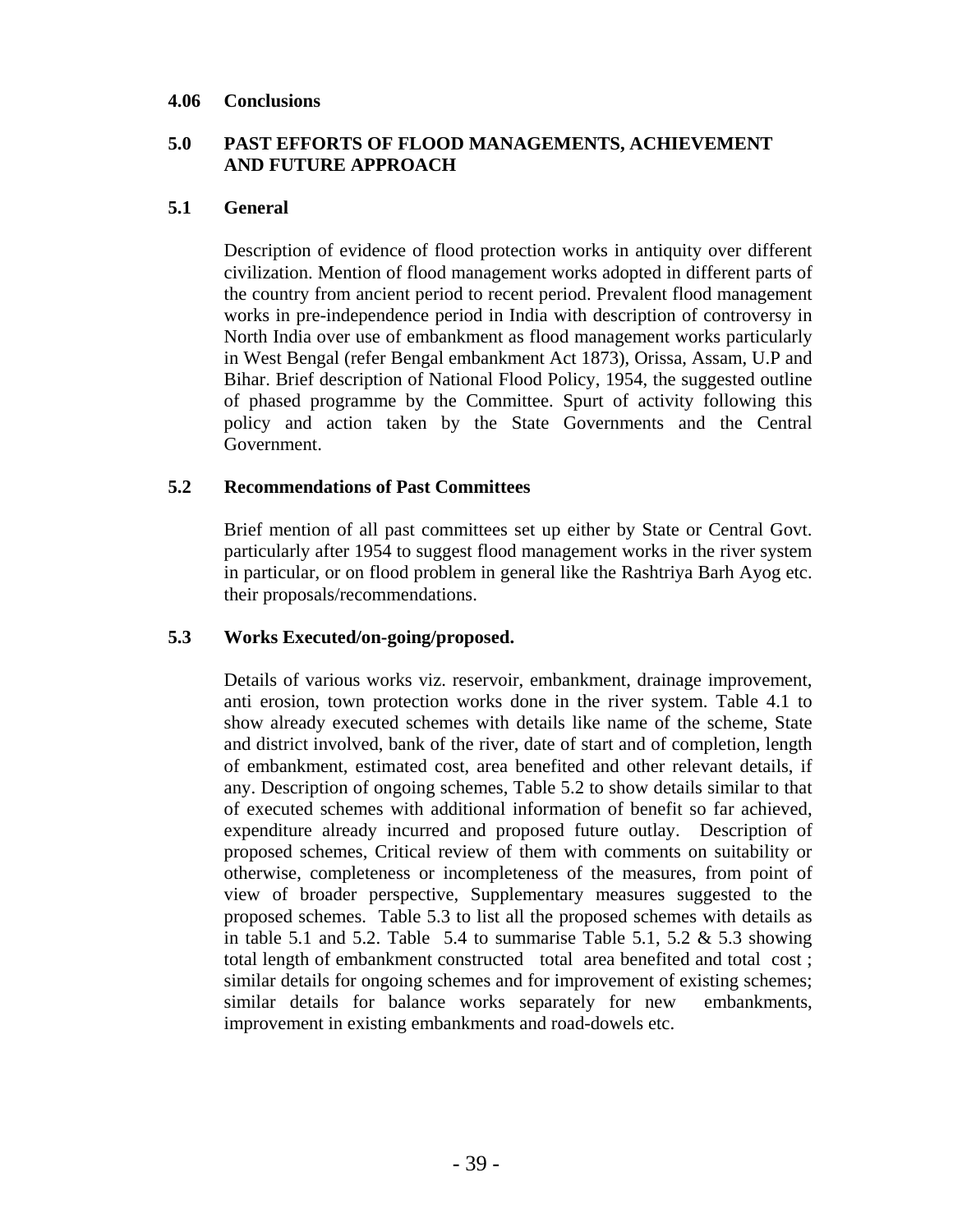### 4.06 Conclusions

## 5.0 PAST EFFORTS OF FLOOD MANAGEMENTS, ACHIEVEMENT AND FUTURE APPROACH

### 5.1 General

Description of evidence of flood protection works in antiquity over different civilization. Mention of flood management works adopted in different parts of the country from ancient period to recent period. Prevalent flood management works in pre-independence period in India with description of controversy in North India over use of embankment as flood management works particularly in West Bengal (refer Bengal embankment Act 1873), Orissa, Assam, U.P and Bihar. Brief description of National Flood Policy, 1954, the suggested outline of phased programme by the Committee. Spurt of activity following this policy and action taken by the State Governments and the Central Government.

### 5.2 Recommendations of Past Committees

Brief mention of all past committees set up either by State or Central Govt. particularly after 1954 to suggest flood management works in the river system in particular, or on flood problem in general like the Rashtriya Barh Ayog etc. their proposals/recommendations.

### 5.3 Works Executed/on-going/proposed.

Details of various works viz. reservoir, embankment, drainage improvement, anti erosion, town protection works done in the river system. Table 4.1 to show already executed schemes with details like name of the scheme, State and district involved, bank of the river, date of start and of completion, length of embankment, estimated cost, area benefited and other relevant details, if any. Description of ongoing schemes, Table 5.2 to show details similar to that of executed schemes with additional information of benefit so far achieved, expenditure already incurred and proposed future outlay. Description of proposed schemes, Critical review of them with comments on suitability or otherwise, completeness or incompleteness of the measures, from point of view of broader perspective, Supplementary measures suggested to the proposed schemes. Table 5.3 to list all the proposed schemes with details as in table 5.1 and 5.2. Table 5.4 to summarise Table 5.1, 5.2 & 5.3 showing total length of embankment constructed total area benefited and total cost ; similar details for ongoing schemes and for improvement of existing schemes; similar details for balance works separately for new embankments, improvement in existing embankments and road-dowels etc.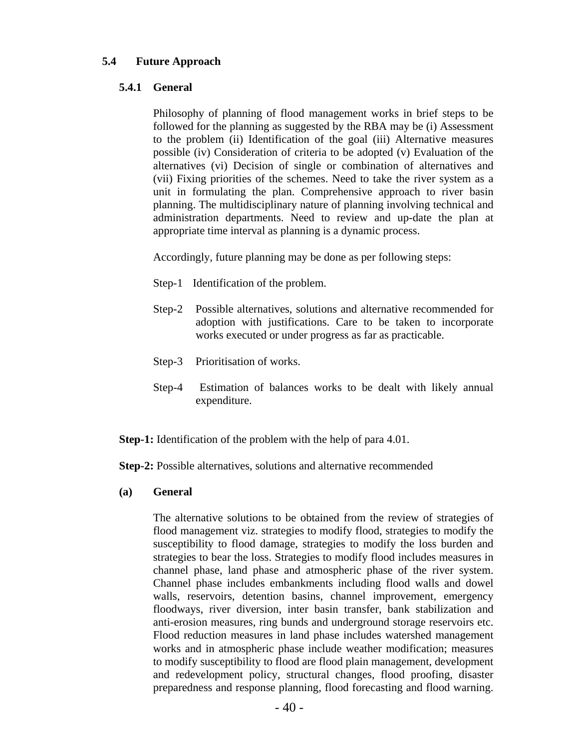## 5.4 Future Approach

### 5.4.1 General

Philosophy of planning of flood management works in brief steps to be followed for the planning as suggested by the RBA may be (i) Assessment to the problem (ii) Identification of the goal (iii) Alternative measures possible (iv) Consideration of criteria to be adopted (v) Evaluation of the alternatives (vi) Decision of single or combination of alternatives and (vii) Fixing priorities of the schemes. Need to take the river system as a unit in formulating the plan. Comprehensive approach to river basin planning. The multidisciplinary nature of planning involving technical and administration departments. Need to review and up-date the plan at appropriate time interval as planning is a dynamic process.

Accordingly, future planning may be done as per following steps:

Step-1 Identification of the problem.

Step-2 Possible alternatives, solutions and alternative recommended for adoption with justifications. Care to be taken to incorporate works executed or under progress as far as practicable.

Step-3 Prioritisation of works.

Step-4 Estimation of balances works to be dealt with likely annual expenditure.

**Step-1:** Identification of the problem with the help of para 4.01.

**Step-2:** Possible alternatives, solutions and alternative recommended

**(a) General**

The alternative solutions to be obtained from the review of strategies of flood management viz. strategies to modify flood, strategies to modify the susceptibility to flood damage, strategies to modify the loss burden and strategies to bear the loss. Strategies to modify flood includes measures in channel phase, land phase and atmospheric phase of the river system. Channel phase includes embankments including flood walls and dowel walls, reservoirs, detention basins, channel improvement, emergency floodways, river diversion, inter basin transfer, bank stabilization and anti-erosion measures, ring bunds and underground storage reservoirs etc. Flood reduction measures in land phase includes watershed management works and in atmospheric phase include weather modification; measures to modify susceptibility to flood are flood plain management, development and redevelopment policy, structural changes, flood proofing, disaster preparedness and response planning, flood forecasting and flood warning.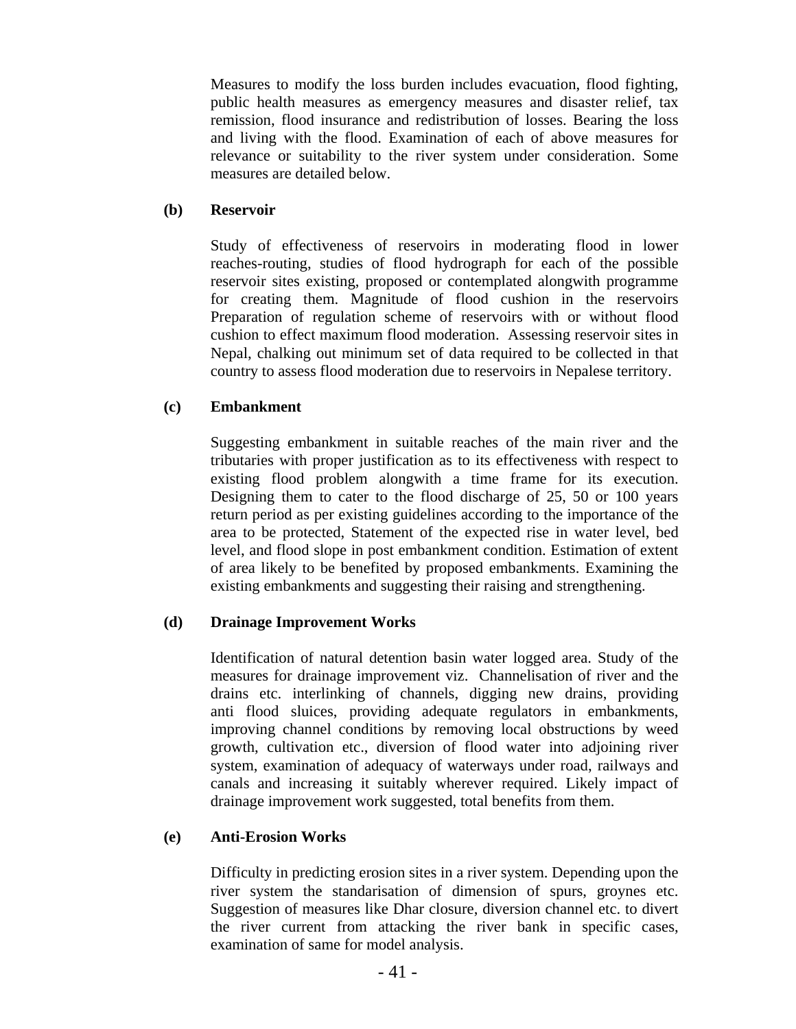Measures to modify the loss burden includes evacuation, flood fighting, public health measures as emergency measures and disaster relief, tax remission, flood insurance and redistribution of losses. Bearing the loss and living with the flood. Examination of each of above measures for relevance or suitability to the river system under consideration. Some measures are detailed below.

**(b) Reservoir**

Study of effectiveness of reservoirs in moderating flood in lower reaches-routing, studies of flood hydrograph for each of the possible reservoir sites existing, proposed or contemplated alongwith programme for creating them. Magnitude of flood cushion in the reservoirs Preparation of regulation scheme of reservoirs with or without flood cushion to effect maximum flood moderation. Assessing reservoir sites in Nepal, chalking out minimum set of data required to be collected in that country to assess flood moderation due to reservoirs in Nepalese territory.

**(c) Embankment**

Suggesting embankment in suitable reaches of the main river and the tributaries with proper justification as to its effectiveness with respect to existing flood problem alongwith a time frame for its execution. Designing them to cater to the flood discharge of 25, 50 or 100 years return period as per existing guidelines according to the importance of the area to be protected, Statement of the expected rise in water level, bed level, and flood slope in post embankment condition. Estimation of extent of area likely to be benefited by proposed embankments. Examining the existing embankments and suggesting their raising and strengthening.

**(d) Drainage Improvement Works**

Identification of natural detention basin water logged area. Study of the measures for drainage improvement viz. Channelisation of river and the drains etc. interlinking of channels, digging new drains, providing anti flood sluices, providing adequate regulators in embankments, improving channel conditions by removing local obstructions by weed growth, cultivation etc., diversion of flood water into adjoining river system, examination of adequacy of waterways under road, railways and canals and increasing it suitably wherever required. Likely impact of drainage improvement work suggested, total benefits from them.

**(e) Anti-Erosion Works**

Difficulty in predicting erosion sites in a river system. Depending upon the river system the standarisation of dimension of spurs, groynes etc. Suggestion of measures like Dhar closure, diversion channel etc. to divert the river current from attacking the river bank in specific cases, examination of same for model analysis.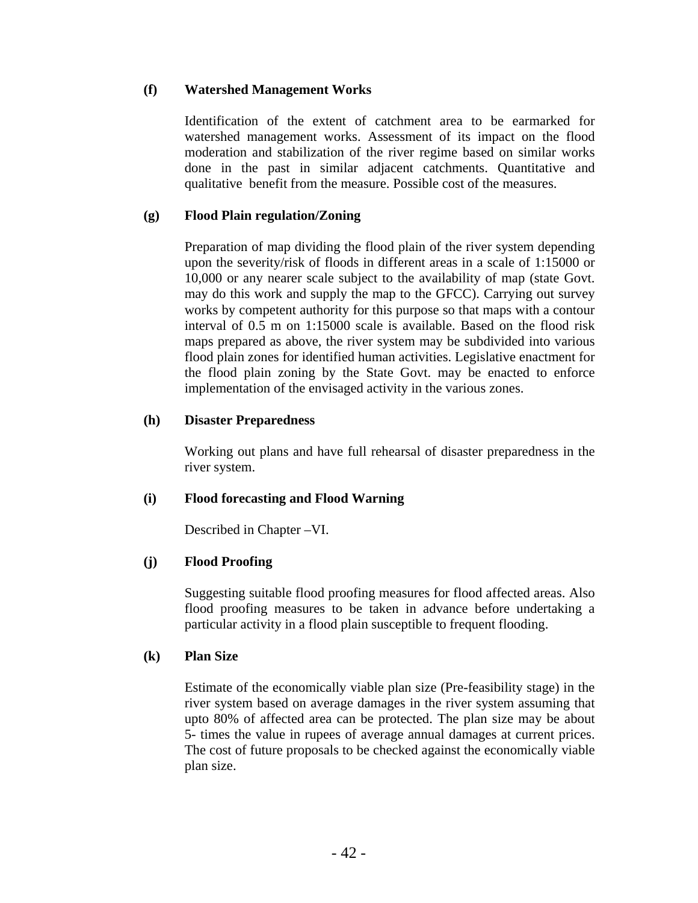**(f) Watershed Management Works**

Identification of the extent of catchment area to be earmarked for watershed management works. Assessment of its impact on the flood moderation and stabilization of the river regime based on similar works done in the past in similar adjacent catchments. Quantitative and qualitative benefit from the measure. Possible cost of the measures.

**(g) Flood Plain regulation/Zoning**

Preparation of map dividing the flood plain of the river system depending upon the severity/risk of floods in different areas in a scale of 1:15000 or 10,000 or any nearer scale subject to the availability of map (state Govt. may do this work and supply the map to the GFCC). Carrying out survey works by competent authority for this purpose so that maps with a contour interval of 0.5 m on 1:15000 scale is available. Based on the flood risk maps prepared as above, the river system may be subdivided into various flood plain zones for identified human activities. Legislative enactment for the flood plain zoning by the State Govt. may be enacted to enforce implementation of the envisaged activity in the various zones.

**(h) Disaster Preparedness**

Working out plans and have full rehearsal of disaster preparedness in the river system.

**(i) Flood forecasting and Flood Warning**

Described in Chapter –VI.

**(j) Flood Proofing**

Suggesting suitable flood proofing measures for flood affected areas. Also flood proofing measures to be taken in advance before undertaking a particular activity in a flood plain susceptible to frequent flooding.

**(k) Plan Size**

Estimate of the economically viable plan size (Pre-feasibility stage) in the river system based on average damages in the river system assuming that upto 80% of affected area can be protected. The plan size may be about 5- times the value in rupees of average annual damages at current prices. The cost of future proposals to be checked against the economically viable plan size.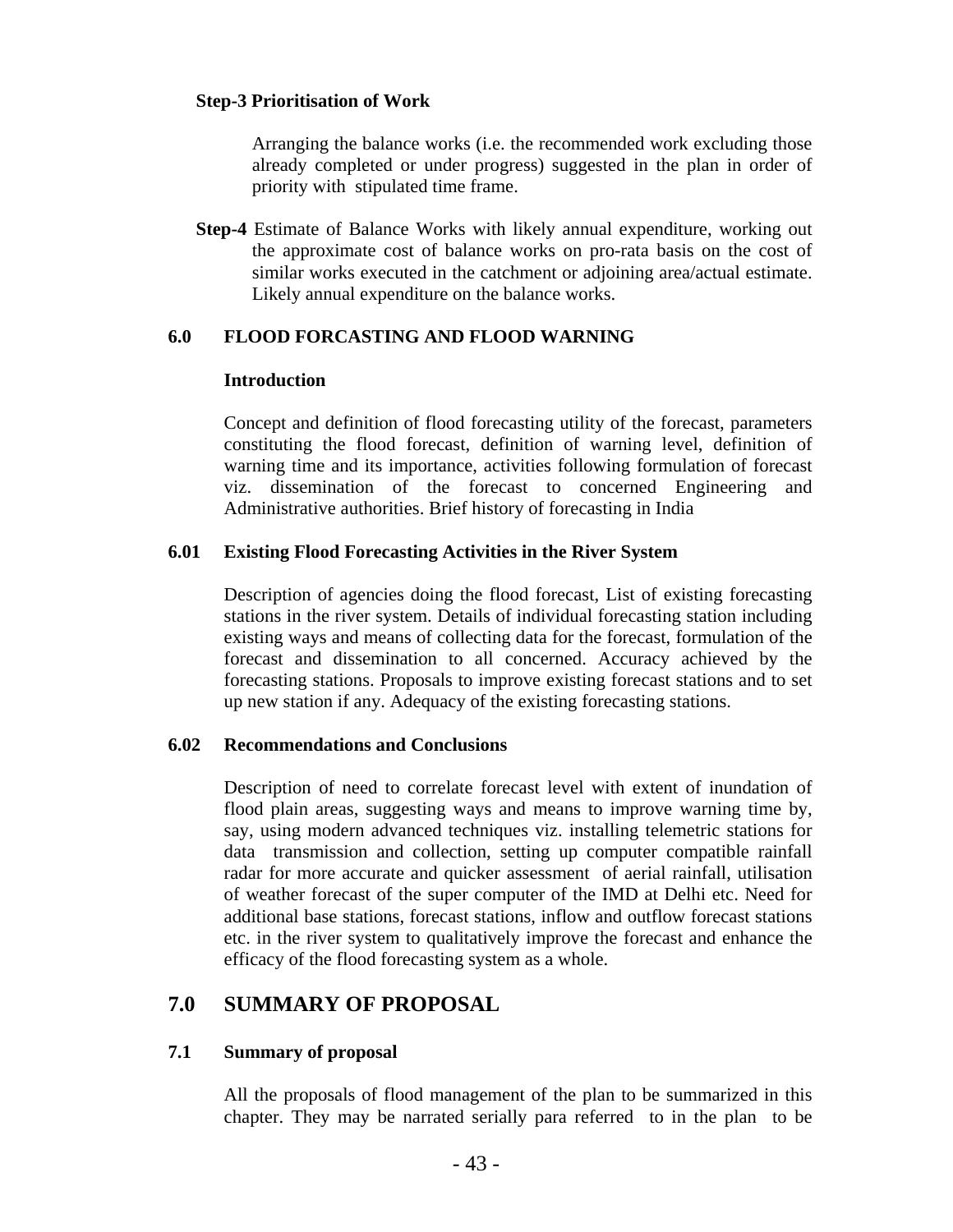**Step-3 Prioritisation of Work**

Arranging the balance works (i.e. the recommended work excluding those already completed or under progress) suggested in the plan in order of priority with stipulated time frame.

**Step-4** Estimate of Balance Works with likely annual expenditure, working out the approximate cost of balance works on pro-rata basis on the cost of similar works executed in the catchment or adjoining area/actual estimate. Likely annual expenditure on the balance works.

### 6.0 FLOOD FORCASTING AND FLOOD WARNING

**Introduction**

Concept and definition of flood forecasting utility of the forecast, parameters constituting the flood forecast, definition of warning level, definition of warning time and its importance, activities following formulation of forecast viz. dissemination of the forecast to concerned Engineering and Administrative authorities. Brief history of forecasting in India

### 6.01 Existing Flood Forecasting Activities in the River System

Description of agencies doing the flood forecast, List of existing forecasting stations in the river system. Details of individual forecasting station including existing ways and means of collecting data for the forecast, formulation of the forecast and dissemination to all concerned. Accuracy achieved by the forecasting stations. Proposals to improve existing forecast stations and to set up new station if any. Adequacy of the existing forecasting stations.

### 6.02 Recommendations and Conclusions

Description of need to correlate forecast level with extent of inundation of flood plain areas, suggesting ways and means to improve warning time by, say, using modern advanced techniques viz. installing telemetric stations for data transmission and collection, setting up computer compatible rainfall radar for more accurate and quicker assessment of aerial rainfall, utilisation of weather forecast of the super computer of the IMD at Delhi etc. Need for additional base stations, forecast stations, inflow and outflow forecast stations etc. in the river system to qualitatively improve the forecast and enhance the efficacy of the flood forecasting system as a whole.

## 7.0 SUMMARY OF PROPOSAL

### 7.1 Summary of proposal

All the proposals of flood management of the plan to be summarized in this chapter. They may be narrated serially para referred to in the plan to be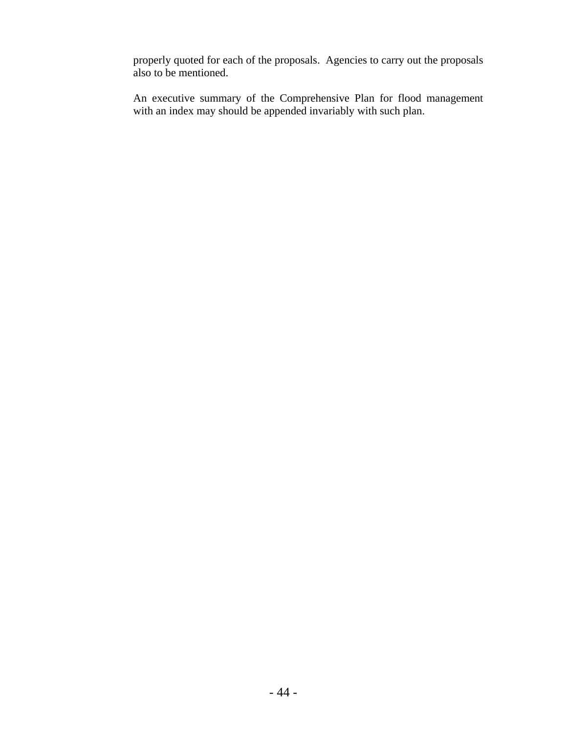properly quoted for each of the proposals.  Agencies to carry out the proposals also to be mentioned.

An executive summary of the Comprehensive Plan for flood management with an index may should be appended invariably with such plan.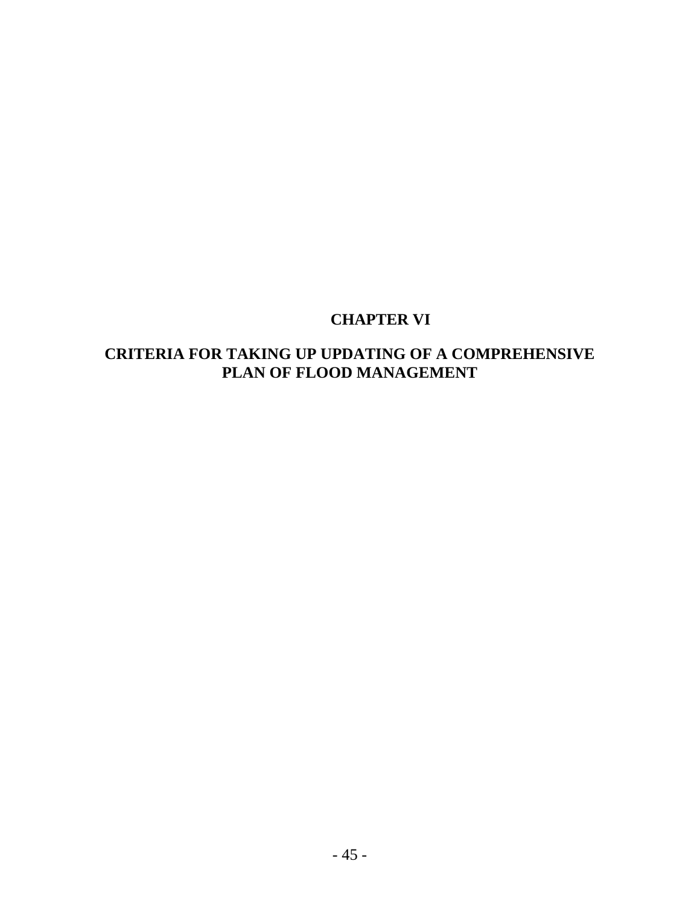# CHAPTER VI

## CRITERIA FOR TAKING UP UPDATING OF A COMPREHENSIVE PLAN OF FLOOD MANAGEMENT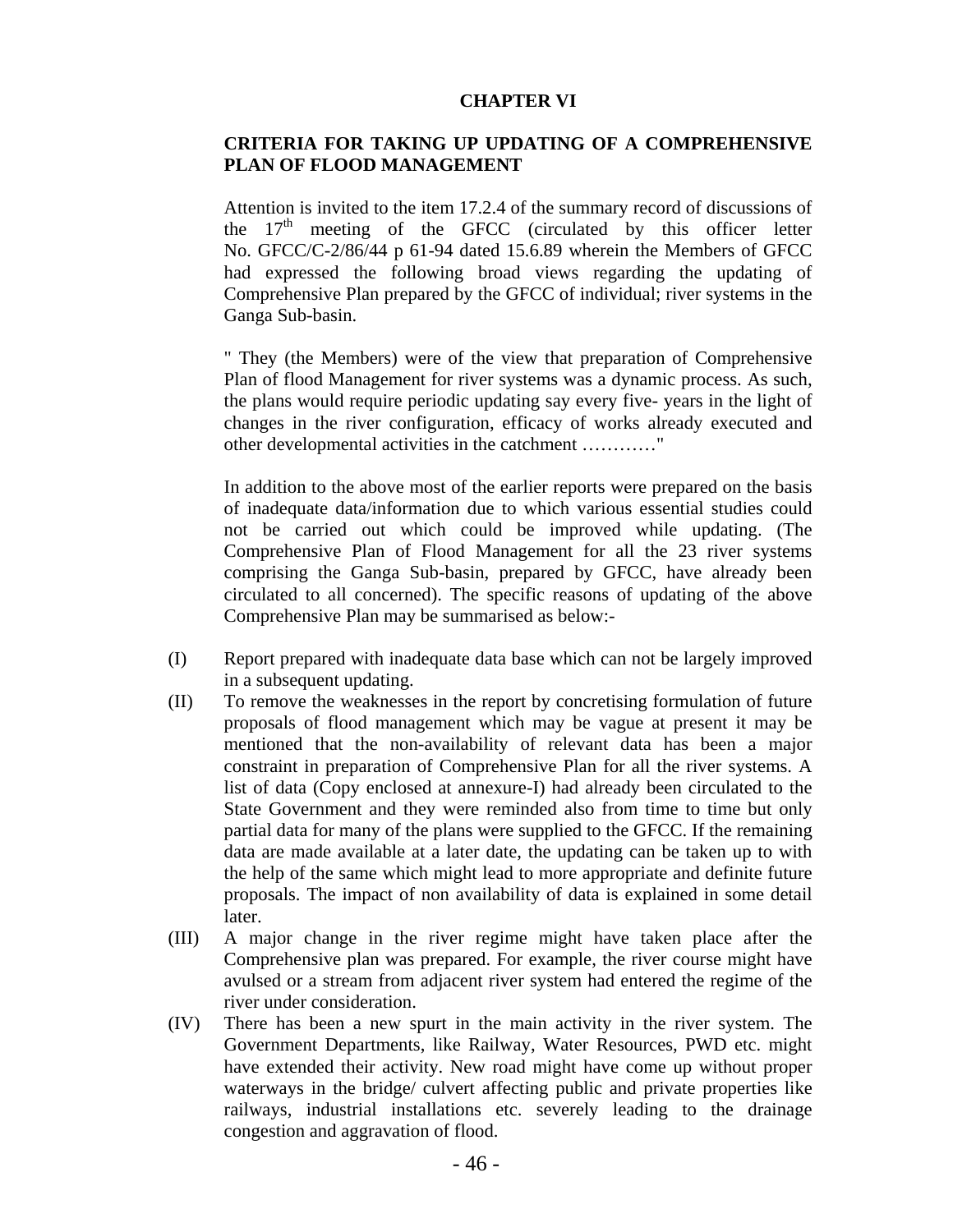# CHAPTER VI

## CRITERIA FOR TAKING UP UPDATING OF A COMPREHENSIVE PLAN OF FLOOD MANAGEMENT

Attention is invited to the item 17.2.4 of the summary record of discussions of the 17th meeting of the GFCC (circulated by this officer letter No. GFCC/C-2/86/44 p 61-94 dated 15.6.89 wherein the Members of GFCC had expressed the following broad views regarding the updating of Comprehensive Plan prepared by the GFCC of individual; river systems in the Ganga Sub-basin.

" They (the Members) were of the view that preparation of Comprehensive Plan of flood Management for river systems was a dynamic process. As such, the plans would require periodic updating say every five- years in the light of changes in the river configuration, efficacy of works already executed and other developmental activities in the catchment …………"

In addition to the above most of the earlier reports were prepared on the basis of inadequate data/information due to which various essential studies could not be carried out which could be improved while updating. (The Comprehensive Plan of Flood Management for all the 23 river systems comprising the Ganga Sub-basin, prepared by GFCC, have already been circulated to all concerned). The specific reasons of updating of the above Comprehensive Plan may be summarised as below:-

(I) Report prepared with inadequate data base which can not be largely improved in a subsequent updating.

(II) To remove the weaknesses in the report by concretising formulation of future proposals of flood management which may be vague at present it may be mentioned that the non-availability of relevant data has been a major constraint in preparation of Comprehensive Plan for all the river systems. A list of data (Copy enclosed at annexure-I) had already been circulated to the State Government and they were reminded also from time to time but only partial data for many of the plans were supplied to the GFCC. If the remaining data are made available at a later date, the updating can be taken up to with the help of the same which might lead to more appropriate and definite future proposals. The impact of non availability of data is explained in some detail later.

(III) A major change in the river regime might have taken place after the Comprehensive plan was prepared. For example, the river course might have avulsed or a stream from adjacent river system had entered the regime of the river under consideration.

(IV) There has been a new spurt in the main activity in the river system. The Government Departments, like Railway, Water Resources, PWD etc. might have extended their activity. New road might have come up without proper waterways in the bridge/ culvert affecting public and private properties like railways, industrial installations etc. severely leading to the drainage congestion and aggravation of flood.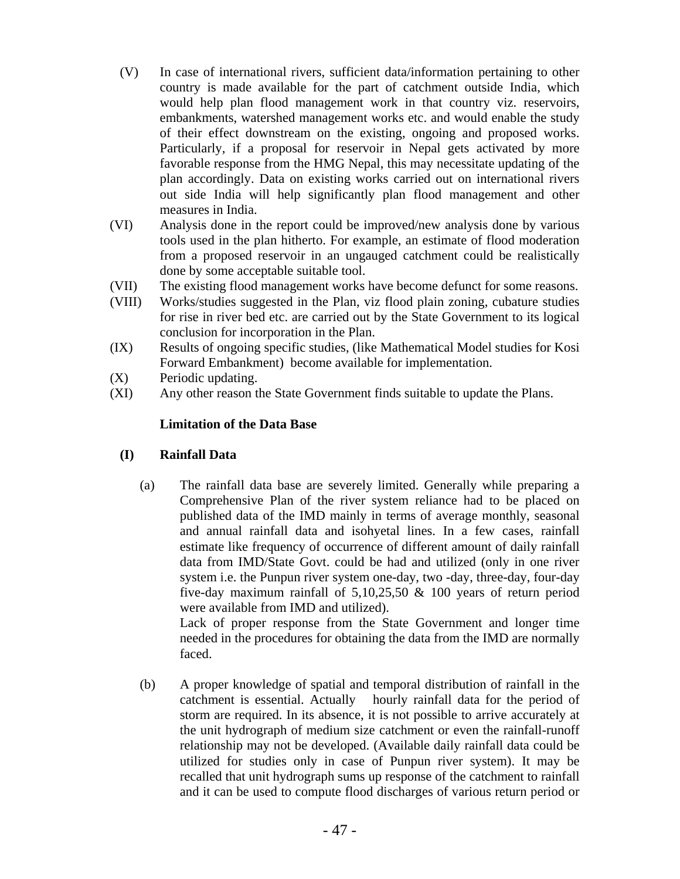(V) In case of international rivers, sufficient data/information pertaining to other country is made available for the part of catchment outside India, which would help plan flood management work in that country viz. reservoirs, embankments, watershed management works etc. and would enable the study of their effect downstream on the existing, ongoing and proposed works. Particularly, if a proposal for reservoir in Nepal gets activated by more favorable response from the HMG Nepal, this may necessitate updating of the plan accordingly. Data on existing works carried out on international rivers out side India will help significantly plan flood management and other measures in India.

(VI) Analysis done in the report could be improved/new analysis done by various tools used in the plan hitherto. For example, an estimate of flood moderation from a proposed reservoir in an ungauged catchment could be realistically done by some acceptable suitable tool.

(VII) The existing flood management works have become defunct for some reasons.

(VIII) Works/studies suggested in the Plan, viz flood plain zoning, cubature studies for rise in river bed etc. are carried out by the State Government to its logical conclusion for incorporation in the Plan.

(IX) Results of ongoing specific studies, (like Mathematical Model studies for Kosi Forward Embankment) become available for implementation.

(X) Periodic updating.

(XI) Any other reason the State Government finds suitable to update the Plans.

**Limitation of the Data Base**

**(I) Rainfall Data**

(a) The rainfall data base are severely limited. Generally while preparing a Comprehensive Plan of the river system reliance had to be placed on published data of the IMD mainly in terms of average monthly, seasonal and annual rainfall data and isohyetal lines. In a few cases, rainfall estimate like frequency of occurrence of different amount of daily rainfall data from IMD/State Govt. could be had and utilized (only in one river system i.e. the Punpun river system one-day, two -day, three-day, four-day five-day maximum rainfall of 5,10,25,50 & 100 years of return period were available from IMD and utilized).

Lack of proper response from the State Government and longer time needed in the procedures for obtaining the data from the IMD are normally faced.

(b) A proper knowledge of spatial and temporal distribution of rainfall in the catchment is essential. Actually hourly rainfall data for the period of storm are required. In its absence, it is not possible to arrive accurately at the unit hydrograph of medium size catchment or even the rainfall-runoff relationship may not be developed. (Available daily rainfall data could be utilized for studies only in case of Punpun river system). It may be recalled that unit hydrograph sums up response of the catchment to rainfall and it can be used to compute flood discharges of various return period or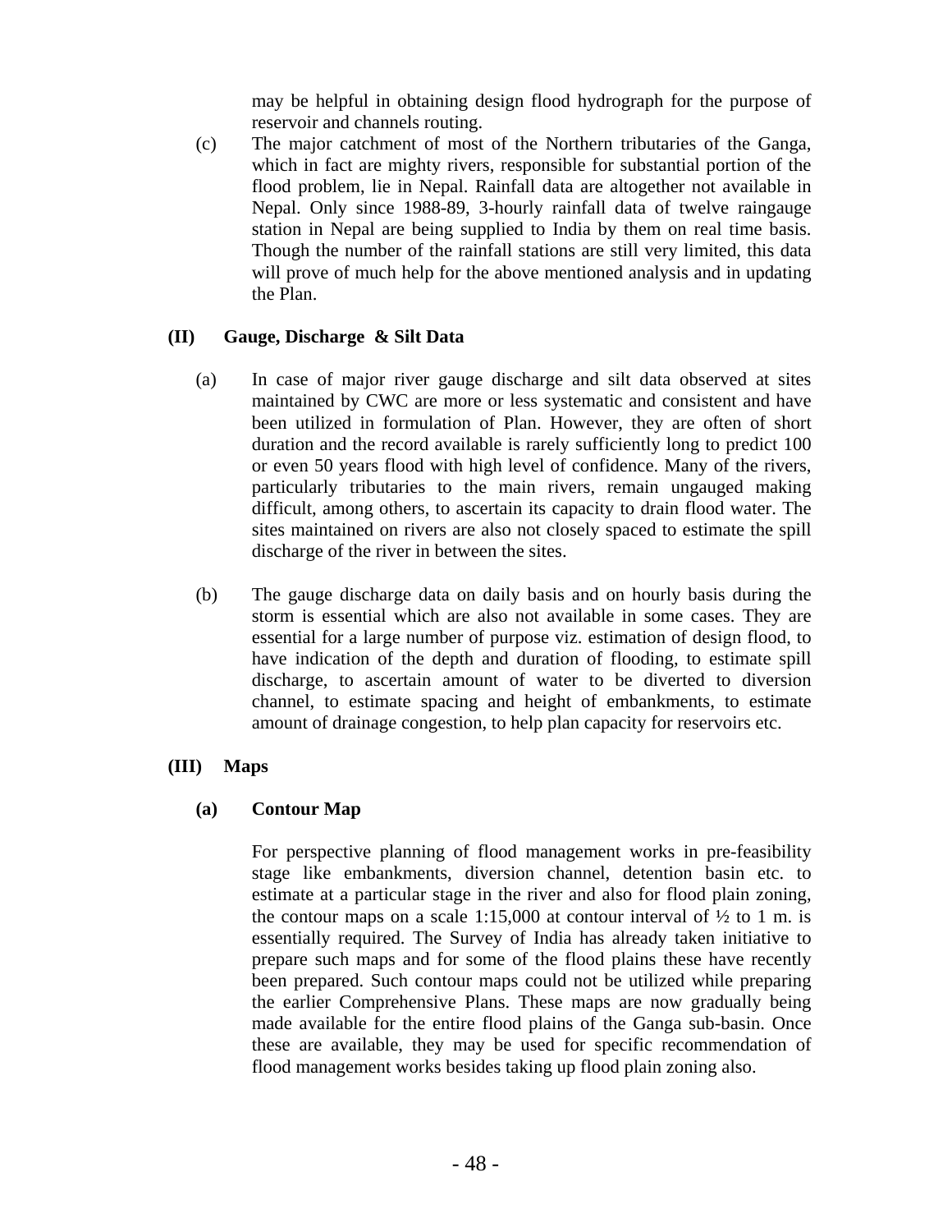may be helpful in obtaining design flood hydrograph for the purpose of reservoir and channels routing.

(c) The major catchment of most of the Northern tributaries of the Ganga, which in fact are mighty rivers, responsible for substantial portion of the flood problem, lie in Nepal. Rainfall data are altogether not available in Nepal. Only since 1988-89, 3-hourly rainfall data of twelve raingauge station in Nepal are being supplied to India by them on real time basis. Though the number of the rainfall stations are still very limited, this data will prove of much help for the above mentioned analysis and in updating the Plan.

**(II) Gauge, Discharge & Silt Data**

(a) In case of major river gauge discharge and silt data observed at sites maintained by CWC are more or less systematic and consistent and have been utilized in formulation of Plan. However, they are often of short duration and the record available is rarely sufficiently long to predict 100 or even 50 years flood with high level of confidence. Many of the rivers, particularly tributaries to the main rivers, remain ungauged making difficult, among others, to ascertain its capacity to drain flood water. The sites maintained on rivers are also not closely spaced to estimate the spill discharge of the river in between the sites.

(b) The gauge discharge data on daily basis and on hourly basis during the storm is essential which are also not available in some cases. They are essential for a large number of purpose viz. estimation of design flood, to have indication of the depth and duration of flooding, to estimate spill discharge, to ascertain amount of water to be diverted to diversion channel, to estimate spacing and height of embankments, to estimate amount of drainage congestion, to help plan capacity for reservoirs etc.

**(III) Maps**

**(a) Contour Map**

For perspective planning of flood management works in pre-feasibility stage like embankments, diversion channel, detention basin etc. to estimate at a particular stage in the river and also for flood plain zoning, the contour maps on a scale 1:15,000 at contour interval of ½ to 1 m. is essentially required. The Survey of India has already taken initiative to prepare such maps and for some of the flood plains these have recently been prepared. Such contour maps could not be utilized while preparing the earlier Comprehensive Plans. These maps are now gradually being made available for the entire flood plains of the Ganga sub-basin. Once these are available, they may be used for specific recommendation of flood management works besides taking up flood plain zoning also.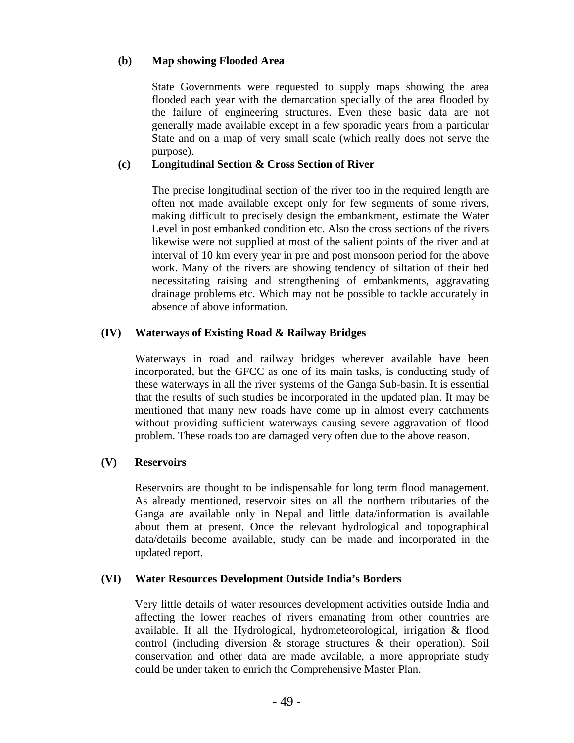**(b) Map showing Flooded Area**

State Governments were requested to supply maps showing the area flooded each year with the demarcation specially of the area flooded by the failure of engineering structures. Even these basic data are not generally made available except in a few sporadic years from a particular State and on a map of very small scale (which really does not serve the purpose).

**(c) Longitudinal Section & Cross Section of River**

The precise longitudinal section of the river too in the required length are often not made available except only for few segments of some rivers, making difficult to precisely design the embankment, estimate the Water Level in post embanked condition etc. Also the cross sections of the rivers likewise were not supplied at most of the salient points of the river and at interval of 10 km every year in pre and post monsoon period for the above work. Many of the rivers are showing tendency of siltation of their bed necessitating raising and strengthening of embankments, aggravating drainage problems etc. Which may not be possible to tackle accurately in absence of above information.

**(IV) Waterways of Existing Road & Railway Bridges**

Waterways in road and railway bridges wherever available have been incorporated, but the GFCC as one of its main tasks, is conducting study of these waterways in all the river systems of the Ganga Sub-basin. It is essential that the results of such studies be incorporated in the updated plan. It may be mentioned that many new roads have come up in almost every catchments without providing sufficient waterways causing severe aggravation of flood problem. These roads too are damaged very often due to the above reason.

**(V) Reservoirs**

Reservoirs are thought to be indispensable for long term flood management. As already mentioned, reservoir sites on all the northern tributaries of the Ganga are available only in Nepal and little data/information is available about them at present. Once the relevant hydrological and topographical data/details become available, study can be made and incorporated in the updated report.

**(VI) Water Resources Development Outside India's Borders**

Very little details of water resources development activities outside India and affecting the lower reaches of rivers emanating from other countries are available. If all the Hydrological, hydrometeorological, irrigation & flood control (including diversion & storage structures & their operation). Soil conservation and other data are made available, a more appropriate study could be under taken to enrich the Comprehensive Master Plan.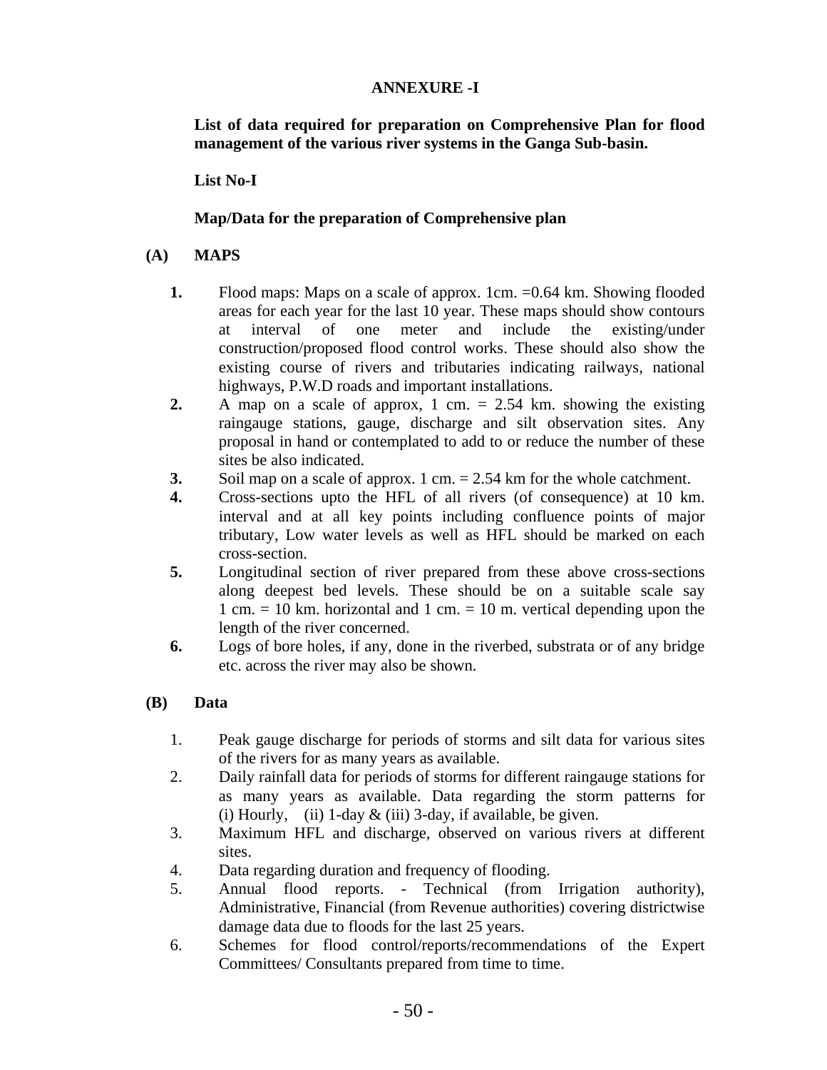# ANNEXURE -I

**List of data required for preparation on Comprehensive Plan for flood management of the various river systems in the Ganga Sub-basin.**

**List No-I**

**Map/Data for the preparation of Comprehensive plan**

## (A) MAPS

**1.** Flood maps: Maps on a scale of approx. 1cm. =0.64 km. Showing flooded areas for each year for the last 10 year. These maps should show contours at interval of one meter and include the existing/under construction/proposed flood control works. These should also show the existing course of rivers and tributaries indicating railways, national highways, P.W.D roads and important installations.

**2.** A map on a scale of approx, 1 cm. = 2.54 km. showing the existing raingauge stations, gauge, discharge and silt observation sites. Any proposal in hand or contemplated to add to or reduce the number of these sites be also indicated.

**3.** Soil map on a scale of approx. 1 cm. = 2.54 km for the whole catchment.

**4.** Cross-sections upto the HFL of all rivers (of consequence) at 10 km. interval and at all key points including confluence points of major tributary, Low water levels as well as HFL should be marked on each cross-section.

**5.** Longitudinal section of river prepared from these above cross-sections along deepest bed levels. These should be on a suitable scale say 1 cm. = 10 km. horizontal and 1 cm. = 10 m. vertical depending upon the length of the river concerned.

**6.** Logs of bore holes, if any, done in the riverbed, substrata or of any bridge etc. across the river may also be shown.

## (B) Data

1. Peak gauge discharge for periods of storms and silt data for various sites of the rivers for as many years as available.
2. Daily rainfall data for periods of storms for different raingauge stations for as many years as available. Data regarding the storm patterns for (i) Hourly, (ii) 1-day & (iii) 3-day, if available, be given.
3. Maximum HFL and discharge, observed on various rivers at different sites.
4. Data regarding duration and frequency of flooding.
5. Annual flood reports. - Technical (from Irrigation authority), Administrative, Financial (from Revenue authorities) covering districtwise damage data due to floods for the last 25 years.
6. Schemes for flood control/reports/recommendations of the Expert Committees/ Consultants prepared from time to time.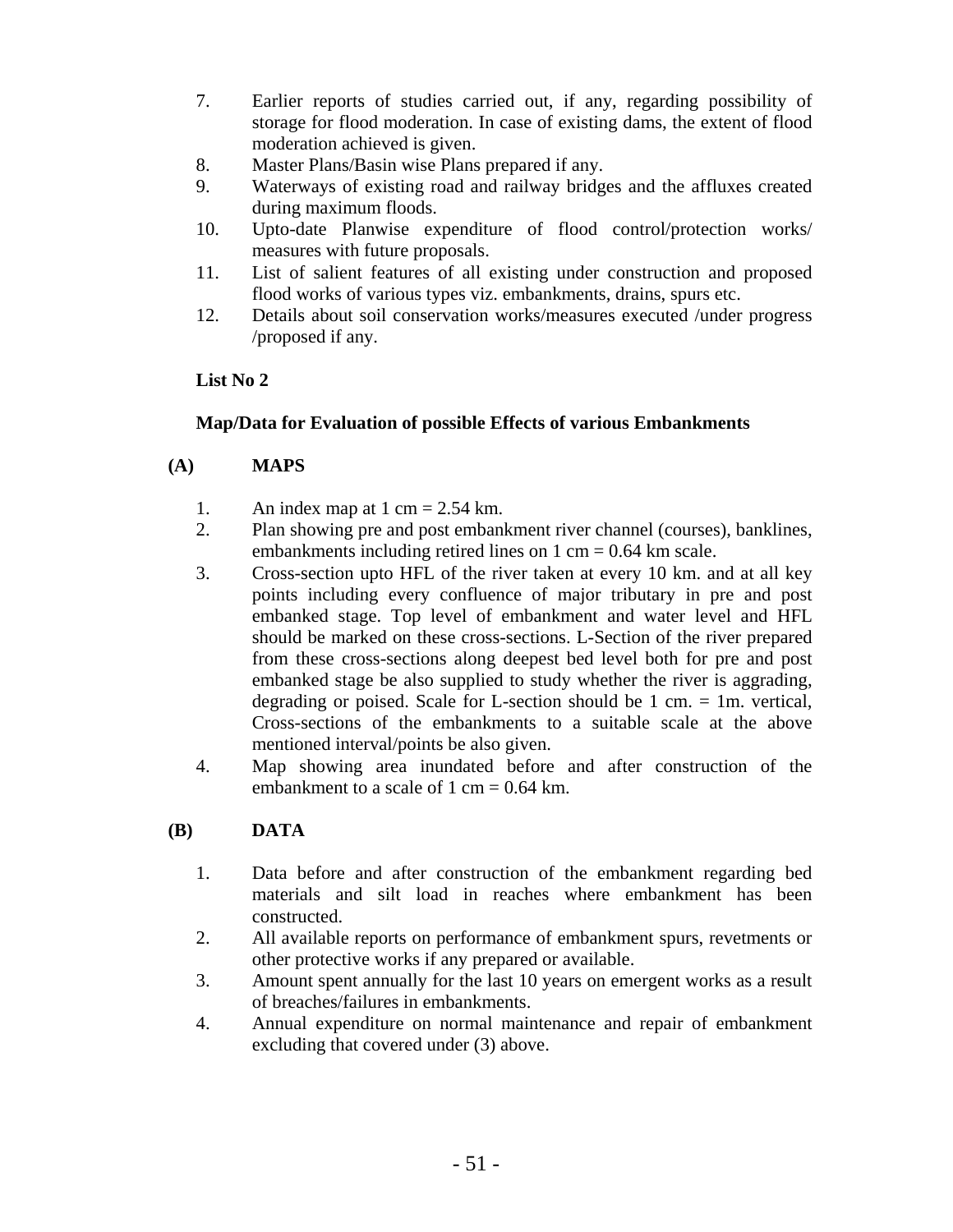7. Earlier reports of studies carried out, if any, regarding possibility of storage for flood moderation. In case of existing dams, the extent of flood moderation achieved is given.
8. Master Plans/Basin wise Plans prepared if any.
9. Waterways of existing road and railway bridges and the affluxes created during maximum floods.
10. Upto-date Planwise expenditure of flood control/protection works/ measures with future proposals.
11. List of salient features of all existing under construction and proposed flood works of various types viz. embankments, drains, spurs etc.
12. Details about soil conservation works/measures executed /under progress /proposed if any.

**List No 2**

**Map/Data for Evaluation of possible Effects of various Embankments**

**(A) MAPS**

1. An index map at 1 cm = 2.54 km.
2. Plan showing pre and post embankment river channel (courses), banklines, embankments including retired lines on 1 cm = 0.64 km scale.
3. Cross-section upto HFL of the river taken at every 10 km. and at all key points including every confluence of major tributary in pre and post embanked stage. Top level of embankment and water level and HFL should be marked on these cross-sections. L-Section of the river prepared from these cross-sections along deepest bed level both for pre and post embanked stage be also supplied to study whether the river is aggrading, degrading or poised. Scale for L-section should be 1 cm. = 1m. vertical, Cross-sections of the embankments to a suitable scale at the above mentioned interval/points be also given.
4. Map showing area inundated before and after construction of the embankment to a scale of 1 cm = 0.64 km.

**(B) DATA**

1. Data before and after construction of the embankment regarding bed materials and silt load in reaches where embankment has been constructed.
2. All available reports on performance of embankment spurs, revetments or other protective works if any prepared or available.
3. Amount spent annually for the last 10 years on emergent works as a result of breaches/failures in embankments.
4. Annual expenditure on normal maintenance and repair of embankment excluding that covered under (3) above.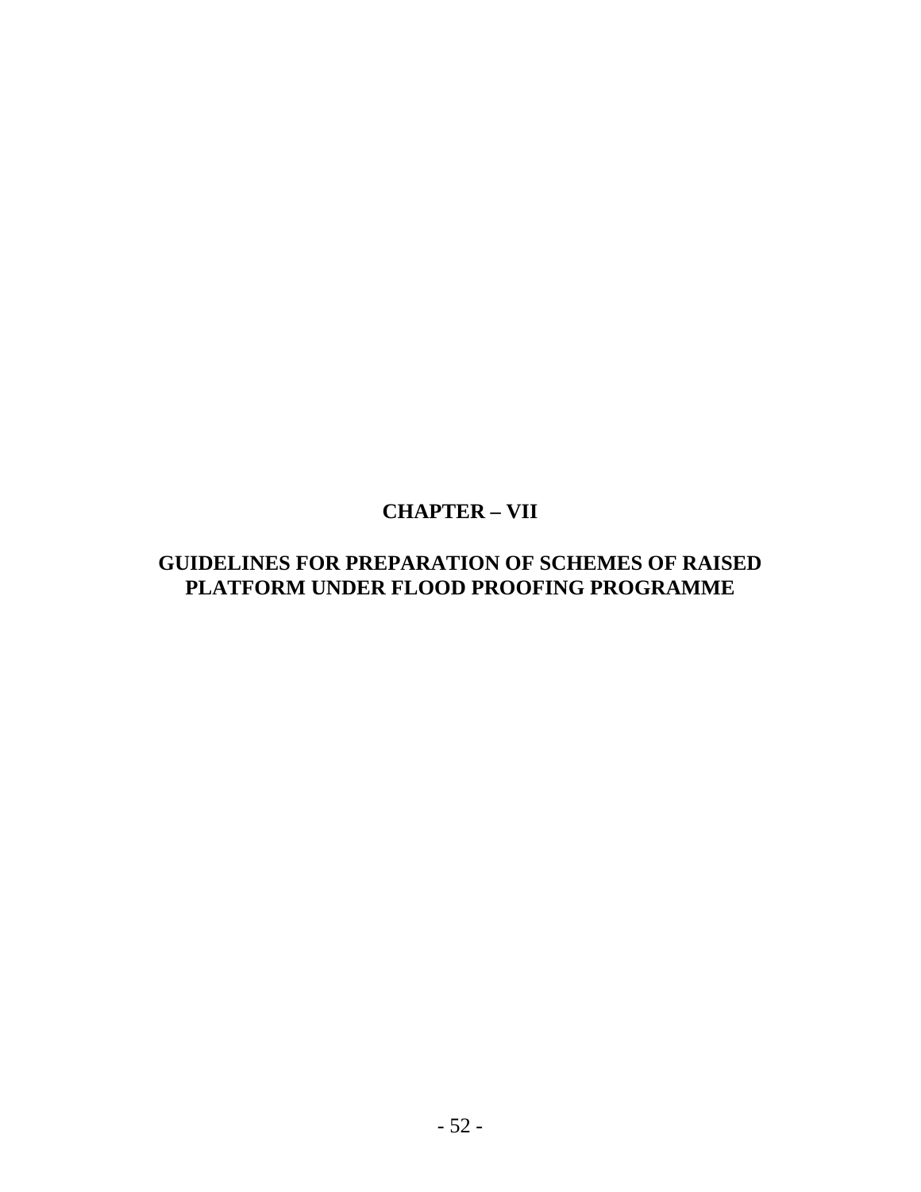# CHAPTER – VII

## GUIDELINES FOR PREPARATION OF SCHEMES OF RAISED PLATFORM UNDER FLOOD PROOFING PROGRAMME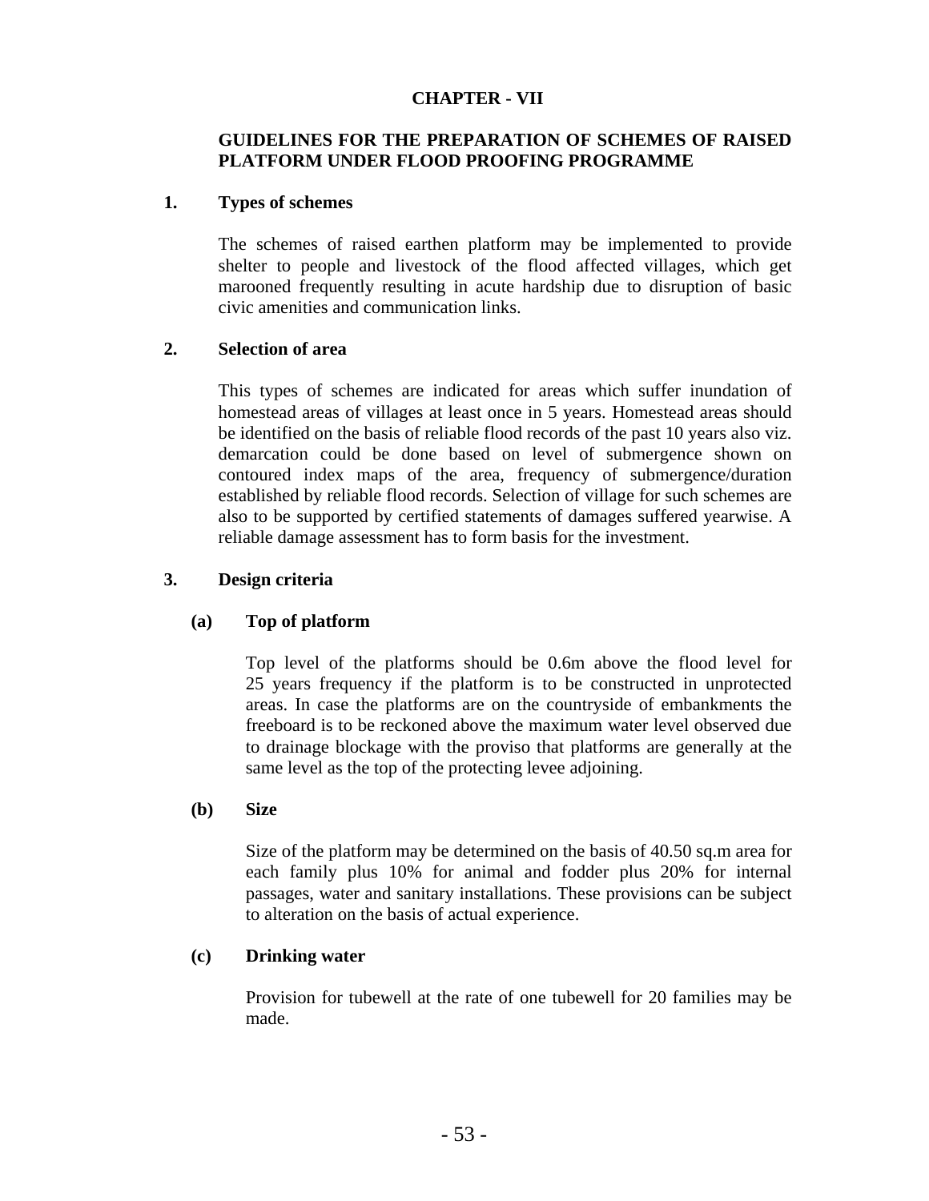# CHAPTER - VII

## GUIDELINES FOR THE PREPARATION OF SCHEMES OF RAISED PLATFORM UNDER FLOOD PROOFING PROGRAMME

### 1. Types of schemes

The schemes of raised earthen platform may be implemented to provide shelter to people and livestock of the flood affected villages, which get marooned frequently resulting in acute hardship due to disruption of basic civic amenities and communication links.

### 2. Selection of area

This types of schemes are indicated for areas which suffer inundation of homestead areas of villages at least once in 5 years. Homestead areas should be identified on the basis of reliable flood records of the past 10 years also viz. demarcation could be done based on level of submergence shown on contoured index maps of the area, frequency of submergence/duration established by reliable flood records. Selection of village for such schemes are also to be supported by certified statements of damages suffered yearwise. A reliable damage assessment has to form basis for the investment.

### 3. Design criteria

#### (a) Top of platform

Top level of the platforms should be 0.6m above the flood level for 25 years frequency if the platform is to be constructed in unprotected areas. In case the platforms are on the countryside of embankments the freeboard is to be reckoned above the maximum water level observed due to drainage blockage with the proviso that platforms are generally at the same level as the top of the protecting levee adjoining.

#### (b) Size

Size of the platform may be determined on the basis of 40.50 sq.m area for each family plus 10% for animal and fodder plus 20% for internal passages, water and sanitary installations. These provisions can be subject to alteration on the basis of actual experience.

#### (c) Drinking water

Provision for tubewell at the rate of one tubewell for 20 families may be made.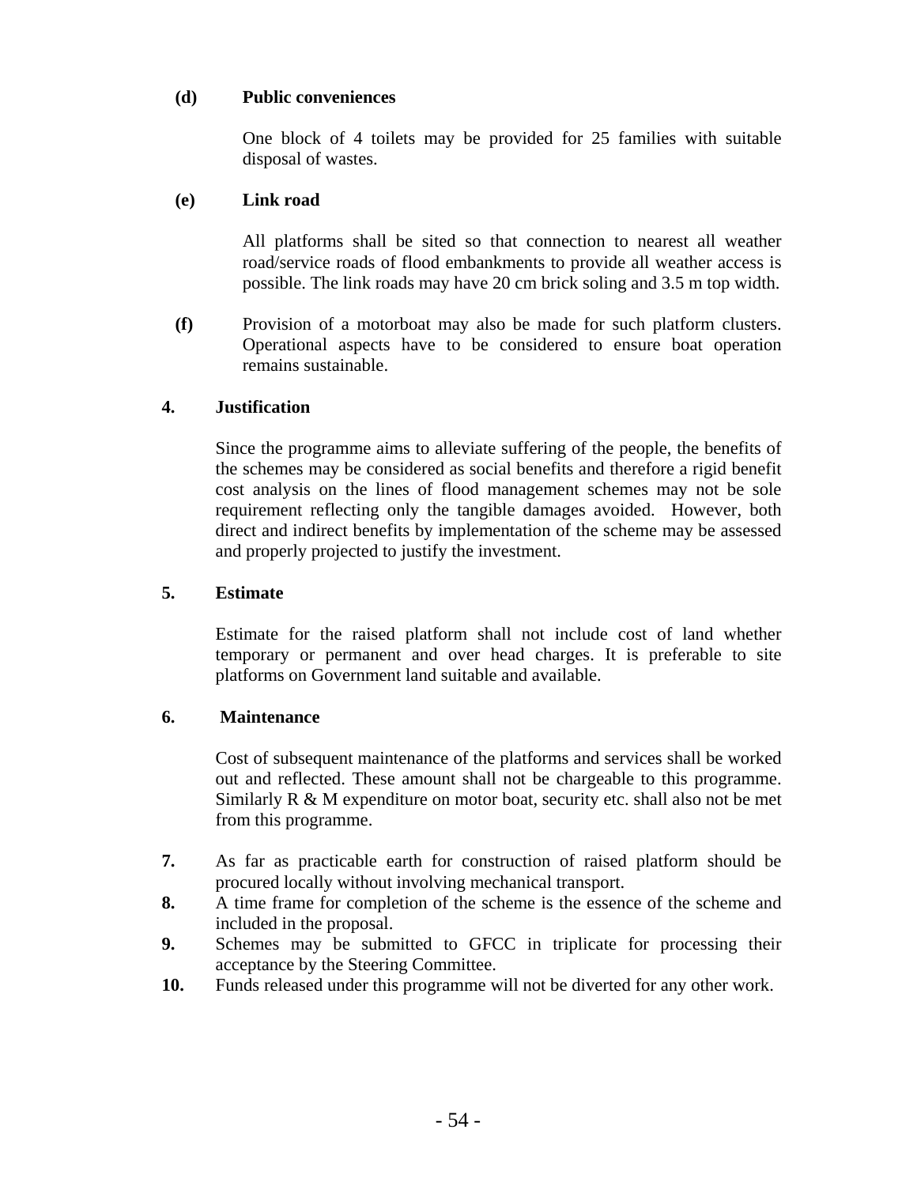**(d) Public conveniences**

One block of 4 toilets may be provided for 25 families with suitable disposal of wastes.

**(e) Link road**

All platforms shall be sited so that connection to nearest all weather road/service roads of flood embankments to provide all weather access is possible. The link roads may have 20 cm brick soling and 3.5 m top width.

**(f)** Provision of a motorboat may also be made for such platform clusters. Operational aspects have to be considered to ensure boat operation remains sustainable.

**4. Justification**

Since the programme aims to alleviate suffering of the people, the benefits of the schemes may be considered as social benefits and therefore a rigid benefit cost analysis on the lines of flood management schemes may not be sole requirement reflecting only the tangible damages avoided. However, both direct and indirect benefits by implementation of the scheme may be assessed and properly projected to justify the investment.

**5. Estimate**

Estimate for the raised platform shall not include cost of land whether temporary or permanent and over head charges. It is preferable to site platforms on Government land suitable and available.

**6. Maintenance**

Cost of subsequent maintenance of the platforms and services shall be worked out and reflected. These amount shall not be chargeable to this programme. Similarly R & M expenditure on motor boat, security etc. shall also not be met from this programme.

**7.** As far as practicable earth for construction of raised platform should be procured locally without involving mechanical transport.

**8.** A time frame for completion of the scheme is the essence of the scheme and included in the proposal.

**9.** Schemes may be submitted to GFCC in triplicate for processing their acceptance by the Steering Committee.

**10.** Funds released under this programme will not be diverted for any other work.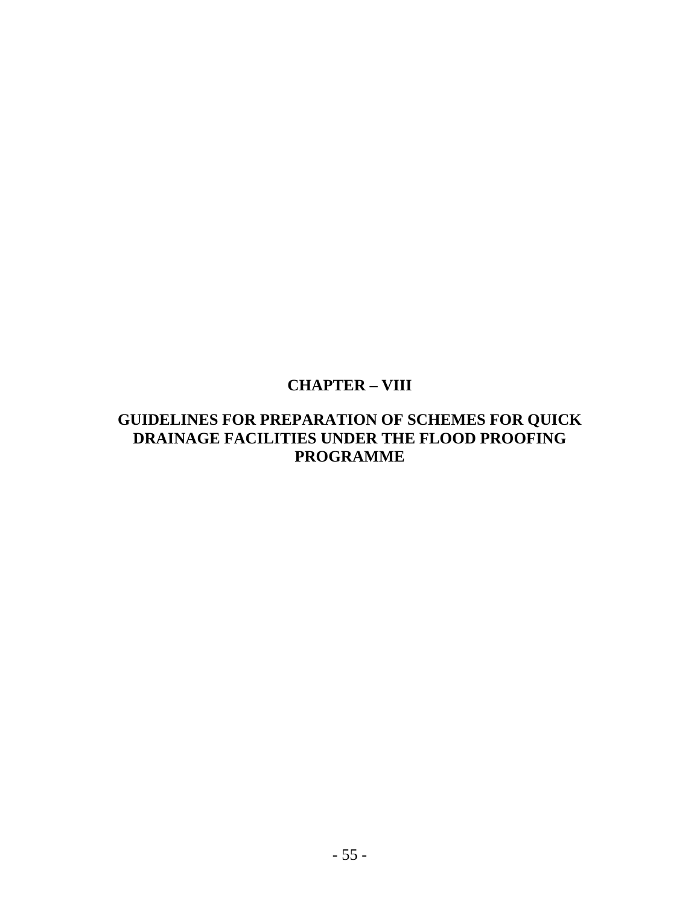# CHAPTER – VIII

## GUIDELINES FOR PREPARATION OF SCHEMES FOR QUICK DRAINAGE FACILITIES UNDER THE FLOOD PROOFING PROGRAMME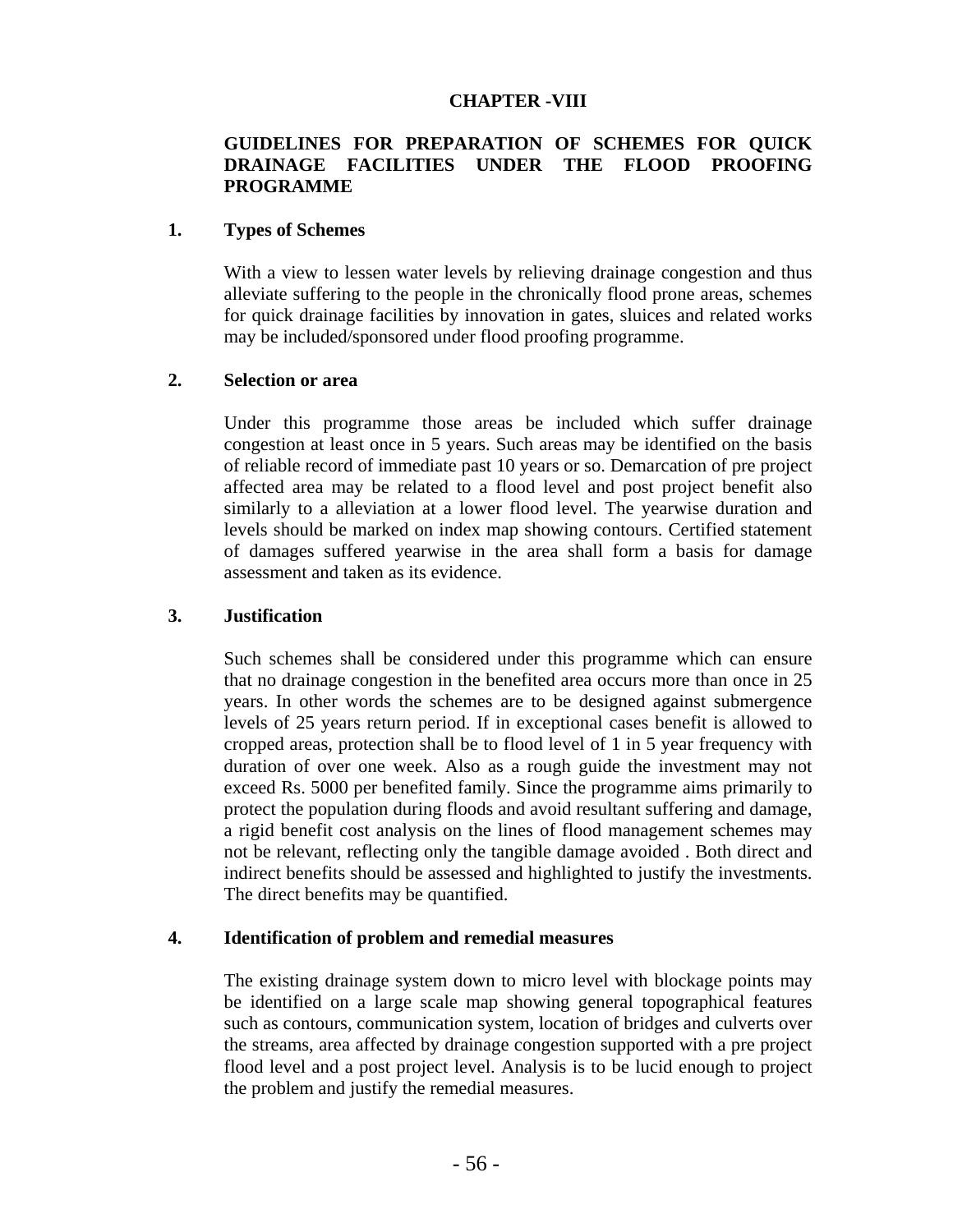## CHAPTER -VIII

## GUIDELINES FOR PREPARATION OF SCHEMES FOR QUICK DRAINAGE FACILITIES UNDER THE FLOOD PROOFING PROGRAMME

### 1. Types of Schemes

With a view to lessen water levels by relieving drainage congestion and thus alleviate suffering to the people in the chronically flood prone areas, schemes for quick drainage facilities by innovation in gates, sluices and related works may be included/sponsored under flood proofing programme.

### 2. Selection or area

Under this programme those areas be included which suffer drainage congestion at least once in 5 years. Such areas may be identified on the basis of reliable record of immediate past 10 years or so. Demarcation of pre project affected area may be related to a flood level and post project benefit also similarly to a alleviation at a lower flood level. The yearwise duration and levels should be marked on index map showing contours. Certified statement of damages suffered yearwise in the area shall form a basis for damage assessment and taken as its evidence.

### 3. Justification

Such schemes shall be considered under this programme which can ensure that no drainage congestion in the benefited area occurs more than once in 25 years. In other words the schemes are to be designed against submergence levels of 25 years return period. If in exceptional cases benefit is allowed to cropped areas, protection shall be to flood level of 1 in 5 year frequency with duration of over one week. Also as a rough guide the investment may not exceed Rs. 5000 per benefited family. Since the programme aims primarily to protect the population during floods and avoid resultant suffering and damage, a rigid benefit cost analysis on the lines of flood management schemes may not be relevant, reflecting only the tangible damage avoided . Both direct and indirect benefits should be assessed and highlighted to justify the investments. The direct benefits may be quantified.

### 4. Identification of problem and remedial measures

The existing drainage system down to micro level with blockage points may be identified on a large scale map showing general topographical features such as contours, communication system, location of bridges and culverts over the streams, area affected by drainage congestion supported with a pre project flood level and a post project level. Analysis is to be lucid enough to project the problem and justify the remedial measures.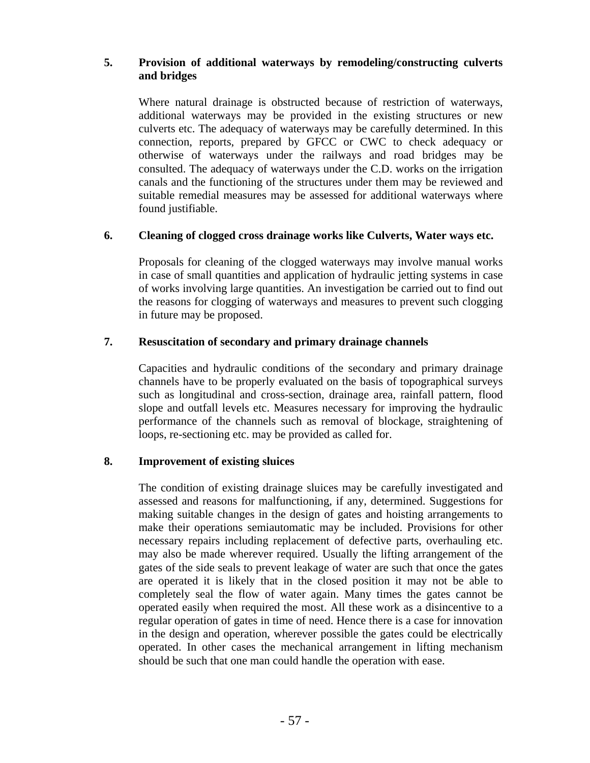**5. Provision of additional waterways by remodeling/constructing culverts and bridges**

Where natural drainage is obstructed because of restriction of waterways, additional waterways may be provided in the existing structures or new culverts etc. The adequacy of waterways may be carefully determined. In this connection, reports, prepared by GFCC or CWC to check adequacy or otherwise of waterways under the railways and road bridges may be consulted. The adequacy of waterways under the C.D. works on the irrigation canals and the functioning of the structures under them may be reviewed and suitable remedial measures may be assessed for additional waterways where found justifiable.

**6. Cleaning of clogged cross drainage works like Culverts, Water ways etc.**

Proposals for cleaning of the clogged waterways may involve manual works in case of small quantities and application of hydraulic jetting systems in case of works involving large quantities. An investigation be carried out to find out the reasons for clogging of waterways and measures to prevent such clogging in future may be proposed.

**7. Resuscitation of secondary and primary drainage channels**

Capacities and hydraulic conditions of the secondary and primary drainage channels have to be properly evaluated on the basis of topographical surveys such as longitudinal and cross-section, drainage area, rainfall pattern, flood slope and outfall levels etc. Measures necessary for improving the hydraulic performance of the channels such as removal of blockage, straightening of loops, re-sectioning etc. may be provided as called for.

**8. Improvement of existing sluices**

The condition of existing drainage sluices may be carefully investigated and assessed and reasons for malfunctioning, if any, determined. Suggestions for making suitable changes in the design of gates and hoisting arrangements to make their operations semiautomatic may be included. Provisions for other necessary repairs including replacement of defective parts, overhauling etc. may also be made wherever required. Usually the lifting arrangement of the gates of the side seals to prevent leakage of water are such that once the gates are operated it is likely that in the closed position it may not be able to completely seal the flow of water again. Many times the gates cannot be operated easily when required the most. All these work as a disincentive to a regular operation of gates in time of need. Hence there is a case for innovation in the design and operation, wherever possible the gates could be electrically operated. In other cases the mechanical arrangement in lifting mechanism should be such that one man could handle the operation with ease.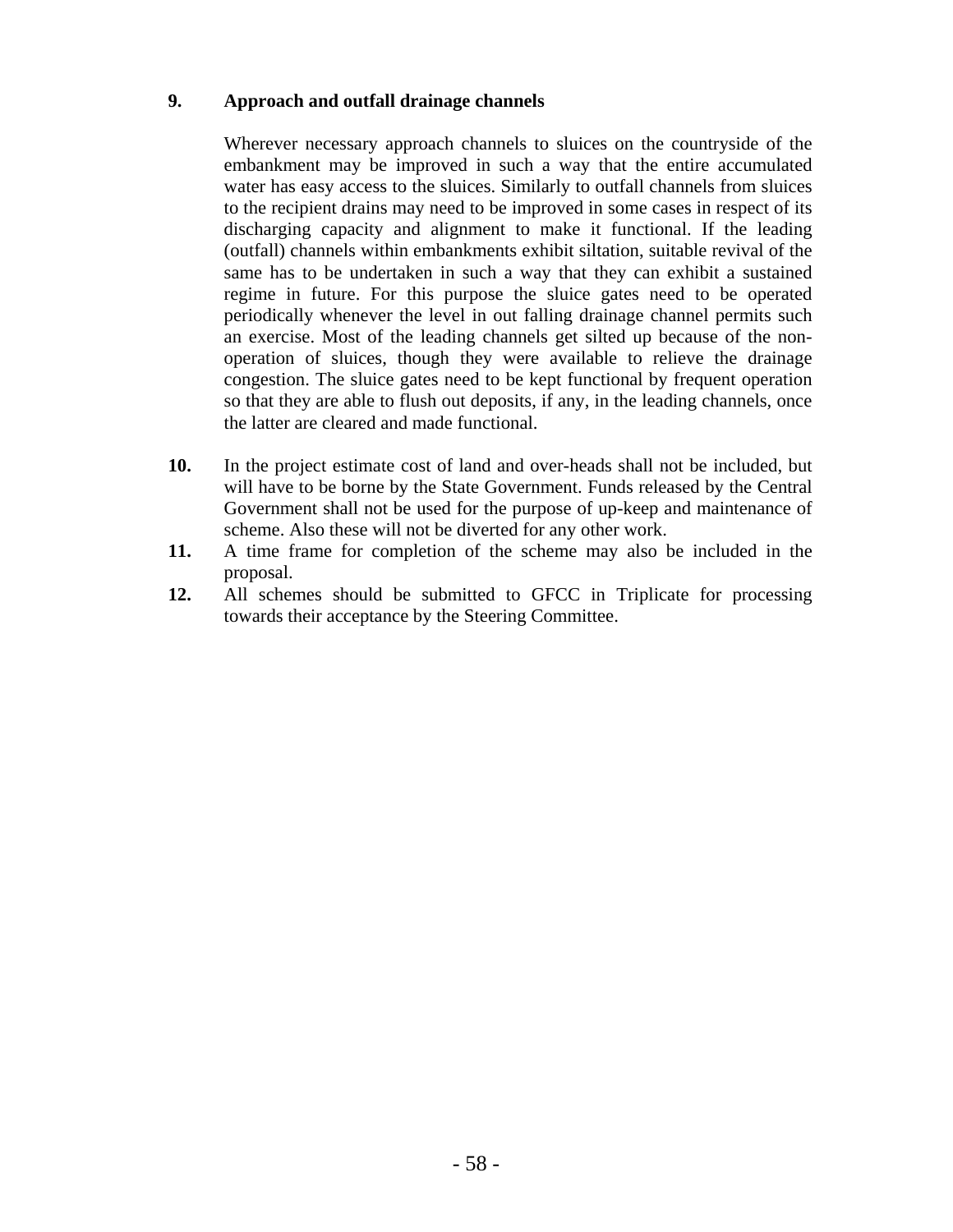**9. Approach and outfall drainage channels**

Wherever necessary approach channels to sluices on the countryside of the embankment may be improved in such a way that the entire accumulated water has easy access to the sluices. Similarly to outfall channels from sluices to the recipient drains may need to be improved in some cases in respect of its discharging capacity and alignment to make it functional. If the leading (outfall) channels within embankments exhibit siltation, suitable revival of the same has to be undertaken in such a way that they can exhibit a sustained regime in future. For this purpose the sluice gates need to be operated periodically whenever the level in out falling drainage channel permits such an exercise. Most of the leading channels get silted up because of the non-operation of sluices, though they were available to relieve the drainage congestion. The sluice gates need to be kept functional by frequent operation so that they are able to flush out deposits, if any, in the leading channels, once the latter are cleared and made functional.

**10.** In the project estimate cost of land and over-heads shall not be included, but will have to be borne by the State Government. Funds released by the Central Government shall not be used for the purpose of up-keep and maintenance of scheme. Also these will not be diverted for any other work.

**11.** A time frame for completion of the scheme may also be included in the proposal.

**12.** All schemes should be submitted to GFCC in Triplicate for processing towards their acceptance by the Steering Committee.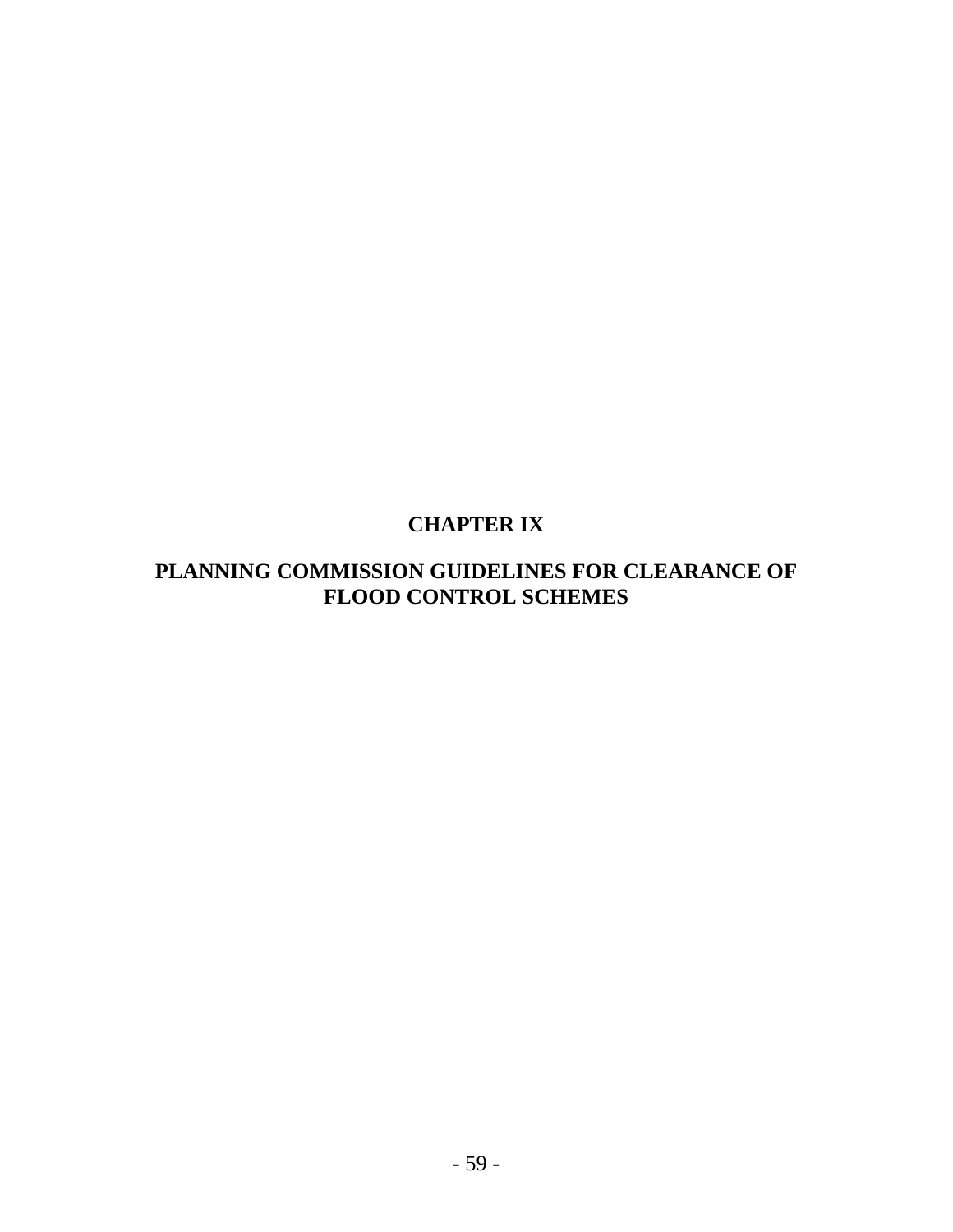# CHAPTER IX

# PLANNING COMMISSION GUIDELINES FOR CLEARANCE OF FLOOD CONTROL SCHEMES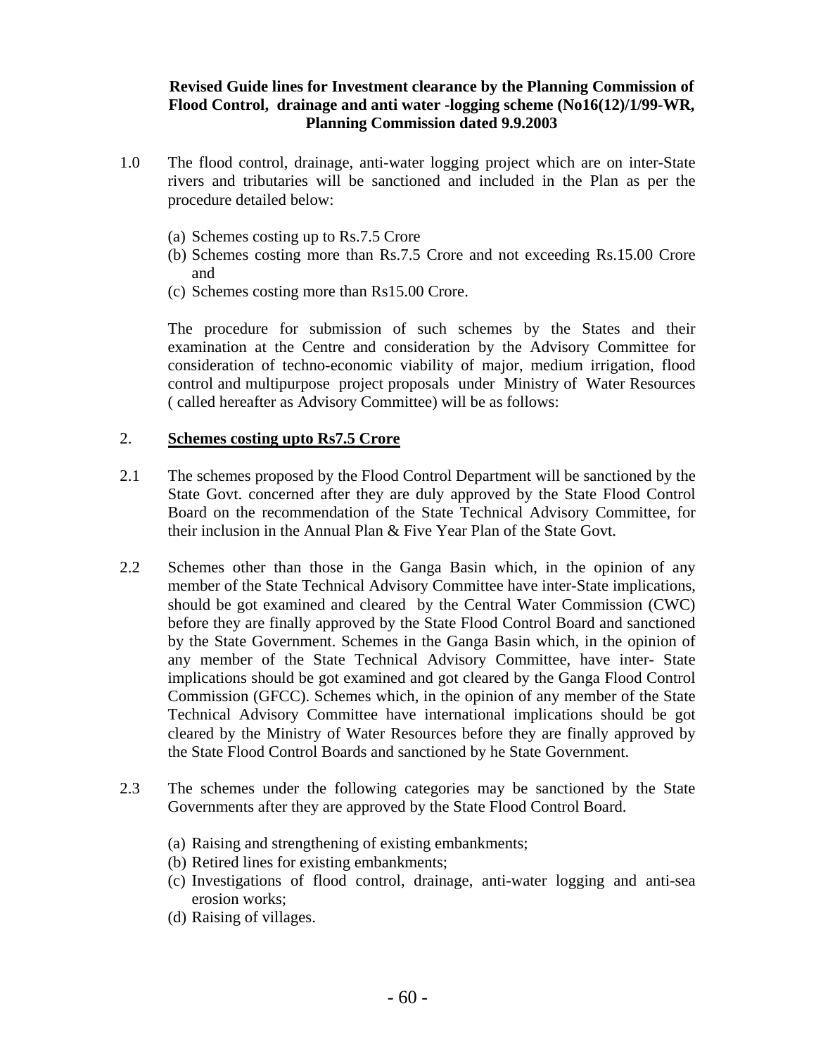**Revised Guide lines for Investment clearance by the Planning Commission of Flood Control, drainage and anti water -logging scheme (No16(12)/1/99-WR, Planning Commission dated 9.9.2003**

1.0 The flood control, drainage, anti-water logging project which are on inter-State rivers and tributaries will be sanctioned and included in the Plan as per the procedure detailed below:

(a) Schemes costing up to Rs.7.5 Crore
(b) Schemes costing more than Rs.7.5 Crore and not exceeding Rs.15.00 Crore and
(c) Schemes costing more than Rs15.00 Crore.

The procedure for submission of such schemes by the States and their examination at the Centre and consideration by the Advisory Committee for consideration of techno-economic viability of major, medium irrigation, flood control and multipurpose project proposals under Ministry of Water Resources ( called hereafter as Advisory Committee) will be as follows:

2. **Schemes costing upto Rs7.5 Crore**

2.1 The schemes proposed by the Flood Control Department will be sanctioned by the State Govt. concerned after they are duly approved by the State Flood Control Board on the recommendation of the State Technical Advisory Committee, for their inclusion in the Annual Plan & Five Year Plan of the State Govt.

2.2 Schemes other than those in the Ganga Basin which, in the opinion of any member of the State Technical Advisory Committee have inter-State implications, should be got examined and cleared by the Central Water Commission (CWC) before they are finally approved by the State Flood Control Board and sanctioned by the State Government. Schemes in the Ganga Basin which, in the opinion of any member of the State Technical Advisory Committee, have inter- State implications should be got examined and got cleared by the Ganga Flood Control Commission (GFCC). Schemes which, in the opinion of any member of the State Technical Advisory Committee have international implications should be got cleared by the Ministry of Water Resources before they are finally approved by the State Flood Control Boards and sanctioned by he State Government.

2.3 The schemes under the following categories may be sanctioned by the State Governments after they are approved by the State Flood Control Board.

(a) Raising and strengthening of existing embankments;
(b) Retired lines for existing embankments;
(c) Investigations of flood control, drainage, anti-water logging and anti-sea erosion works;
(d) Raising of villages.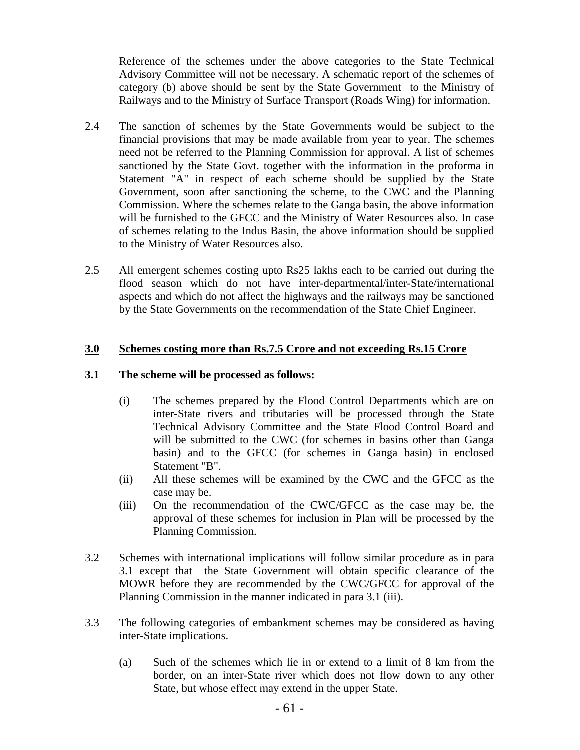Reference of the schemes under the above categories to the State Technical Advisory Committee will not be necessary. A schematic report of the schemes of category (b) above should be sent by the State Government to the Ministry of Railways and to the Ministry of Surface Transport (Roads Wing) for information.

2.4 The sanction of schemes by the State Governments would be subject to the financial provisions that may be made available from year to year. The schemes need not be referred to the Planning Commission for approval. A list of schemes sanctioned by the State Govt. together with the information in the proforma in Statement "A" in respect of each scheme should be supplied by the State Government, soon after sanctioning the scheme, to the CWC and the Planning Commission. Where the schemes relate to the Ganga basin, the above information will be furnished to the GFCC and the Ministry of Water Resources also. In case of schemes relating to the Indus Basin, the above information should be supplied to the Ministry of Water Resources also.

2.5 All emergent schemes costing upto Rs25 lakhs each to be carried out during the flood season which do not have inter-departmental/inter-State/international aspects and which do not affect the highways and the railways may be sanctioned by the State Governments on the recommendation of the State Chief Engineer.

## 3.0 Schemes costing more than Rs.7.5 Crore and not exceeding Rs.15 Crore

**3.1 The scheme will be processed as follows:**

(i) The schemes prepared by the Flood Control Departments which are on inter-State rivers and tributaries will be processed through the State Technical Advisory Committee and the State Flood Control Board and will be submitted to the CWC (for schemes in basins other than Ganga basin) and to the GFCC (for schemes in Ganga basin) in enclosed Statement "B".

(ii) All these schemes will be examined by the CWC and the GFCC as the case may be.

(iii) On the recommendation of the CWC/GFCC as the case may be, the approval of these schemes for inclusion in Plan will be processed by the Planning Commission.

3.2 Schemes with international implications will follow similar procedure as in para 3.1 except that the State Government will obtain specific clearance of the MOWR before they are recommended by the CWC/GFCC for approval of the Planning Commission in the manner indicated in para 3.1 (iii).

3.3 The following categories of embankment schemes may be considered as having inter-State implications.

(a) Such of the schemes which lie in or extend to a limit of 8 km from the border, on an inter-State river which does not flow down to any other State, but whose effect may extend in the upper State.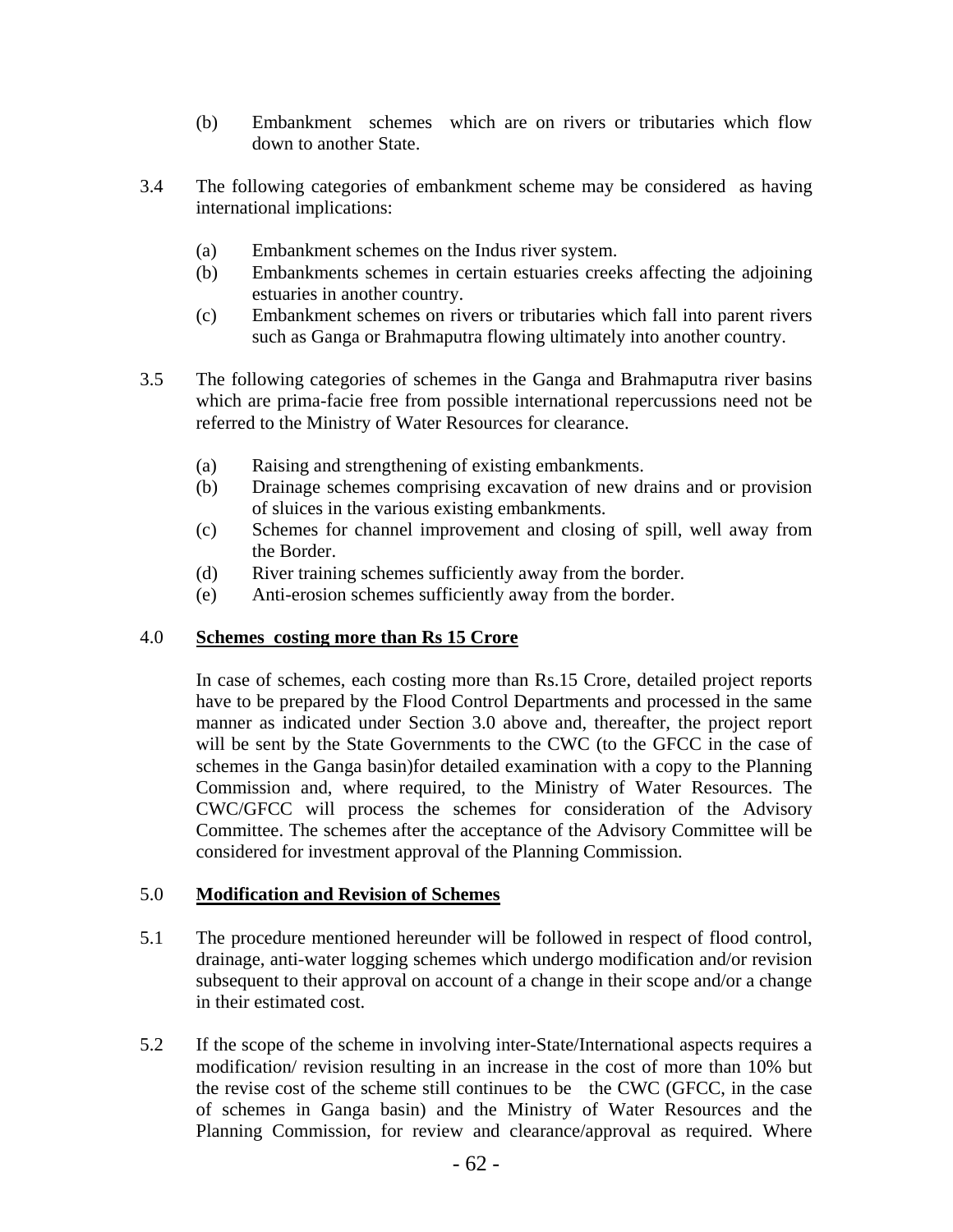(b) Embankment schemes which are on rivers or tributaries which flow down to another State.

3.4 The following categories of embankment scheme may be considered as having international implications:

(a) Embankment schemes on the Indus river system.
(b) Embankments schemes in certain estuaries creeks affecting the adjoining estuaries in another country.
(c) Embankment schemes on rivers or tributaries which fall into parent rivers such as Ganga or Brahmaputra flowing ultimately into another country.

3.5 The following categories of schemes in the Ganga and Brahmaputra river basins which are prima-facie free from possible international repercussions need not be referred to the Ministry of Water Resources for clearance.

(a) Raising and strengthening of existing embankments.
(b) Drainage schemes comprising excavation of new drains and or provision of sluices in the various existing embankments.
(c) Schemes for channel improvement and closing of spill, well away from the Border.
(d) River training schemes sufficiently away from the border.
(e) Anti-erosion schemes sufficiently away from the border.

## 4.0 Schemes costing more than Rs 15 Crore

In case of schemes, each costing more than Rs.15 Crore, detailed project reports have to be prepared by the Flood Control Departments and processed in the same manner as indicated under Section 3.0 above and, thereafter, the project report will be sent by the State Governments to the CWC (to the GFCC in the case of schemes in the Ganga basin)for detailed examination with a copy to the Planning Commission and, where required, to the Ministry of Water Resources. The CWC/GFCC will process the schemes for consideration of the Advisory Committee. The schemes after the acceptance of the Advisory Committee will be considered for investment approval of the Planning Commission.

## 5.0 Modification and Revision of Schemes

5.1 The procedure mentioned hereunder will be followed in respect of flood control, drainage, anti-water logging schemes which undergo modification and/or revision subsequent to their approval on account of a change in their scope and/or a change in their estimated cost.

5.2 If the scope of the scheme in involving inter-State/International aspects requires a modification/ revision resulting in an increase in the cost of more than 10% but the revise cost of the scheme still continues to be the CWC (GFCC, in the case of schemes in Ganga basin) and the Ministry of Water Resources and the Planning Commission, for review and clearance/approval as required. Where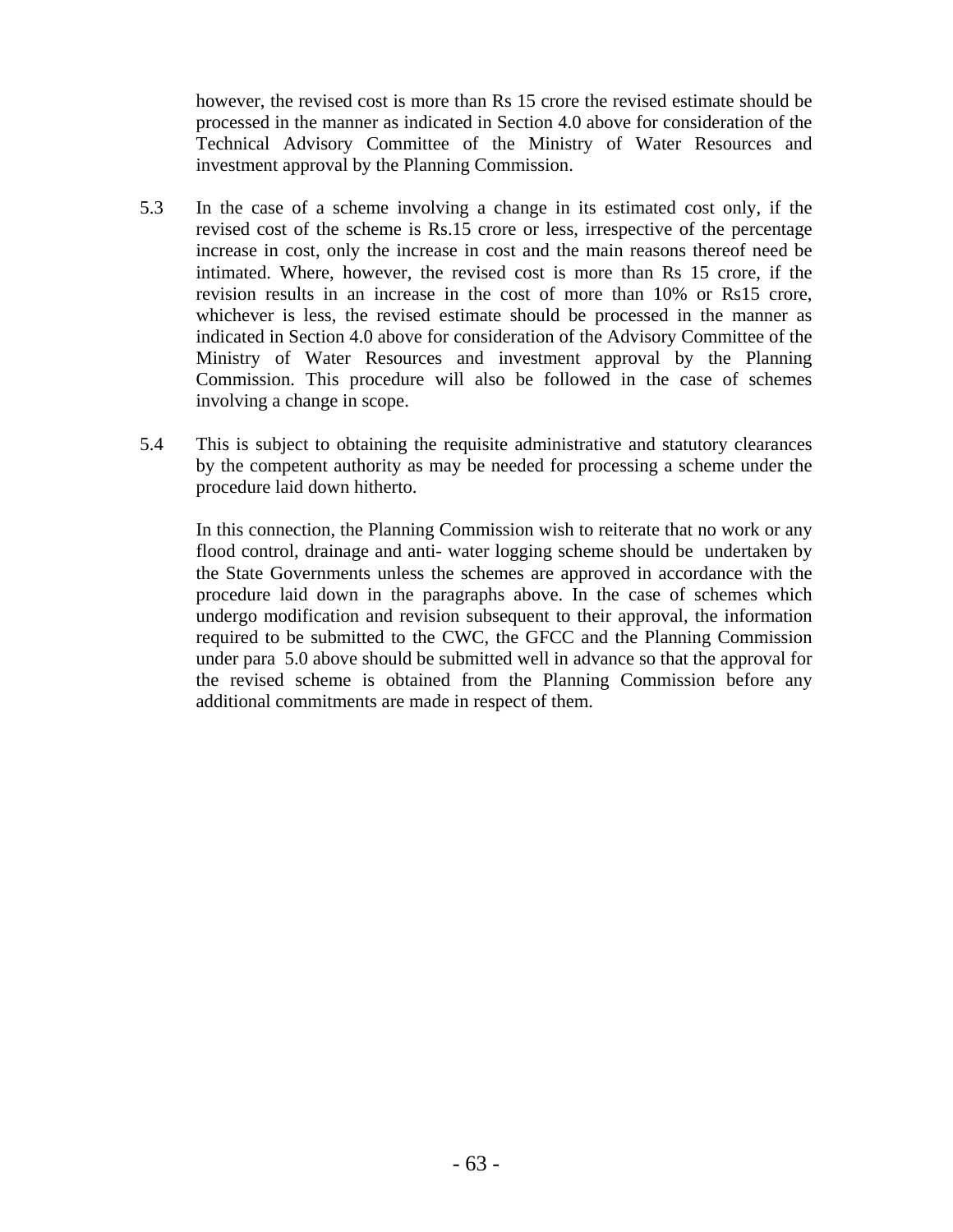however, the revised cost is more than Rs 15 crore the revised estimate should be processed in the manner as indicated in Section 4.0 above for consideration of the Technical Advisory Committee of the Ministry of Water Resources and investment approval by the Planning Commission.

5.3 In the case of a scheme involving a change in its estimated cost only, if the revised cost of the scheme is Rs.15 crore or less, irrespective of the percentage increase in cost, only the increase in cost and the main reasons thereof need be intimated. Where, however, the revised cost is more than Rs 15 crore, if the revision results in an increase in the cost of more than 10% or Rs15 crore, whichever is less, the revised estimate should be processed in the manner as indicated in Section 4.0 above for consideration of the Advisory Committee of the Ministry of Water Resources and investment approval by the Planning Commission. This procedure will also be followed in the case of schemes involving a change in scope.

5.4 This is subject to obtaining the requisite administrative and statutory clearances by the competent authority as may be needed for processing a scheme under the procedure laid down hitherto.

In this connection, the Planning Commission wish to reiterate that no work or any flood control, drainage and anti- water logging scheme should be undertaken by the State Governments unless the schemes are approved in accordance with the procedure laid down in the paragraphs above. In the case of schemes which undergo modification and revision subsequent to their approval, the information required to be submitted to the CWC, the GFCC and the Planning Commission under para 5.0 above should be submitted well in advance so that the approval for the revised scheme is obtained from the Planning Commission before any additional commitments are made in respect of them.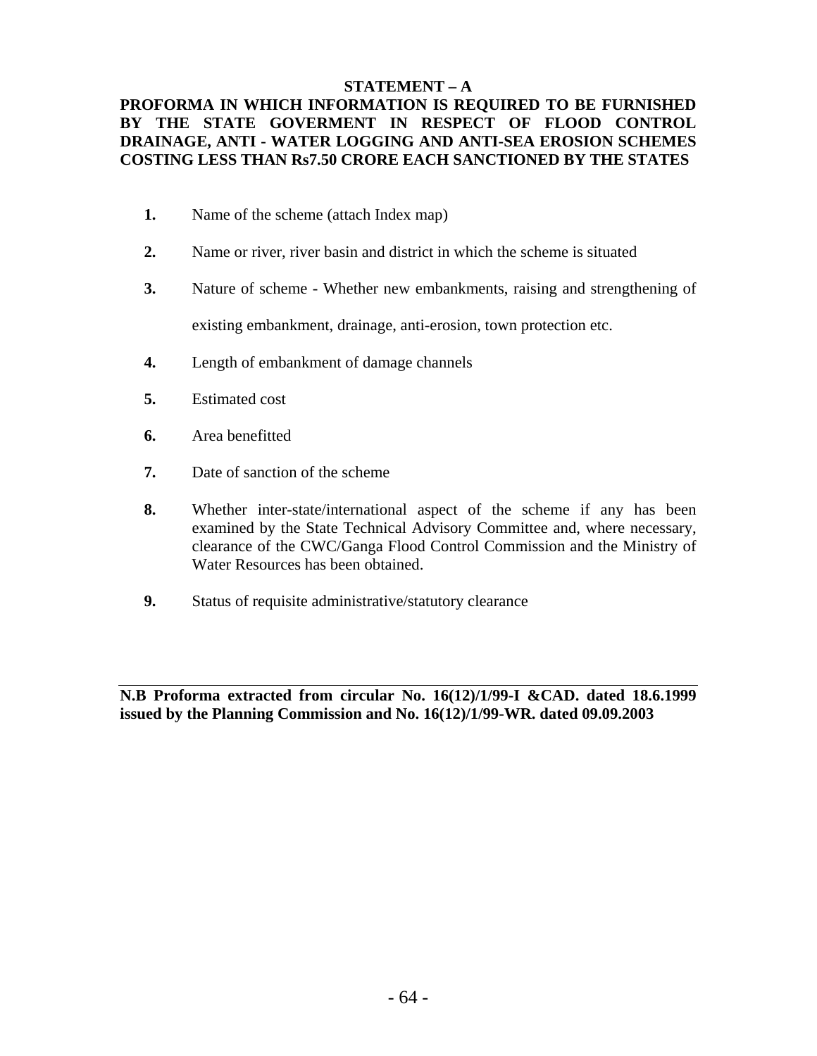## STATEMENT – A

**PROFORMA IN WHICH INFORMATION IS REQUIRED TO BE FURNISHED BY THE STATE GOVERMENT IN RESPECT OF FLOOD CONTROL DRAINAGE, ANTI - WATER LOGGING AND ANTI-SEA EROSION SCHEMES COSTING LESS THAN Rs7.50 CRORE EACH SANCTIONED BY THE STATES**

1. Name of the scheme (attach Index map)
2. Name or river, river basin and district in which the scheme is situated
3. Nature of scheme - Whether new embankments, raising and strengthening of existing embankment, drainage, anti-erosion, town protection etc.
4. Length of embankment of damage channels
5. Estimated cost
6. Area benefitted
7. Date of sanction of the scheme
8. Whether inter-state/international aspect of the scheme if any has been examined by the State Technical Advisory Committee and, where necessary, clearance of the CWC/Ganga Flood Control Commission and the Ministry of Water Resources has been obtained.
9. Status of requisite administrative/statutory clearance

---

**N.B Proforma extracted from circular No. 16(12)/1/99-I &CAD. dated 18.6.1999 issued by the Planning Commission and No. 16(12)/1/99-WR. dated 09.09.2003**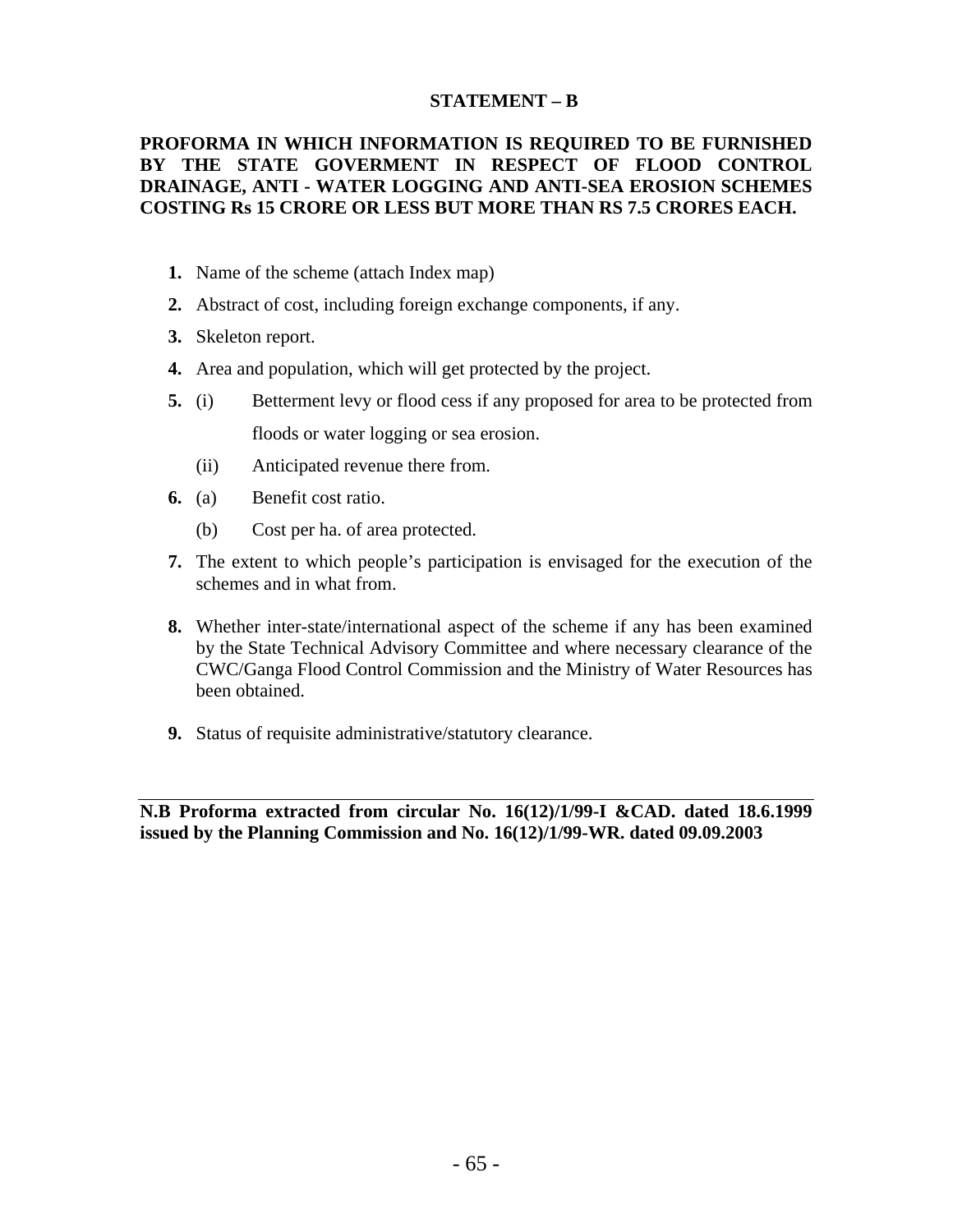## STATEMENT – B

**PROFORMA IN WHICH INFORMATION IS REQUIRED TO BE FURNISHED BY THE STATE GOVERMENT IN RESPECT OF FLOOD CONTROL DRAINAGE, ANTI - WATER LOGGING AND ANTI-SEA EROSION SCHEMES COSTING Rs 15 CRORE OR LESS BUT MORE THAN RS 7.5 CRORES EACH.**

1. Name of the scheme (attach Index map)
2. Abstract of cost, including foreign exchange components, if any.
3. Skeleton report.
4. Area and population, which will get protected by the project.
5. (i) Betterment levy or flood cess if any proposed for area to be protected from floods or water logging or sea erosion.

   (ii) Anticipated revenue there from.
6. (a) Benefit cost ratio.

   (b) Cost per ha. of area protected.
7. The extent to which people's participation is envisaged for the execution of the schemes and in what from.
8. Whether inter-state/international aspect of the scheme if any has been examined by the State Technical Advisory Committee and where necessary clearance of the CWC/Ganga Flood Control Commission and the Ministry of Water Resources has been obtained.
9. Status of requisite administrative/statutory clearance.

---

**N.B Proforma extracted from circular No. 16(12)/1/99-I &CAD. dated 18.6.1999 issued by the Planning Commission and No. 16(12)/1/99-WR. dated 09.09.2003**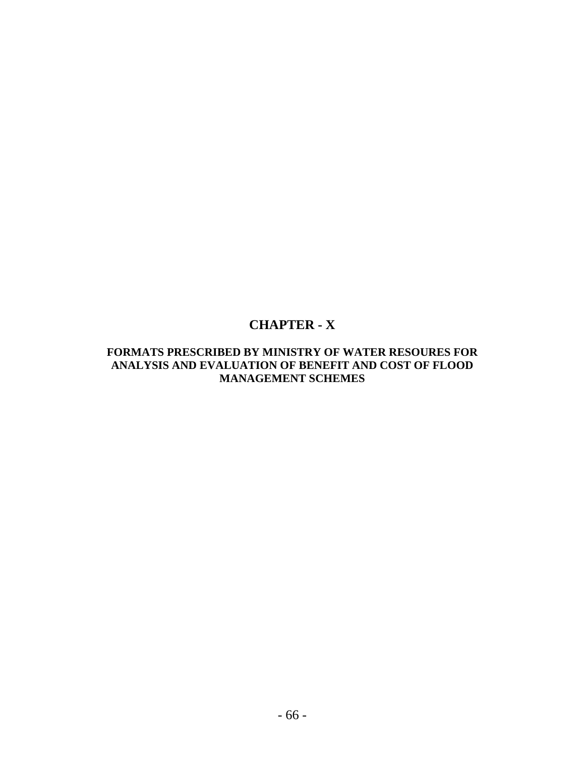# CHAPTER - X

## FORMATS PRESCRIBED BY MINISTRY OF WATER RESOURES FOR ANALYSIS AND EVALUATION OF BENEFIT AND COST OF FLOOD MANAGEMENT SCHEMES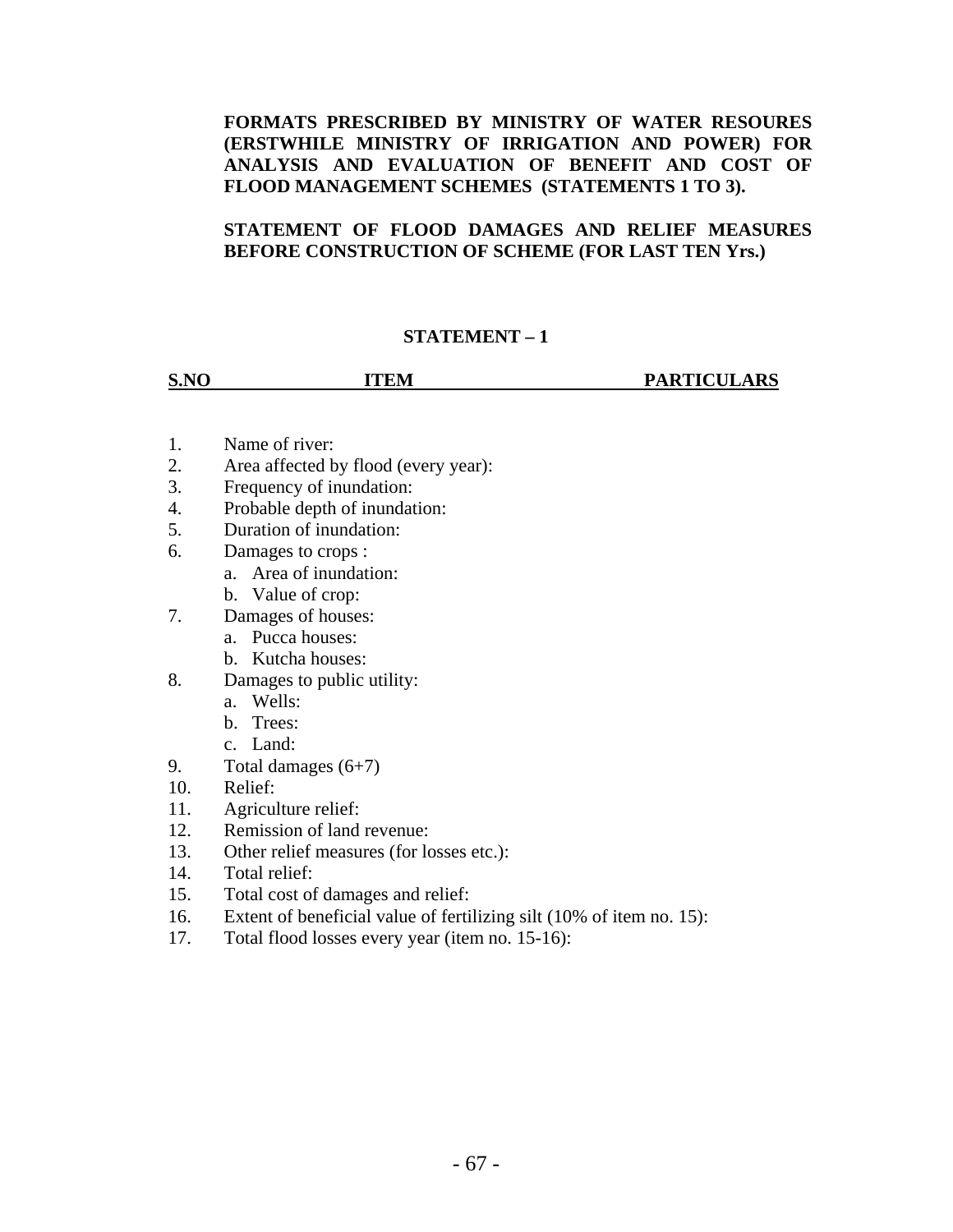**FORMATS PRESCRIBED BY MINISTRY OF WATER RESOURES (ERSTWHILE MINISTRY OF IRRIGATION AND POWER) FOR ANALYSIS AND EVALUATION OF BENEFIT AND COST OF FLOOD MANAGEMENT SCHEMES (STATEMENTS 1 TO 3).**

**STATEMENT OF FLOOD DAMAGES AND RELIEF MEASURES BEFORE CONSTRUCTION OF SCHEME (FOR LAST TEN Yrs.)**

**STATEMENT – 1**

| S.NO | ITEM | PARTICULARS |
|---|---|---|
| 1. | Name of river: | |
| 2. | Area affected by flood (every year): | |
| 3. | Frequency of inundation: | |
| 4. | Probable depth of inundation: | |
| 5. | Duration of inundation: | |
| 6. | Damages to crops : | |
| | a. Area of inundation: | |
| | b. Value of crop: | |
| 7. | Damages of houses: | |
| | a. Pucca houses: | |
| | b. Kutcha houses: | |
| 8. | Damages to public utility: | |
| | a. Wells: | |
| | b. Trees: | |
| | c. Land: | |
| 9. | Total damages (6+7) | |
| 10. | Relief: | |
| 11. | Agriculture relief: | |
| 12. | Remission of land revenue: | |
| 13. | Other relief measures (for losses etc.): | |
| 14. | Total relief: | |
| 15. | Total cost of damages and relief: | |
| 16. | Extent of beneficial value of fertilizing silt (10% of item no. 15): | |
| 17. | Total flood losses every year (item no. 15-16): | |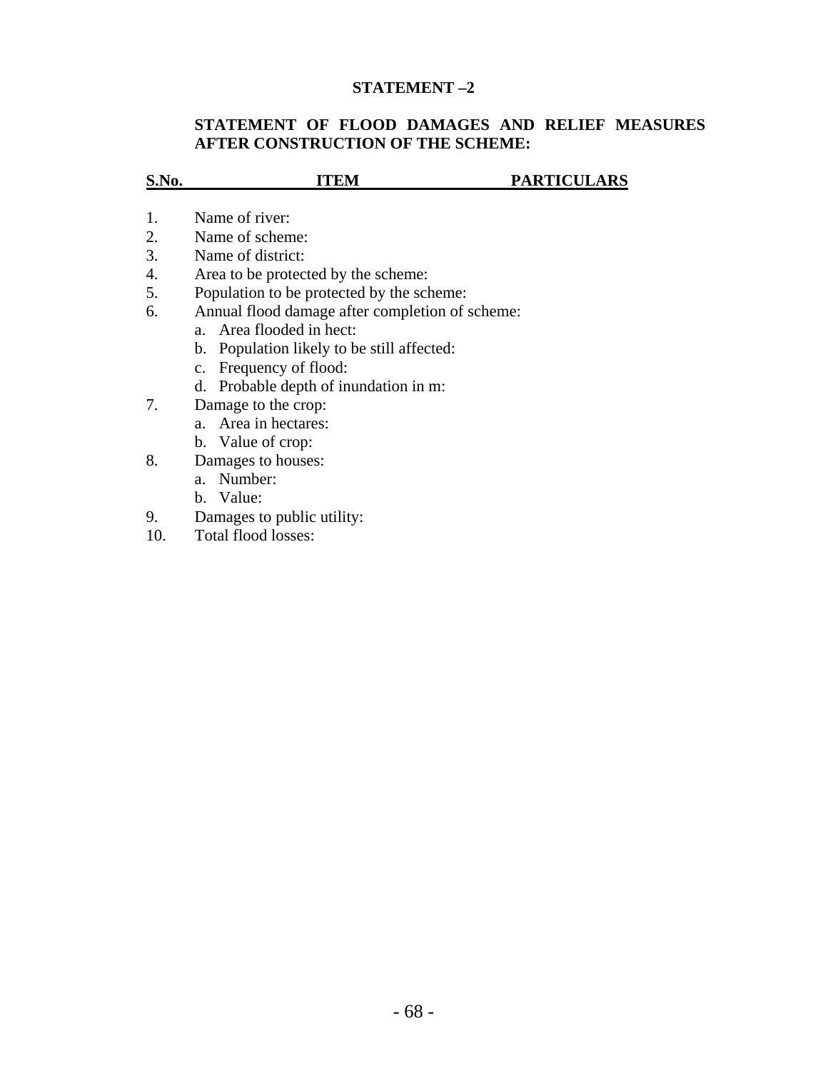**STATEMENT –2**

**STATEMENT OF FLOOD DAMAGES AND RELIEF MEASURES AFTER CONSTRUCTION OF THE SCHEME:**

| S.No. | ITEM | PARTICULARS |
|---|---|---|
| 1. | Name of river: | |
| 2. | Name of scheme: | |
| 3. | Name of district: | |
| 4. | Area to be protected by the scheme: | |
| 5. | Population to be protected by the scheme: | |
| 6. | Annual flood damage after completion of scheme: | |
| | a. Area flooded in hect: | |
| | b. Population likely to be still affected: | |
| | c. Frequency of flood: | |
| | d. Probable depth of inundation in m: | |
| 7. | Damage to the crop: | |
| | a. Area in hectares: | |
| | b. Value of crop: | |
| 8. | Damages to houses: | |
| | a. Number: | |
| | b. Value: | |
| 9. | Damages to public utility: | |
| 10. | Total flood losses: | |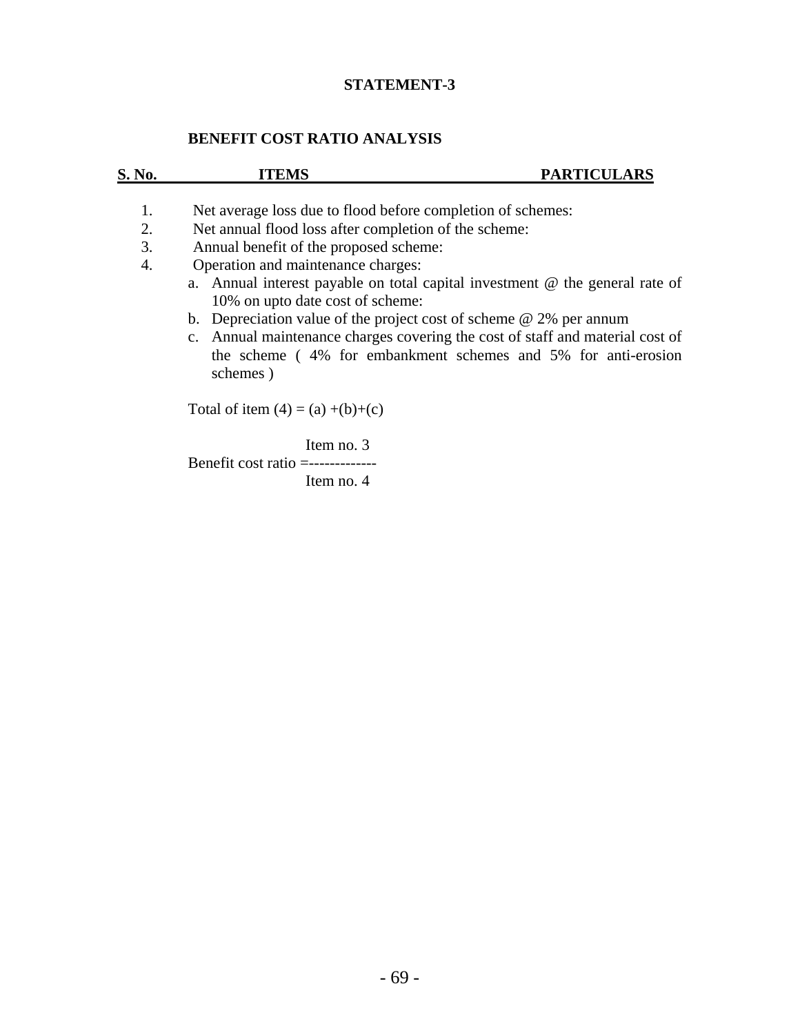**STATEMENT-3**

**BENEFIT COST RATIO ANALYSIS**

| S. No. | ITEMS | PARTICULARS |
|---|---|---|
| 1. | Net average loss due to flood before completion of schemes: | |
| 2. | Net annual flood loss after completion of the scheme: | |
| 3. | Annual benefit of the proposed scheme: | |
| 4. | Operation and maintenance charges: | |
| | a. Annual interest payable on total capital investment @ the general rate of 10% on upto date cost of scheme: | |
| | b. Depreciation value of the project cost of scheme @ 2% per annum | |
| | c. Annual maintenance charges covering the cost of staff and material cost of the scheme ( 4% for embankment schemes and 5% for anti-erosion schemes ) | |

Total of item (4) = (a) +(b)+(c)

$$\text{Benefit cost ratio} = \frac{\text{Item no. 3}}{\text{Item no. 4}}$$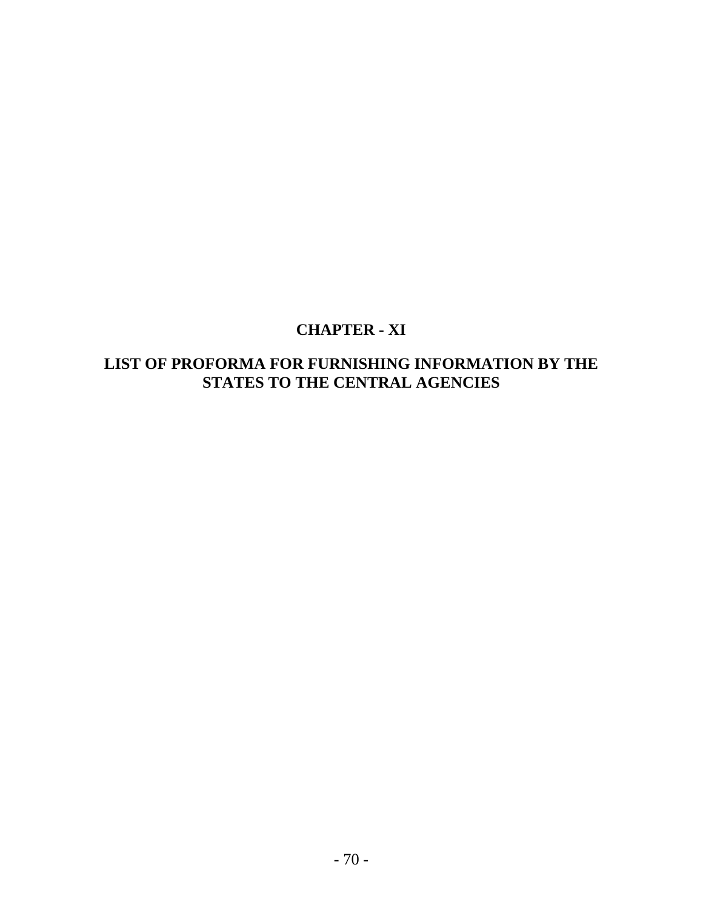# CHAPTER - XI

## LIST OF PROFORMA FOR FURNISHING INFORMATION BY THE STATES TO THE CENTRAL AGENCIES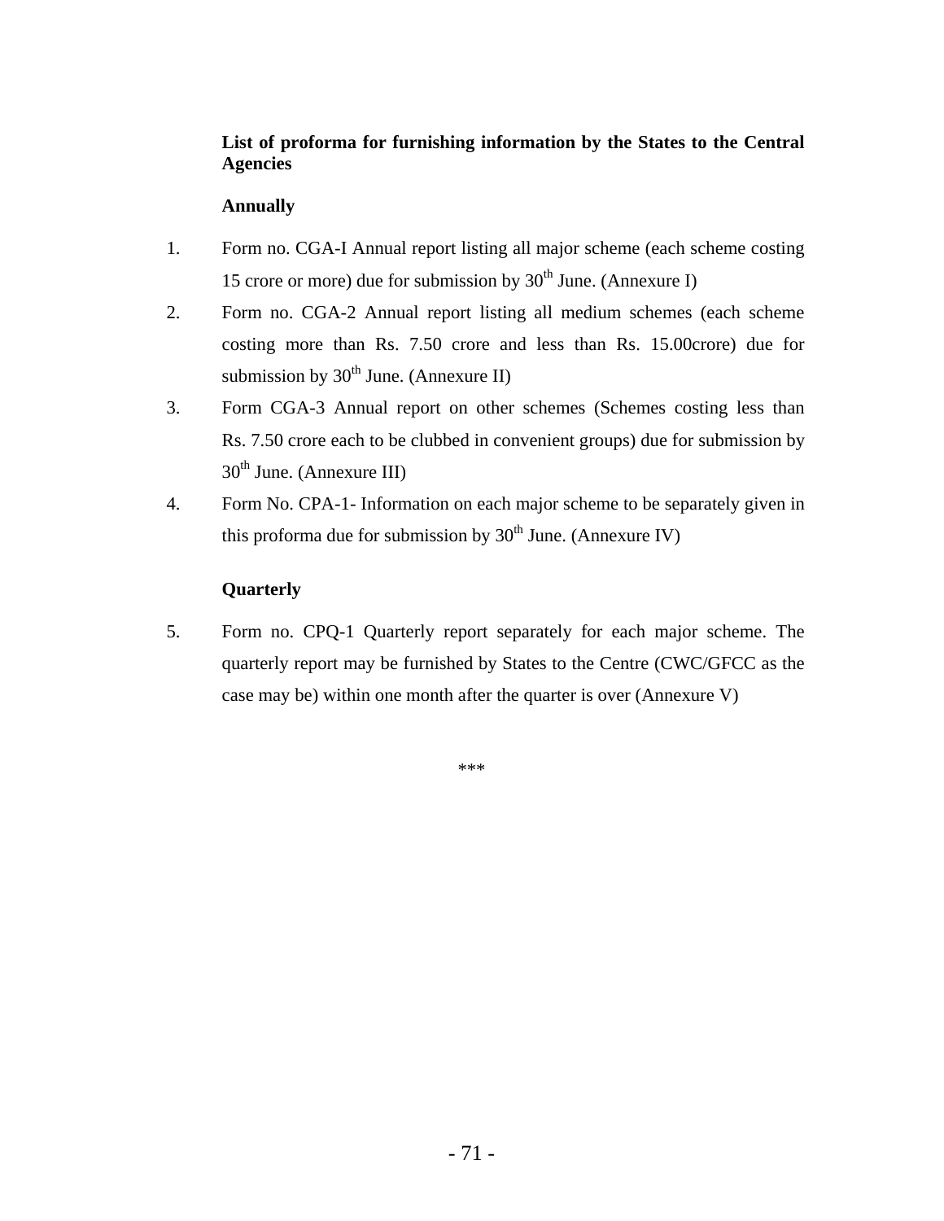**List of proforma for furnishing information by the States to the Central Agencies**

**Annually**

1. Form no. CGA-I Annual report listing all major scheme (each scheme costing 15 crore or more) due for submission by 30th June. (Annexure I)
2. Form no. CGA-2 Annual report listing all medium schemes (each scheme costing more than Rs. 7.50 crore and less than Rs. 15.00crore) due for submission by 30th June. (Annexure II)
3. Form CGA-3 Annual report on other schemes (Schemes costing less than Rs. 7.50 crore each to be clubbed in convenient groups) due for submission by 30th June. (Annexure III)
4. Form No. CPA-1- Information on each major scheme to be separately given in this proforma due for submission by 30th June. (Annexure IV)

**Quarterly**

5. Form no. CPQ-1 Quarterly report separately for each major scheme. The quarterly report may be furnished by States to the Centre (CWC/GFCC as the case may be) within one month after the quarter is over (Annexure V)

***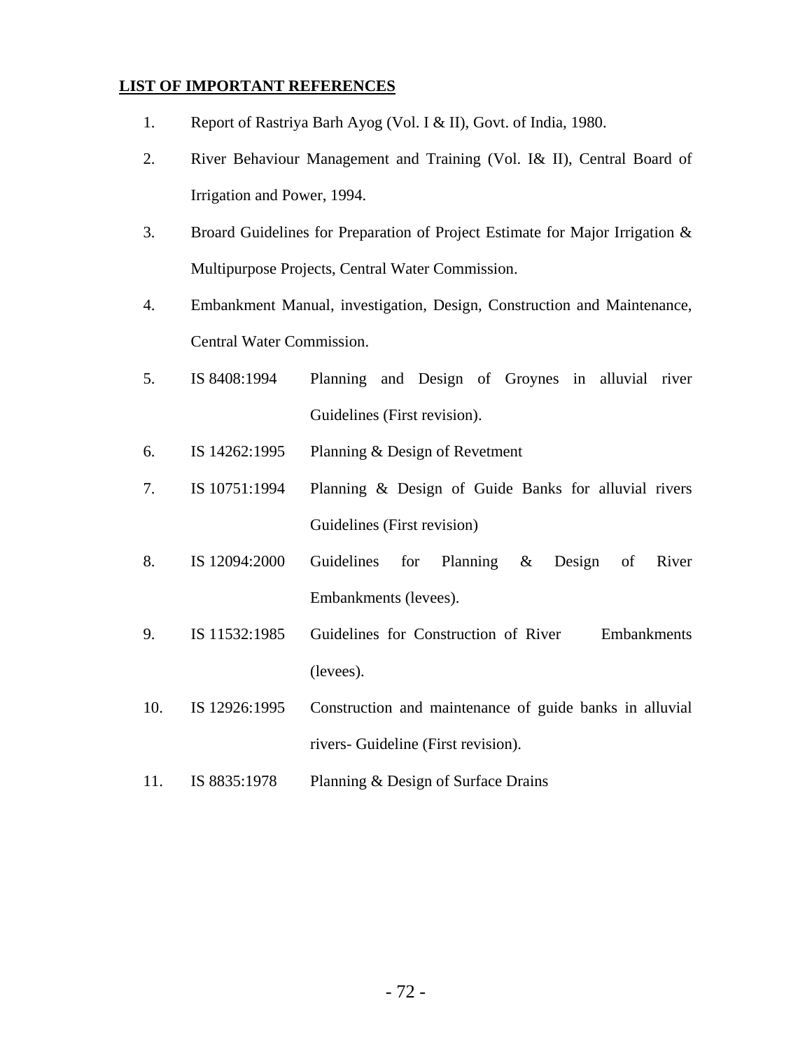**LIST OF IMPORTANT REFERENCES**

1. Report of Rastriya Barh Ayog (Vol. I & II), Govt. of India, 1980.
2. River Behaviour Management and Training (Vol. I& II), Central Board of Irrigation and Power, 1994.
3. Broard Guidelines for Preparation of Project Estimate for Major Irrigation & Multipurpose Projects, Central Water Commission.
4. Embankment Manual, investigation, Design, Construction and Maintenance, Central Water Commission.
5. IS 8408:1994 Planning and Design of Groynes in alluvial river Guidelines (First revision).
6. IS 14262:1995 Planning & Design of Revetment
7. IS 10751:1994 Planning & Design of Guide Banks for alluvial rivers Guidelines (First revision)
8. IS 12094:2000 Guidelines for Planning & Design of River Embankments (levees).
9. IS 11532:1985 Guidelines for Construction of River Embankments (levees).
10. IS 12926:1995 Construction and maintenance of guide banks in alluvial rivers- Guideline (First revision).
11. IS 8835:1978 Planning & Design of Surface Drains